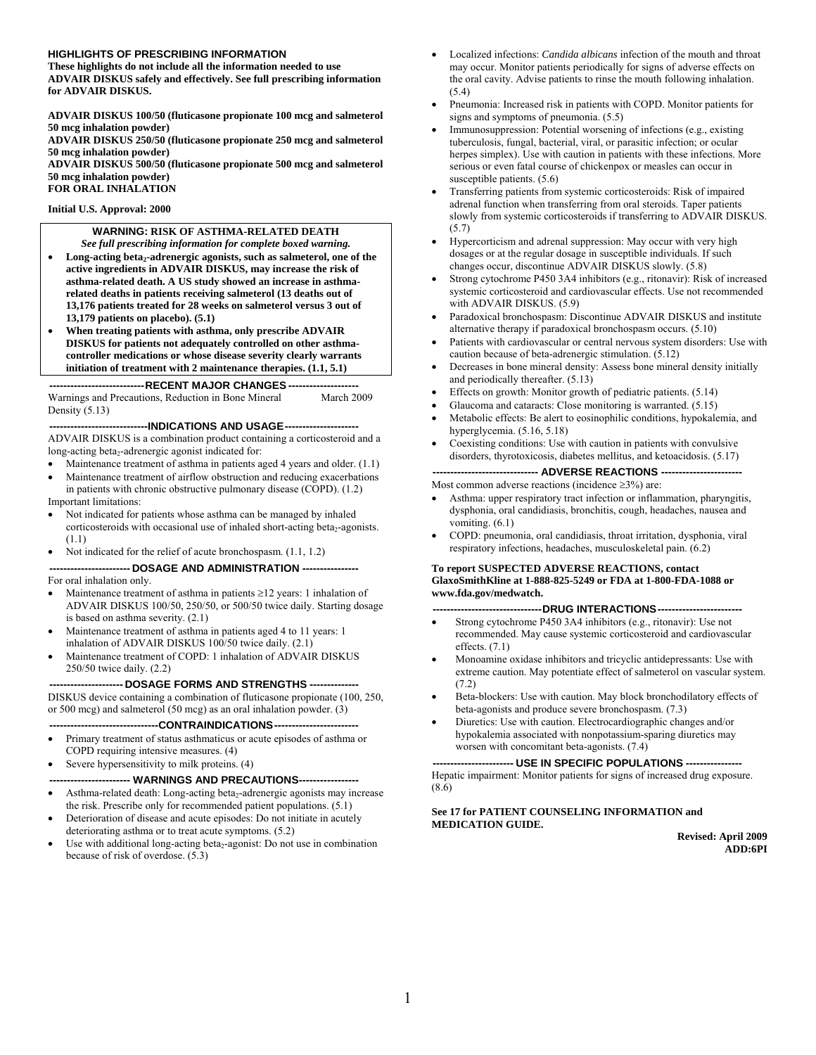**HIGHLIGHTS OF PRESCRIBING INFORMATION**

**These highlights do not include all the information needed to use ADVAIR DISKUS safely and effectively. See full prescribing information for ADVAIR DISKUS.**

**ADVAIR DISKUS 100/50 (fluticasone propionate 100 mcg and salmeterol 50 mcg inhalation powder)**
**ADVAIR DISKUS 250/50 (fluticasone propionate 250 mcg and salmeterol 50 mcg inhalation powder)**
**ADVAIR DISKUS 500/50 (fluticasone propionate 500 mcg and salmeterol 50 mcg inhalation powder)**
**FOR ORAL INHALATION**

**Initial U.S. Approval: 2000**

**WARNING: RISK OF ASTHMA-RELATED DEATH**
***See full prescribing information for complete boxed warning.***

- **Long-acting beta$_2$-adrenergic agonists, such as salmeterol, one of the active ingredients in ADVAIR DISKUS, may increase the risk of asthma-related death. A US study showed an increase in asthma-related deaths in patients receiving salmeterol (13 deaths out of 13,176 patients treated for 28 weeks on salmeterol versus 3 out of 13,179 patients on placebo). (5.1)**
- **When treating patients with asthma, only prescribe ADVAIR DISKUS for patients not adequately controlled on other asthma-controller medications or whose disease severity clearly warrants initiation of treatment with 2 maintenance therapies. (1.1, 5.1)**

**RECENT MAJOR CHANGES**

Warnings and Precautions, Reduction in Bone Mineral Density (5.13) March 2009

**INDICATIONS AND USAGE**

ADVAIR DISKUS is a combination product containing a corticosteroid and a long-acting beta$_2$-adrenergic agonist indicated for:

- Maintenance treatment of asthma in patients aged 4 years and older. (1.1)
- Maintenance treatment of airflow obstruction and reducing exacerbations in patients with chronic obstructive pulmonary disease (COPD). (1.2)

Important limitations:

- Not indicated for patients whose asthma can be managed by inhaled corticosteroids with occasional use of inhaled short-acting beta$_2$-agonists. (1.1)
- Not indicated for the relief of acute bronchospasm. (1.1, 1.2)

**DOSAGE AND ADMINISTRATION**

For oral inhalation only.

- Maintenance treatment of asthma in patients ≥12 years: 1 inhalation of ADVAIR DISKUS 100/50, 250/50, or 500/50 twice daily. Starting dosage is based on asthma severity. (2.1)
- Maintenance treatment of asthma in patients aged 4 to 11 years: 1 inhalation of ADVAIR DISKUS 100/50 twice daily. (2.1)
- Maintenance treatment of COPD: 1 inhalation of ADVAIR DISKUS 250/50 twice daily. (2.2)

**DOSAGE FORMS AND STRENGTHS**

DISKUS device containing a combination of fluticasone propionate (100, 250, or 500 mcg) and salmeterol (50 mcg) as an oral inhalation powder. (3)

**CONTRAINDICATIONS**

- Primary treatment of status asthmaticus or acute episodes of asthma or COPD requiring intensive measures. (4)
- Severe hypersensitivity to milk proteins. (4)

**WARNINGS AND PRECAUTIONS**

- Asthma-related death: Long-acting beta$_2$-adrenergic agonists may increase the risk. Prescribe only for recommended patient populations. (5.1)
- Deterioration of disease and acute episodes: Do not initiate in acutely deteriorating asthma or to treat acute symptoms. (5.2)
- Use with additional long-acting beta$_2$-agonist: Do not use in combination because of risk of overdose. (5.3)
- Localized infections: *Candida albicans* infection of the mouth and throat may occur. Monitor patients periodically for signs of adverse effects on the oral cavity. Advise patients to rinse the mouth following inhalation. (5.4)
- Pneumonia: Increased risk in patients with COPD. Monitor patients for signs and symptoms of pneumonia. (5.5)
- Immunosuppression: Potential worsening of infections (e.g., existing tuberculosis, fungal, bacterial, viral, or parasitic infection; or ocular herpes simplex). Use with caution in patients with these infections. More serious or even fatal course of chickenpox or measles can occur in susceptible patients. (5.6)
- Transferring patients from systemic corticosteroids: Risk of impaired adrenal function when transferring from oral steroids. Taper patients slowly from systemic corticosteroids if transferring to ADVAIR DISKUS. (5.7)
- Hypercorticism and adrenal suppression: May occur with very high dosages or at the regular dosage in susceptible individuals. If such changes occur, discontinue ADVAIR DISKUS slowly. (5.8)
- Strong cytochrome P450 3A4 inhibitors (e.g., ritonavir): Risk of increased systemic corticosteroid and cardiovascular effects. Use not recommended with ADVAIR DISKUS. (5.9)
- Paradoxical bronchospasm: Discontinue ADVAIR DISKUS and institute alternative therapy if paradoxical bronchospasm occurs. (5.10)
- Patients with cardiovascular or central nervous system disorders: Use with caution because of beta-adrenergic stimulation. (5.12)
- Decreases in bone mineral density: Assess bone mineral density initially and periodically thereafter. (5.13)
- Effects on growth: Monitor growth of pediatric patients. (5.14)
- Glaucoma and cataracts: Close monitoring is warranted. (5.15)
- Metabolic effects: Be alert to eosinophilic conditions, hypokalemia, and hyperglycemia. (5.16, 5.18)
- Coexisting conditions: Use with caution in patients with convulsive disorders, thyrotoxicosis, diabetes mellitus, and ketoacidosis. (5.17)

**ADVERSE REACTIONS**

Most common adverse reactions (incidence ≥3%) are:

- Asthma: upper respiratory tract infection or inflammation, pharyngitis, dysphonia, oral candidiasis, bronchitis, cough, headaches, nausea and vomiting. (6.1)
- COPD: pneumonia, oral candidiasis, throat irritation, dysphonia, viral respiratory infections, headaches, musculoskeletal pain. (6.2)

**To report SUSPECTED ADVERSE REACTIONS, contact GlaxoSmithKline at 1-888-825-5249 or FDA at 1-800-FDA-1088 or www.fda.gov/medwatch.**

**DRUG INTERACTIONS**

- Strong cytochrome P450 3A4 inhibitors (e.g., ritonavir): Use not recommended. May cause systemic corticosteroid and cardiovascular effects. (7.1)
- Monoamine oxidase inhibitors and tricyclic antidepressants: Use with extreme caution. May potentiate effect of salmeterol on vascular system. (7.2)
- Beta-blockers: Use with caution. May block bronchodilatory effects of beta-agonists and produce severe bronchospasm. (7.3)
- Diuretics: Use with caution. Electrocardiographic changes and/or hypokalemia associated with nonpotassium-sparing diuretics may worsen with concomitant beta-agonists. (7.4)

**USE IN SPECIFIC POPULATIONS**

Hepatic impairment: Monitor patients for signs of increased drug exposure. (8.6)

**See 17 for PATIENT COUNSELING INFORMATION and MEDICATION GUIDE.**

**Revised: April 2009**
**ADD:6PI**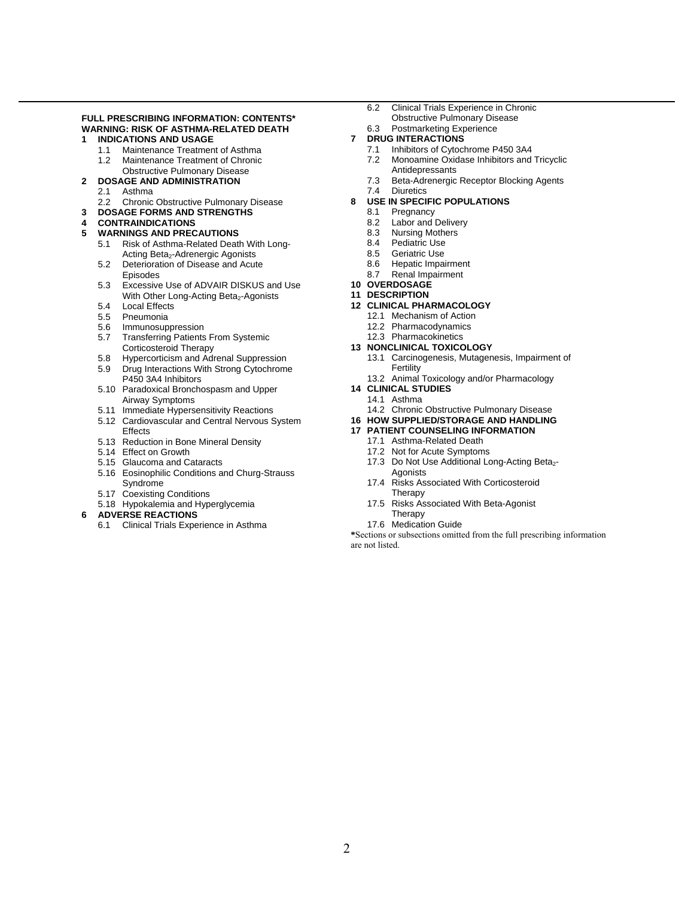**FULL PRESCRIBING INFORMATION: CONTENTS***

**WARNING: RISK OF ASTHMA-RELATED DEATH**

**1 INDICATIONS AND USAGE**
- 1.1 Maintenance Treatment of Asthma
- 1.2 Maintenance Treatment of Chronic Obstructive Pulmonary Disease

**2 DOSAGE AND ADMINISTRATION**
- 2.1 Asthma
- 2.2 Chronic Obstructive Pulmonary Disease

**3 DOSAGE FORMS AND STRENGTHS**

**4 CONTRAINDICATIONS**

**5 WARNINGS AND PRECAUTIONS**
- 5.1 Risk of Asthma-Related Death With Long-Acting $Beta_2$-Adrenergic Agonists
- 5.2 Deterioration of Disease and Acute Episodes
- 5.3 Excessive Use of ADVAIR DISKUS and Use With Other Long-Acting $Beta_2$-Agonists
- 5.4 Local Effects
- 5.5 Pneumonia
- 5.6 Immunosuppression
- 5.7 Transferring Patients From Systemic Corticosteroid Therapy
- 5.8 Hypercorticism and Adrenal Suppression
- 5.9 Drug Interactions With Strong Cytochrome P450 3A4 Inhibitors
- 5.10 Paradoxical Bronchospasm and Upper Airway Symptoms
- 5.11 Immediate Hypersensitivity Reactions
- 5.12 Cardiovascular and Central Nervous System Effects
- 5.13 Reduction in Bone Mineral Density
- 5.14 Effect on Growth
- 5.15 Glaucoma and Cataracts
- 5.16 Eosinophilic Conditions and Churg-Strauss Syndrome
- 5.17 Coexisting Conditions
- 5.18 Hypokalemia and Hyperglycemia

**6 ADVERSE REACTIONS**
- 6.1 Clinical Trials Experience in Asthma
- 6.2 Clinical Trials Experience in Chronic Obstructive Pulmonary Disease
- 6.3 Postmarketing Experience

**7 DRUG INTERACTIONS**
- 7.1 Inhibitors of Cytochrome P450 3A4
- 7.2 Monoamine Oxidase Inhibitors and Tricyclic Antidepressants
- 7.3 Beta-Adrenergic Receptor Blocking Agents
- 7.4 Diuretics

**8 USE IN SPECIFIC POPULATIONS**
- 8.1 Pregnancy
- 8.2 Labor and Delivery
- 8.3 Nursing Mothers
- 8.4 Pediatric Use
- 8.5 Geriatric Use
- 8.6 Hepatic Impairment
- 8.7 Renal Impairment

**10 OVERDOSAGE**

**11 DESCRIPTION**

**12 CLINICAL PHARMACOLOGY**
- 12.1 Mechanism of Action
- 12.2 Pharmacodynamics
- 12.3 Pharmacokinetics

**13 NONCLINICAL TOXICOLOGY**
- 13.1 Carcinogenesis, Mutagenesis, Impairment of Fertility
- 13.2 Animal Toxicology and/or Pharmacology

**14 CLINICAL STUDIES**
- 14.1 Asthma
- 14.2 Chronic Obstructive Pulmonary Disease

**16 HOW SUPPLIED/STORAGE AND HANDLING**

**17 PATIENT COUNSELING INFORMATION**
- 17.1 Asthma-Related Death
- 17.2 Not for Acute Symptoms
- 17.3 Do Not Use Additional Long-Acting $Beta_2$-Agonists
- 17.4 Risks Associated With Corticosteroid Therapy
- 17.5 Risks Associated With Beta-Agonist Therapy
- 17.6 Medication Guide

*Sections or subsections omitted from the full prescribing information are not listed.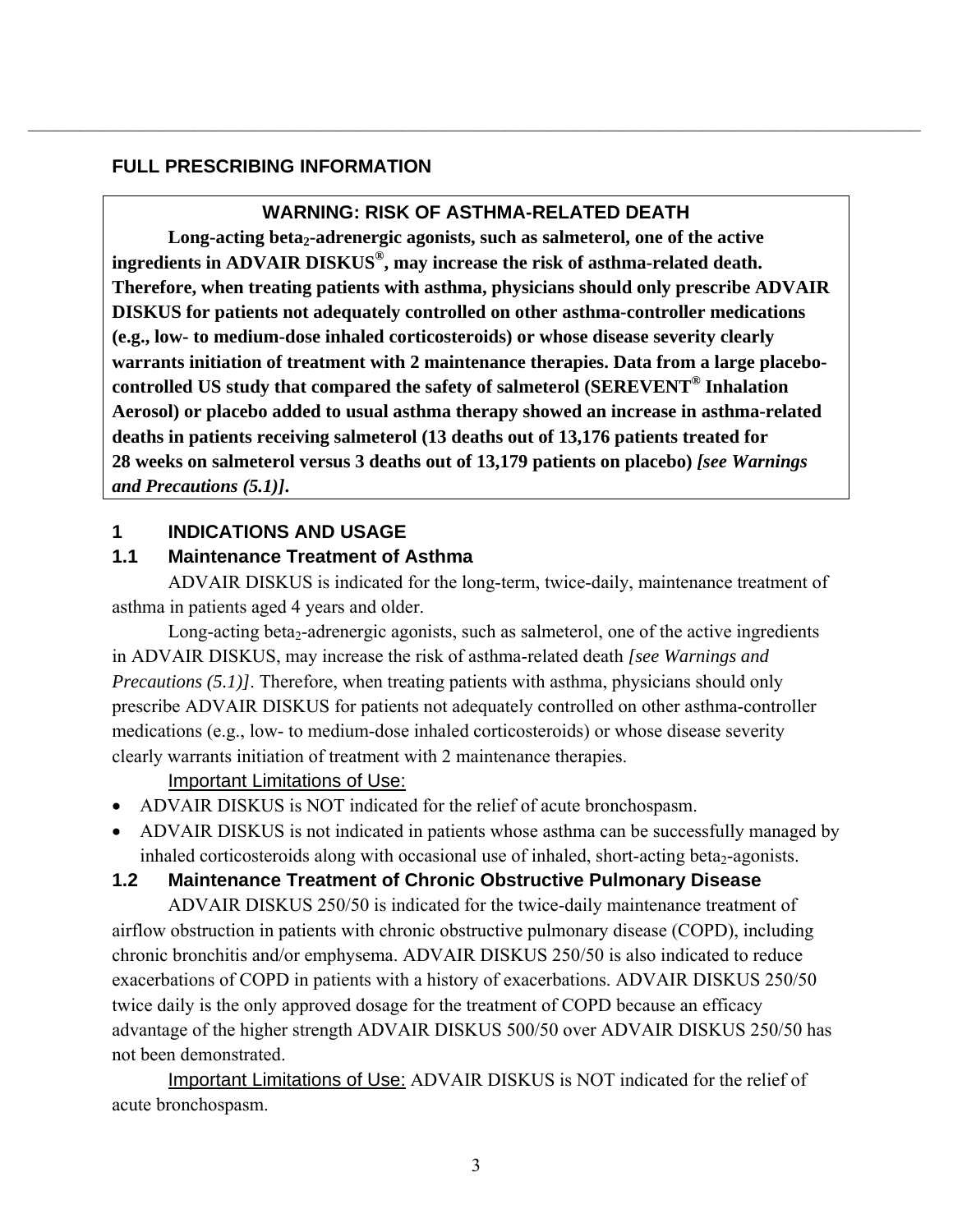## FULL PRESCRIBING INFORMATION

**WARNING: RISK OF ASTHMA-RELATED DEATH**

**Long-acting $beta_2$-adrenergic agonists, such as salmeterol, one of the active ingredients in ADVAIR DISKUS®, may increase the risk of asthma-related death. Therefore, when treating patients with asthma, physicians should only prescribe ADVAIR DISKUS for patients not adequately controlled on other asthma-controller medications (e.g., low- to medium-dose inhaled corticosteroids) or whose disease severity clearly warrants initiation of treatment with 2 maintenance therapies. Data from a large placebo-controlled US study that compared the safety of salmeterol (SEREVENT® Inhalation Aerosol) or placebo added to usual asthma therapy showed an increase in asthma-related deaths in patients receiving salmeterol (13 deaths out of 13,176 patients treated for 28 weeks on salmeterol versus 3 deaths out of 13,179 patients on placebo)** ***[see Warnings and Precautions (5.1)].***

## 1 INDICATIONS AND USAGE

### 1.1 Maintenance Treatment of Asthma

ADVAIR DISKUS is indicated for the long-term, twice-daily, maintenance treatment of asthma in patients aged 4 years and older.

Long-acting $beta_2$-adrenergic agonists, such as salmeterol, one of the active ingredients in ADVAIR DISKUS, may increase the risk of asthma-related death *[see Warnings and Precautions (5.1)]*. Therefore, when treating patients with asthma, physicians should only prescribe ADVAIR DISKUS for patients not adequately controlled on other asthma-controller medications (e.g., low- to medium-dose inhaled corticosteroids) or whose disease severity clearly warrants initiation of treatment with 2 maintenance therapies.

Important Limitations of Use:

- ADVAIR DISKUS is NOT indicated for the relief of acute bronchospasm.
- ADVAIR DISKUS is not indicated in patients whose asthma can be successfully managed by inhaled corticosteroids along with occasional use of inhaled, short-acting $beta_2$-agonists.

### 1.2 Maintenance Treatment of Chronic Obstructive Pulmonary Disease

ADVAIR DISKUS 250/50 is indicated for the twice-daily maintenance treatment of airflow obstruction in patients with chronic obstructive pulmonary disease (COPD), including chronic bronchitis and/or emphysema. ADVAIR DISKUS 250/50 is also indicated to reduce exacerbations of COPD in patients with a history of exacerbations. ADVAIR DISKUS 250/50 twice daily is the only approved dosage for the treatment of COPD because an efficacy advantage of the higher strength ADVAIR DISKUS 500/50 over ADVAIR DISKUS 250/50 has not been demonstrated.

Important Limitations of Use: ADVAIR DISKUS is NOT indicated for the relief of acute bronchospasm.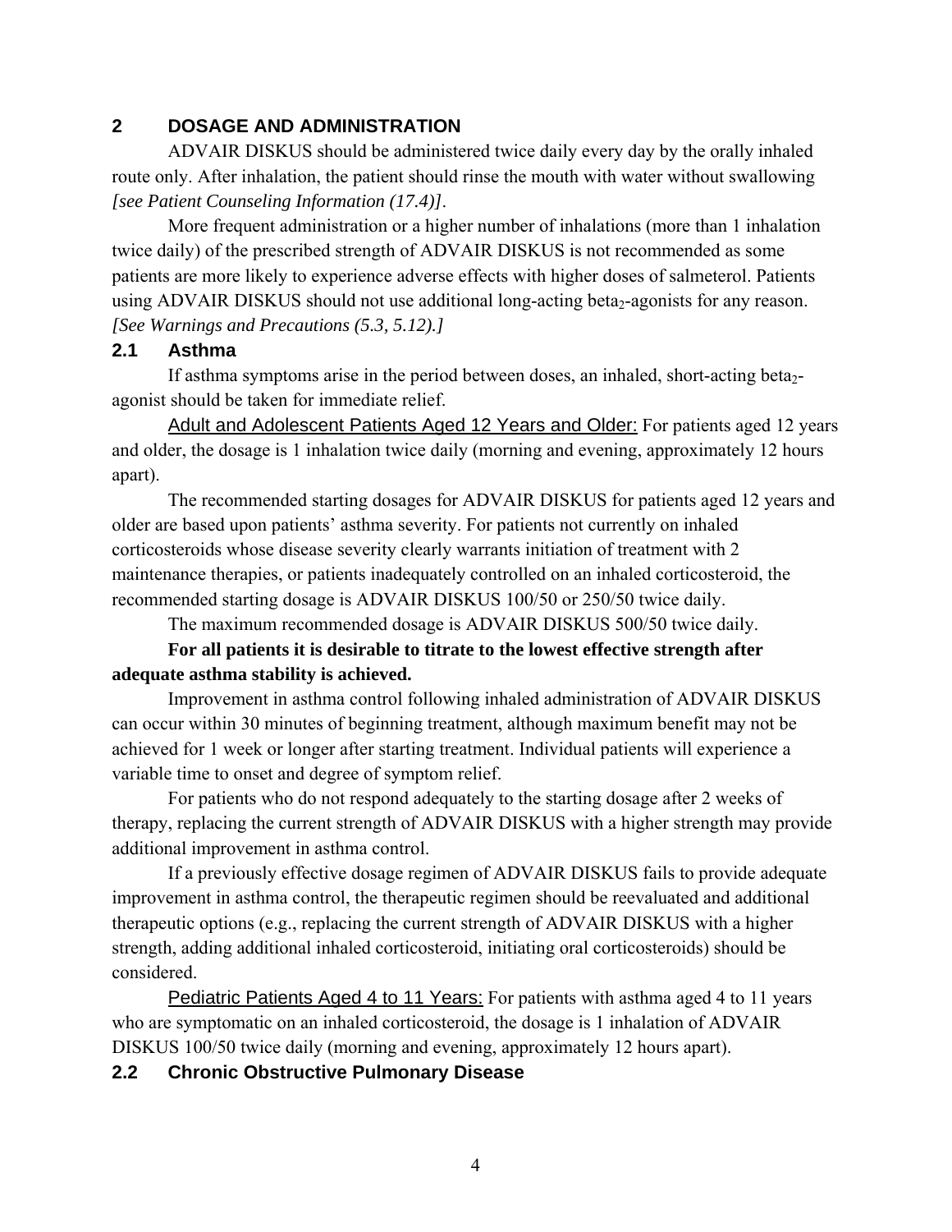## 2 DOSAGE AND ADMINISTRATION

ADVAIR DISKUS should be administered twice daily every day by the orally inhaled route only. After inhalation, the patient should rinse the mouth with water without swallowing *[see Patient Counseling Information (17.4)]*.

More frequent administration or a higher number of inhalations (more than 1 inhalation twice daily) of the prescribed strength of ADVAIR DISKUS is not recommended as some patients are more likely to experience adverse effects with higher doses of salmeterol. Patients using ADVAIR DISKUS should not use additional long-acting beta$_2$-agonists for any reason. *[See Warnings and Precautions (5.3, 5.12).]*

### 2.1 Asthma

If asthma symptoms arise in the period between doses, an inhaled, short-acting beta$_2$-agonist should be taken for immediate relief.

Adult and Adolescent Patients Aged 12 Years and Older: For patients aged 12 years and older, the dosage is 1 inhalation twice daily (morning and evening, approximately 12 hours apart).

The recommended starting dosages for ADVAIR DISKUS for patients aged 12 years and older are based upon patients' asthma severity. For patients not currently on inhaled corticosteroids whose disease severity clearly warrants initiation of treatment with 2 maintenance therapies, or patients inadequately controlled on an inhaled corticosteroid, the recommended starting dosage is ADVAIR DISKUS 100/50 or 250/50 twice daily.

The maximum recommended dosage is ADVAIR DISKUS 500/50 twice daily.

**For all patients it is desirable to titrate to the lowest effective strength after adequate asthma stability is achieved.**

Improvement in asthma control following inhaled administration of ADVAIR DISKUS can occur within 30 minutes of beginning treatment, although maximum benefit may not be achieved for 1 week or longer after starting treatment. Individual patients will experience a variable time to onset and degree of symptom relief.

For patients who do not respond adequately to the starting dosage after 2 weeks of therapy, replacing the current strength of ADVAIR DISKUS with a higher strength may provide additional improvement in asthma control.

If a previously effective dosage regimen of ADVAIR DISKUS fails to provide adequate improvement in asthma control, the therapeutic regimen should be reevaluated and additional therapeutic options (e.g., replacing the current strength of ADVAIR DISKUS with a higher strength, adding additional inhaled corticosteroid, initiating oral corticosteroids) should be considered.

Pediatric Patients Aged 4 to 11 Years: For patients with asthma aged 4 to 11 years who are symptomatic on an inhaled corticosteroid, the dosage is 1 inhalation of ADVAIR DISKUS 100/50 twice daily (morning and evening, approximately 12 hours apart).

### 2.2 Chronic Obstructive Pulmonary Disease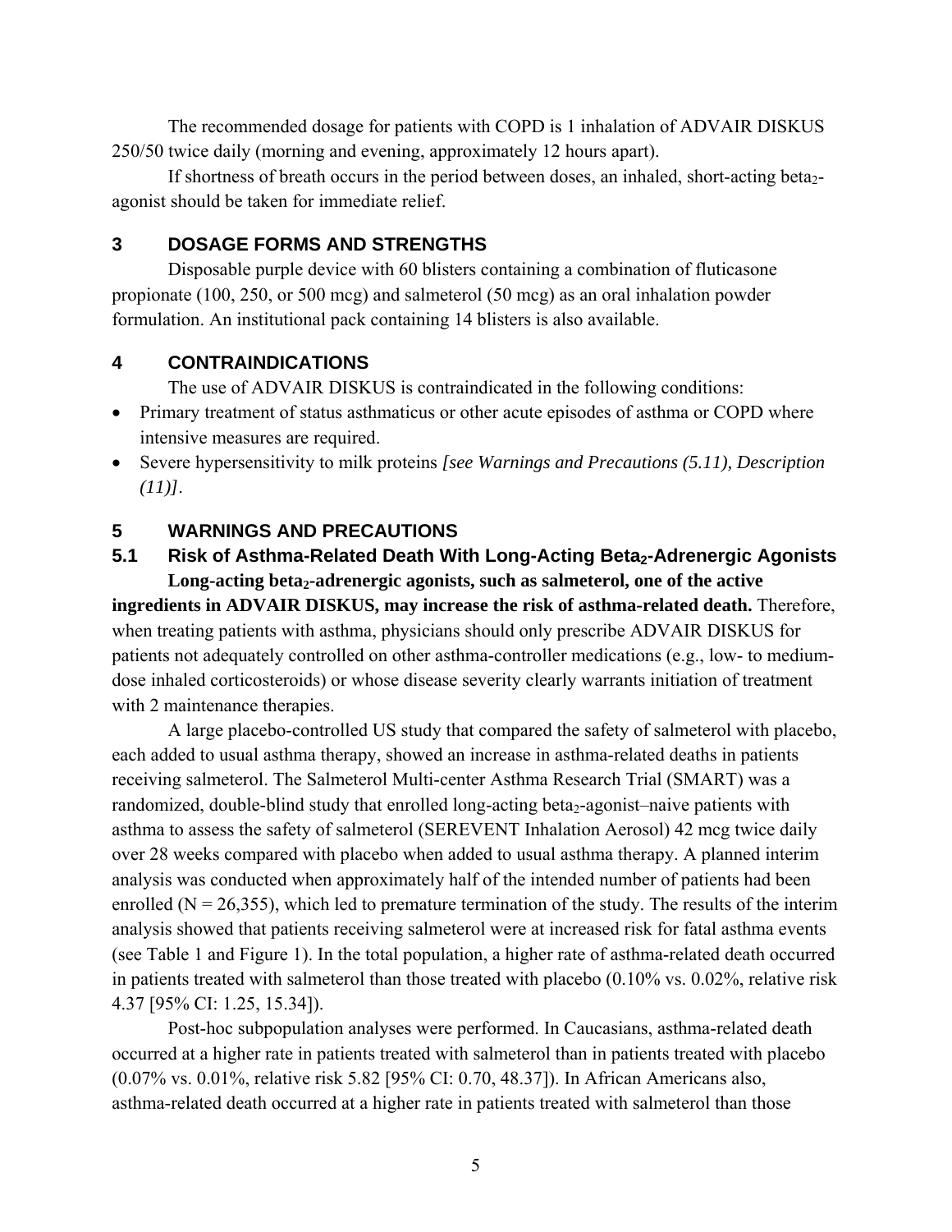The recommended dosage for patients with COPD is 1 inhalation of ADVAIR DISKUS 250/50 twice daily (morning and evening, approximately 12 hours apart).

If shortness of breath occurs in the period between doses, an inhaled, short-acting beta$_2$-agonist should be taken for immediate relief.

## 3 DOSAGE FORMS AND STRENGTHS

Disposable purple device with 60 blisters containing a combination of fluticasone propionate (100, 250, or 500 mcg) and salmeterol (50 mcg) as an oral inhalation powder formulation. An institutional pack containing 14 blisters is also available.

## 4 CONTRAINDICATIONS

The use of ADVAIR DISKUS is contraindicated in the following conditions:

- Primary treatment of status asthmaticus or other acute episodes of asthma or COPD where intensive measures are required.
- Severe hypersensitivity to milk proteins *[see Warnings and Precautions (5.11), Description (11)]*.

## 5 WARNINGS AND PRECAUTIONS

### 5.1 Risk of Asthma-Related Death With Long-Acting Beta$_2$-Adrenergic Agonists

**Long-acting beta$_2$-adrenergic agonists, such as salmeterol, one of the active ingredients in ADVAIR DISKUS, may increase the risk of asthma-related death.** Therefore, when treating patients with asthma, physicians should only prescribe ADVAIR DISKUS for patients not adequately controlled on other asthma-controller medications (e.g., low- to medium-dose inhaled corticosteroids) or whose disease severity clearly warrants initiation of treatment with 2 maintenance therapies.

A large placebo-controlled US study that compared the safety of salmeterol with placebo, each added to usual asthma therapy, showed an increase in asthma-related deaths in patients receiving salmeterol. The Salmeterol Multi-center Asthma Research Trial (SMART) was a randomized, double-blind study that enrolled long-acting beta$_2$-agonist–naive patients with asthma to assess the safety of salmeterol (SEREVENT Inhalation Aerosol) 42 mcg twice daily over 28 weeks compared with placebo when added to usual asthma therapy. A planned interim analysis was conducted when approximately half of the intended number of patients had been enrolled (N = 26,355), which led to premature termination of the study. The results of the interim analysis showed that patients receiving salmeterol were at increased risk for fatal asthma events (see Table 1 and Figure 1). In the total population, a higher rate of asthma-related death occurred in patients treated with salmeterol than those treated with placebo (0.10% vs. 0.02%, relative risk 4.37 [95% CI: 1.25, 15.34]).

Post-hoc subpopulation analyses were performed. In Caucasians, asthma-related death occurred at a higher rate in patients treated with salmeterol than in patients treated with placebo (0.07% vs. 0.01%, relative risk 5.82 [95% CI: 0.70, 48.37]). In African Americans also, asthma-related death occurred at a higher rate in patients treated with salmeterol than those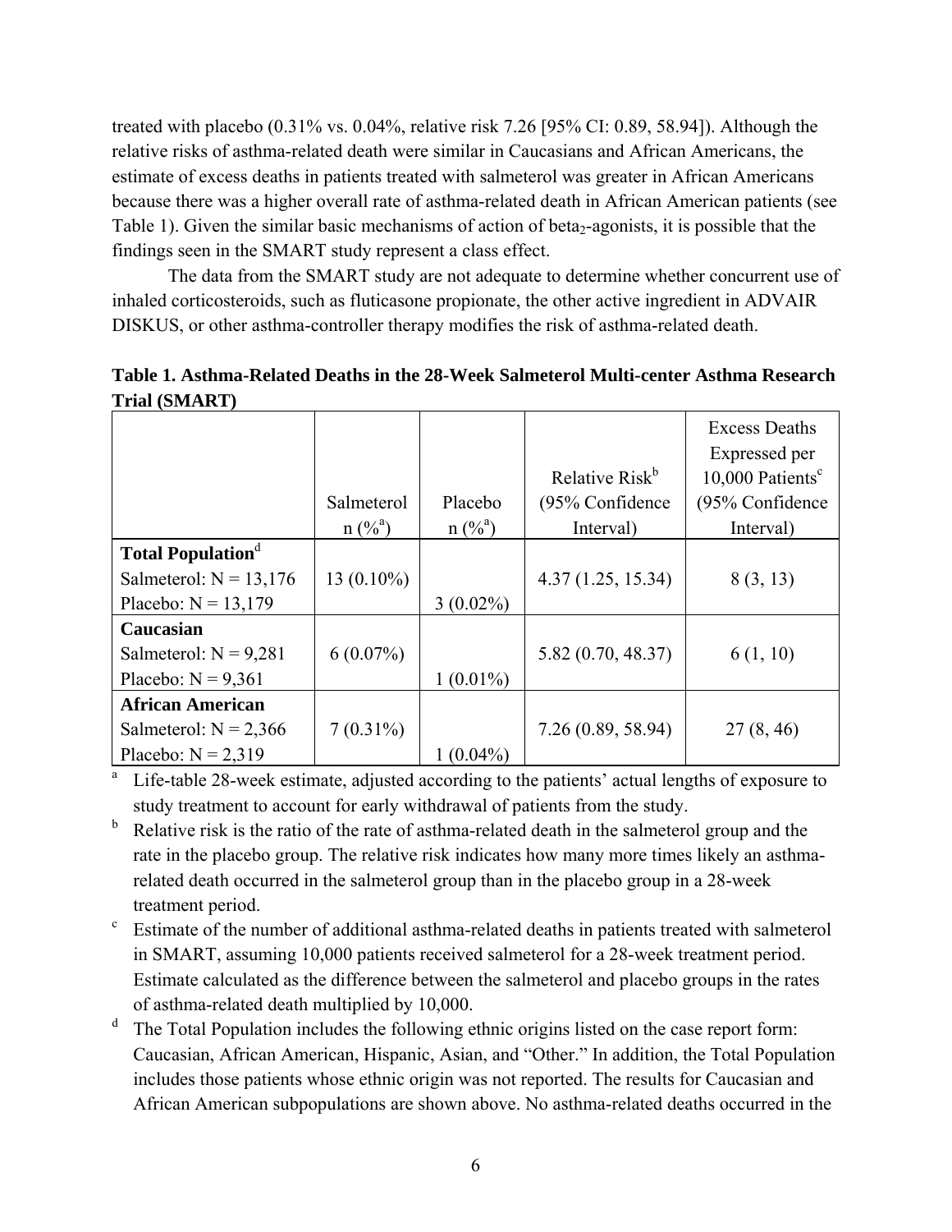treated with placebo (0.31% vs. 0.04%, relative risk 7.26 [95% CI: 0.89, 58.94]). Although the relative risks of asthma-related death were similar in Caucasians and African Americans, the estimate of excess deaths in patients treated with salmeterol was greater in African Americans because there was a higher overall rate of asthma-related death in African American patients (see Table 1). Given the similar basic mechanisms of action of beta$_2$-agonists, it is possible that the findings seen in the SMART study represent a class effect.

The data from the SMART study are not adequate to determine whether concurrent use of inhaled corticosteroids, such as fluticasone propionate, the other active ingredient in ADVAIR DISKUS, or other asthma-controller therapy modifies the risk of asthma-related death.

**Table 1. Asthma-Related Deaths in the 28-Week Salmeterol Multi-center Asthma Research Trial (SMART)**

| | Salmeterol n (%[a]) | Placebo n (%[a]) | Relative Risk[b] (95% Confidence Interval) | Excess Deaths Expressed per 10,000 Patients[c] (95% Confidence Interval) |
|---|---|---|---|---|
| **Total Population**[d]<br>Salmeterol: N = 13,176<br>Placebo: N = 13,179 | 13 (0.10%) | 3 (0.02%) | 4.37 (1.25, 15.34) | 8 (3, 13) |
| **Caucasian**<br>Salmeterol: N = 9,281<br>Placebo: N = 9,361 | 6 (0.07%) | 1 (0.01%) | 5.82 (0.70, 48.37) | 6 (1, 10) |
| **African American**<br>Salmeterol: N = 2,366<br>Placebo: N = 2,319 | 7 (0.31%) | 1 (0.04%) | 7.26 (0.89, 58.94) | 27 (8, 46) |

[a] Life-table 28-week estimate, adjusted according to the patients' actual lengths of exposure to study treatment to account for early withdrawal of patients from the study.

[b] Relative risk is the ratio of the rate of asthma-related death in the salmeterol group and the rate in the placebo group. The relative risk indicates how many more times likely an asthma-related death occurred in the salmeterol group than in the placebo group in a 28-week treatment period.

[c] Estimate of the number of additional asthma-related deaths in patients treated with salmeterol in SMART, assuming 10,000 patients received salmeterol for a 28-week treatment period. Estimate calculated as the difference between the salmeterol and placebo groups in the rates of asthma-related death multiplied by 10,000.

[d] The Total Population includes the following ethnic origins listed on the case report form: Caucasian, African American, Hispanic, Asian, and "Other." In addition, the Total Population includes those patients whose ethnic origin was not reported. The results for Caucasian and African American subpopulations are shown above. No asthma-related deaths occurred in the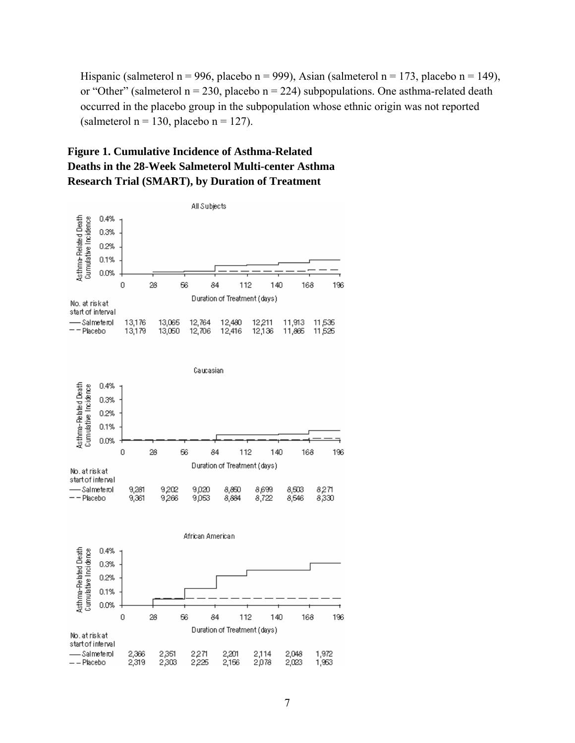Hispanic (salmeterol n = 996, placebo n = 999), Asian (salmeterol n = 173, placebo n = 149), or "Other" (salmeterol n = 230, placebo n = 224) subpopulations. One asthma-related death occurred in the placebo group in the subpopulation whose ethnic origin was not reported (salmeterol n = 130, placebo n = 127).

**Figure 1. Cumulative Incidence of Asthma-Related Deaths in the 28-Week Salmeterol Multi-center Asthma Research Trial (SMART), by Duration of Treatment**

All Subjects

| No. at risk at start of interval | 0 | 28 | 56 | 84 | 112 | 140 | 168 |
|---|---|---|---|---|---|---|---|
| Salmeterol | 13,176 | 13,065 | 12,764 | 12,480 | 12,211 | 11,913 | 11,535 |
| Placebo | 13,179 | 13,050 | 12,706 | 12,416 | 12,136 | 11,865 | 11,525 |

Caucasian

| No. at risk at start of interval | 0 | 28 | 56 | 84 | 112 | 140 | 168 |
|---|---|---|---|---|---|---|---|
| Salmeterol | 9,281 | 9,202 | 9,020 | 8,850 | 8,699 | 8,503 | 8,271 |
| Placebo | 9,361 | 9,266 | 9,053 | 8,884 | 8,722 | 8,546 | 8,330 |

African American

| No. at risk at start of interval | 0 | 28 | 56 | 84 | 112 | 140 | 168 |
|---|---|---|---|---|---|---|---|
| Salmeterol | 2,366 | 2,351 | 2,271 | 2,201 | 2,114 | 2,048 | 1,972 |
| Placebo | 2,319 | 2,303 | 2,225 | 2,156 | 2,078 | 2,023 | 1,953 |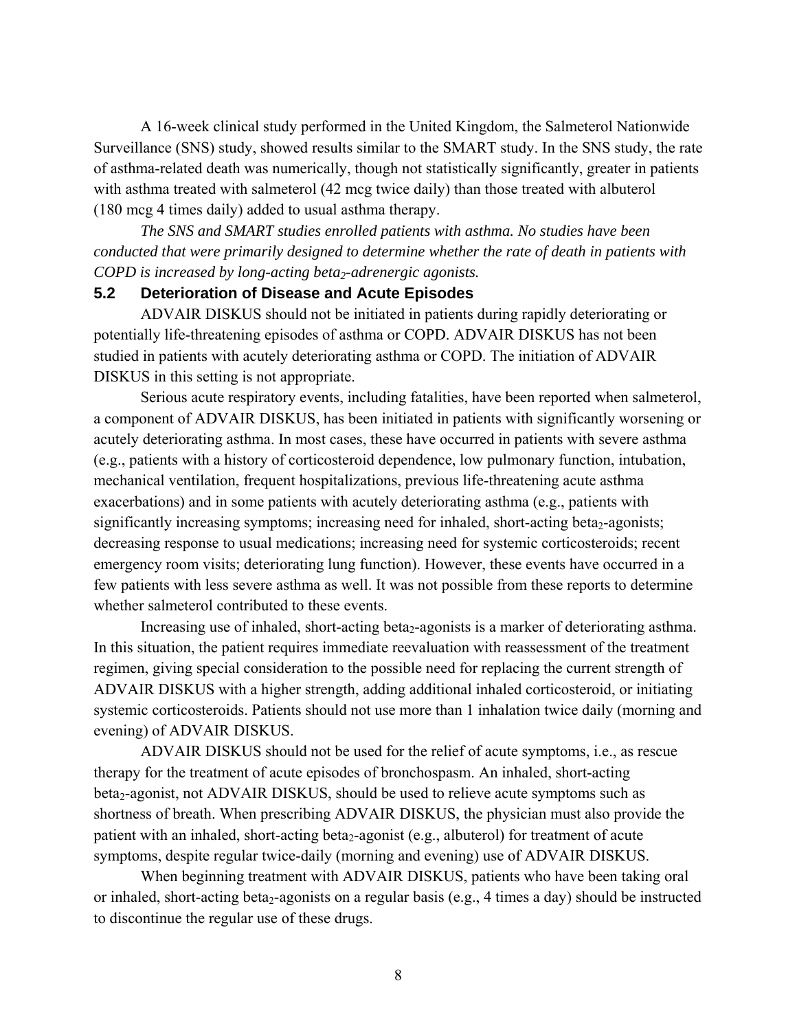A 16-week clinical study performed in the United Kingdom, the Salmeterol Nationwide Surveillance (SNS) study, showed results similar to the SMART study. In the SNS study, the rate of asthma-related death was numerically, though not statistically significantly, greater in patients with asthma treated with salmeterol (42 mcg twice daily) than those treated with albuterol (180 mcg 4 times daily) added to usual asthma therapy.

*The SNS and SMART studies enrolled patients with asthma. No studies have been conducted that were primarily designed to determine whether the rate of death in patients with COPD is increased by long-acting beta$_2$-adrenergic agonists.*

### 5.2 Deterioration of Disease and Acute Episodes

ADVAIR DISKUS should not be initiated in patients during rapidly deteriorating or potentially life-threatening episodes of asthma or COPD. ADVAIR DISKUS has not been studied in patients with acutely deteriorating asthma or COPD. The initiation of ADVAIR DISKUS in this setting is not appropriate.

Serious acute respiratory events, including fatalities, have been reported when salmeterol, a component of ADVAIR DISKUS, has been initiated in patients with significantly worsening or acutely deteriorating asthma. In most cases, these have occurred in patients with severe asthma (e.g., patients with a history of corticosteroid dependence, low pulmonary function, intubation, mechanical ventilation, frequent hospitalizations, previous life-threatening acute asthma exacerbations) and in some patients with acutely deteriorating asthma (e.g., patients with significantly increasing symptoms; increasing need for inhaled, short-acting beta$_2$-agonists; decreasing response to usual medications; increasing need for systemic corticosteroids; recent emergency room visits; deteriorating lung function). However, these events have occurred in a few patients with less severe asthma as well. It was not possible from these reports to determine whether salmeterol contributed to these events.

Increasing use of inhaled, short-acting beta$_2$-agonists is a marker of deteriorating asthma. In this situation, the patient requires immediate reevaluation with reassessment of the treatment regimen, giving special consideration to the possible need for replacing the current strength of ADVAIR DISKUS with a higher strength, adding additional inhaled corticosteroid, or initiating systemic corticosteroids. Patients should not use more than 1 inhalation twice daily (morning and evening) of ADVAIR DISKUS.

ADVAIR DISKUS should not be used for the relief of acute symptoms, i.e., as rescue therapy for the treatment of acute episodes of bronchospasm. An inhaled, short-acting beta$_2$-agonist, not ADVAIR DISKUS, should be used to relieve acute symptoms such as shortness of breath. When prescribing ADVAIR DISKUS, the physician must also provide the patient with an inhaled, short-acting beta$_2$-agonist (e.g., albuterol) for treatment of acute symptoms, despite regular twice-daily (morning and evening) use of ADVAIR DISKUS.

When beginning treatment with ADVAIR DISKUS, patients who have been taking oral or inhaled, short-acting beta$_2$-agonists on a regular basis (e.g., 4 times a day) should be instructed to discontinue the regular use of these drugs.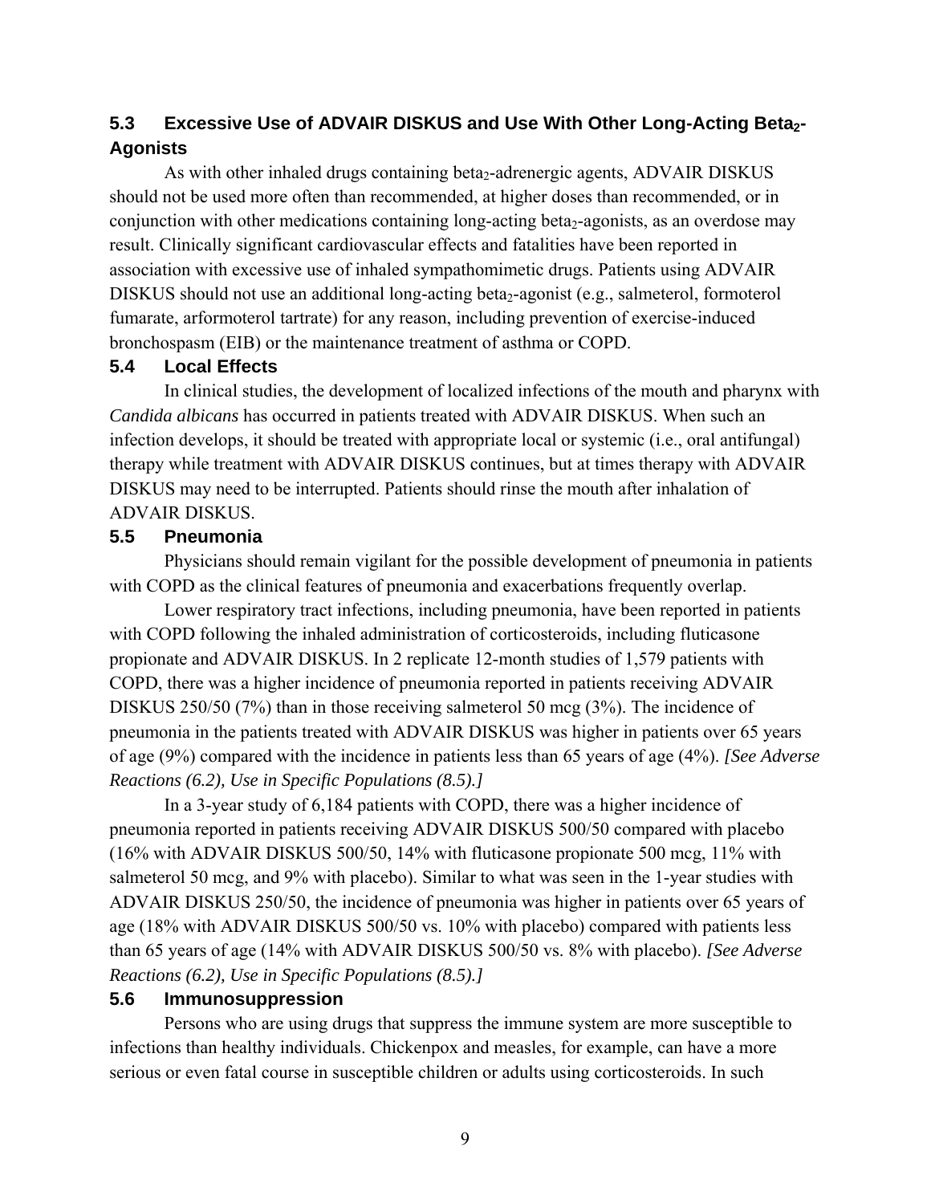### 5.3 Excessive Use of ADVAIR DISKUS and Use With Other Long-Acting Beta$_2$-Agonists

As with other inhaled drugs containing beta$_2$-adrenergic agents, ADVAIR DISKUS should not be used more often than recommended, at higher doses than recommended, or in conjunction with other medications containing long-acting beta$_2$-agonists, as an overdose may result. Clinically significant cardiovascular effects and fatalities have been reported in association with excessive use of inhaled sympathomimetic drugs. Patients using ADVAIR DISKUS should not use an additional long-acting beta$_2$-agonist (e.g., salmeterol, formoterol fumarate, arformoterol tartrate) for any reason, including prevention of exercise-induced bronchospasm (EIB) or the maintenance treatment of asthma or COPD.

### 5.4 Local Effects

In clinical studies, the development of localized infections of the mouth and pharynx with *Candida albicans* has occurred in patients treated with ADVAIR DISKUS. When such an infection develops, it should be treated with appropriate local or systemic (i.e., oral antifungal) therapy while treatment with ADVAIR DISKUS continues, but at times therapy with ADVAIR DISKUS may need to be interrupted. Patients should rinse the mouth after inhalation of ADVAIR DISKUS.

### 5.5 Pneumonia

Physicians should remain vigilant for the possible development of pneumonia in patients with COPD as the clinical features of pneumonia and exacerbations frequently overlap.

Lower respiratory tract infections, including pneumonia, have been reported in patients with COPD following the inhaled administration of corticosteroids, including fluticasone propionate and ADVAIR DISKUS. In 2 replicate 12-month studies of 1,579 patients with COPD, there was a higher incidence of pneumonia reported in patients receiving ADVAIR DISKUS 250/50 (7%) than in those receiving salmeterol 50 mcg (3%). The incidence of pneumonia in the patients treated with ADVAIR DISKUS was higher in patients over 65 years of age (9%) compared with the incidence in patients less than 65 years of age (4%). *[See Adverse Reactions (6.2), Use in Specific Populations (8.5).]*

In a 3-year study of 6,184 patients with COPD, there was a higher incidence of pneumonia reported in patients receiving ADVAIR DISKUS 500/50 compared with placebo (16% with ADVAIR DISKUS 500/50, 14% with fluticasone propionate 500 mcg, 11% with salmeterol 50 mcg, and 9% with placebo). Similar to what was seen in the 1-year studies with ADVAIR DISKUS 250/50, the incidence of pneumonia was higher in patients over 65 years of age (18% with ADVAIR DISKUS 500/50 vs. 10% with placebo) compared with patients less than 65 years of age (14% with ADVAIR DISKUS 500/50 vs. 8% with placebo). *[See Adverse Reactions (6.2), Use in Specific Populations (8.5).]*

### 5.6 Immunosuppression

Persons who are using drugs that suppress the immune system are more susceptible to infections than healthy individuals. Chickenpox and measles, for example, can have a more serious or even fatal course in susceptible children or adults using corticosteroids. In such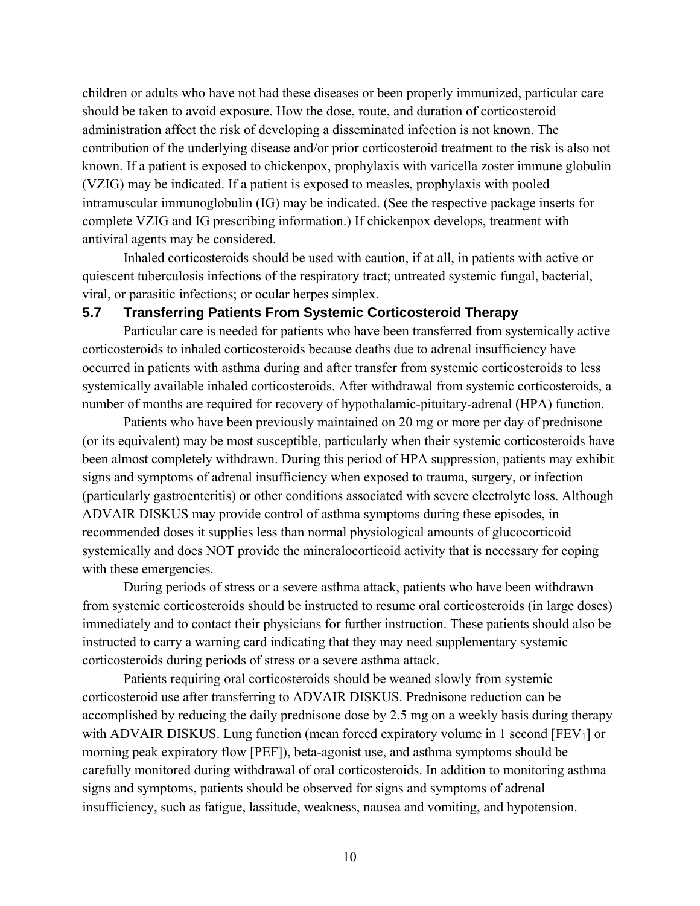children or adults who have not had these diseases or been properly immunized, particular care should be taken to avoid exposure. How the dose, route, and duration of corticosteroid administration affect the risk of developing a disseminated infection is not known. The contribution of the underlying disease and/or prior corticosteroid treatment to the risk is also not known. If a patient is exposed to chickenpox, prophylaxis with varicella zoster immune globulin (VZIG) may be indicated. If a patient is exposed to measles, prophylaxis with pooled intramuscular immunoglobulin (IG) may be indicated. (See the respective package inserts for complete VZIG and IG prescribing information.) If chickenpox develops, treatment with antiviral agents may be considered.

Inhaled corticosteroids should be used with caution, if at all, in patients with active or quiescent tuberculosis infections of the respiratory tract; untreated systemic fungal, bacterial, viral, or parasitic infections; or ocular herpes simplex.

### 5.7 Transferring Patients From Systemic Corticosteroid Therapy

Particular care is needed for patients who have been transferred from systemically active corticosteroids to inhaled corticosteroids because deaths due to adrenal insufficiency have occurred in patients with asthma during and after transfer from systemic corticosteroids to less systemically available inhaled corticosteroids. After withdrawal from systemic corticosteroids, a number of months are required for recovery of hypothalamic-pituitary-adrenal (HPA) function.

Patients who have been previously maintained on 20 mg or more per day of prednisone (or its equivalent) may be most susceptible, particularly when their systemic corticosteroids have been almost completely withdrawn. During this period of HPA suppression, patients may exhibit signs and symptoms of adrenal insufficiency when exposed to trauma, surgery, or infection (particularly gastroenteritis) or other conditions associated with severe electrolyte loss. Although ADVAIR DISKUS may provide control of asthma symptoms during these episodes, in recommended doses it supplies less than normal physiological amounts of glucocorticoid systemically and does NOT provide the mineralocorticoid activity that is necessary for coping with these emergencies.

During periods of stress or a severe asthma attack, patients who have been withdrawn from systemic corticosteroids should be instructed to resume oral corticosteroids (in large doses) immediately and to contact their physicians for further instruction. These patients should also be instructed to carry a warning card indicating that they may need supplementary systemic corticosteroids during periods of stress or a severe asthma attack.

Patients requiring oral corticosteroids should be weaned slowly from systemic corticosteroid use after transferring to ADVAIR DISKUS. Prednisone reduction can be accomplished by reducing the daily prednisone dose by 2.5 mg on a weekly basis during therapy with ADVAIR DISKUS. Lung function (mean forced expiratory volume in 1 second [$FEV_1$] or morning peak expiratory flow [PEF]), beta-agonist use, and asthma symptoms should be carefully monitored during withdrawal of oral corticosteroids. In addition to monitoring asthma signs and symptoms, patients should be observed for signs and symptoms of adrenal insufficiency, such as fatigue, lassitude, weakness, nausea and vomiting, and hypotension.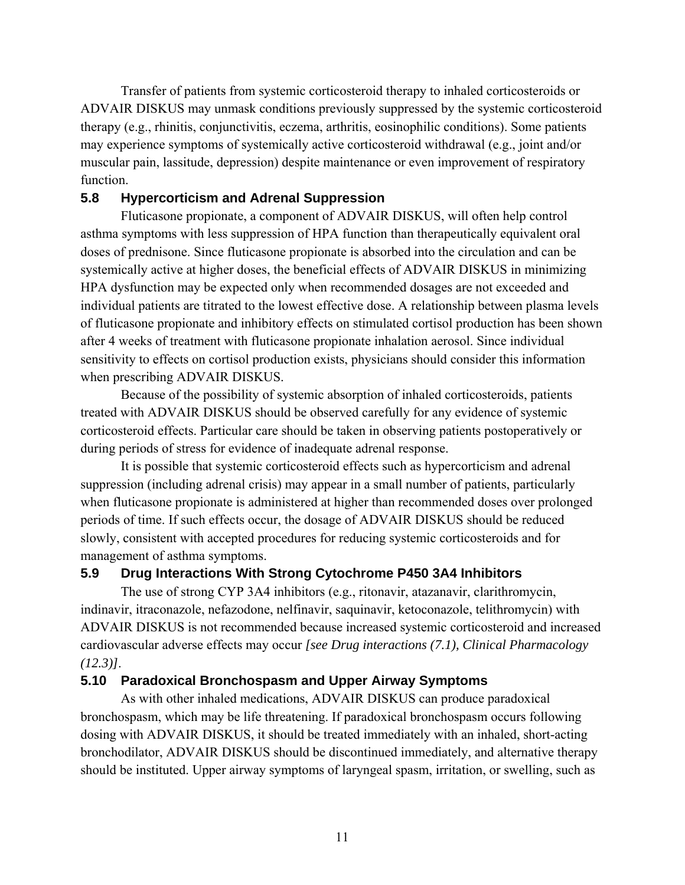Transfer of patients from systemic corticosteroid therapy to inhaled corticosteroids or ADVAIR DISKUS may unmask conditions previously suppressed by the systemic corticosteroid therapy (e.g., rhinitis, conjunctivitis, eczema, arthritis, eosinophilic conditions). Some patients may experience symptoms of systemically active corticosteroid withdrawal (e.g., joint and/or muscular pain, lassitude, depression) despite maintenance or even improvement of respiratory function.

### 5.8 Hypercorticism and Adrenal Suppression

Fluticasone propionate, a component of ADVAIR DISKUS, will often help control asthma symptoms with less suppression of HPA function than therapeutically equivalent oral doses of prednisone. Since fluticasone propionate is absorbed into the circulation and can be systemically active at higher doses, the beneficial effects of ADVAIR DISKUS in minimizing HPA dysfunction may be expected only when recommended dosages are not exceeded and individual patients are titrated to the lowest effective dose. A relationship between plasma levels of fluticasone propionate and inhibitory effects on stimulated cortisol production has been shown after 4 weeks of treatment with fluticasone propionate inhalation aerosol. Since individual sensitivity to effects on cortisol production exists, physicians should consider this information when prescribing ADVAIR DISKUS.

Because of the possibility of systemic absorption of inhaled corticosteroids, patients treated with ADVAIR DISKUS should be observed carefully for any evidence of systemic corticosteroid effects. Particular care should be taken in observing patients postoperatively or during periods of stress for evidence of inadequate adrenal response.

It is possible that systemic corticosteroid effects such as hypercorticism and adrenal suppression (including adrenal crisis) may appear in a small number of patients, particularly when fluticasone propionate is administered at higher than recommended doses over prolonged periods of time. If such effects occur, the dosage of ADVAIR DISKUS should be reduced slowly, consistent with accepted procedures for reducing systemic corticosteroids and for management of asthma symptoms.

### 5.9 Drug Interactions With Strong Cytochrome P450 3A4 Inhibitors

The use of strong CYP 3A4 inhibitors (e.g., ritonavir, atazanavir, clarithromycin, indinavir, itraconazole, nefazodone, nelfinavir, saquinavir, ketoconazole, telithromycin) with ADVAIR DISKUS is not recommended because increased systemic corticosteroid and increased cardiovascular adverse effects may occur *[see Drug interactions (7.1), Clinical Pharmacology (12.3)]*.

### 5.10 Paradoxical Bronchospasm and Upper Airway Symptoms

As with other inhaled medications, ADVAIR DISKUS can produce paradoxical bronchospasm, which may be life threatening. If paradoxical bronchospasm occurs following dosing with ADVAIR DISKUS, it should be treated immediately with an inhaled, short-acting bronchodilator, ADVAIR DISKUS should be discontinued immediately, and alternative therapy should be instituted. Upper airway symptoms of laryngeal spasm, irritation, or swelling, such as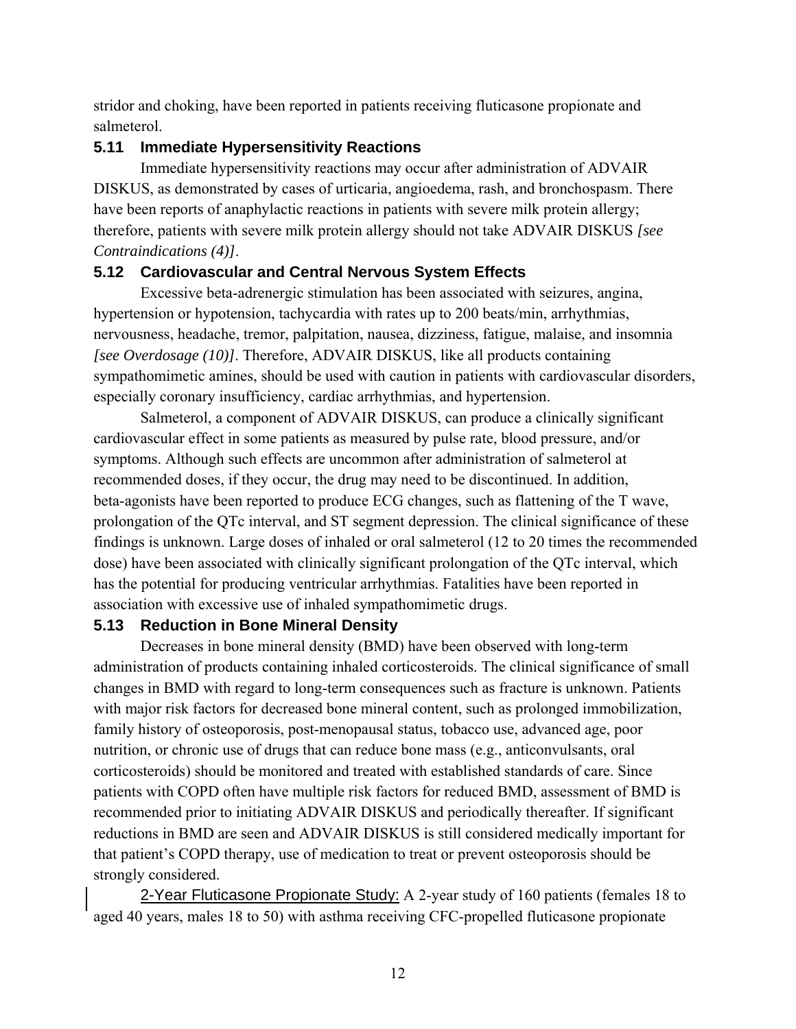stridor and choking, have been reported in patients receiving fluticasone propionate and salmeterol.

### 5.11 Immediate Hypersensitivity Reactions

Immediate hypersensitivity reactions may occur after administration of ADVAIR DISKUS, as demonstrated by cases of urticaria, angioedema, rash, and bronchospasm. There have been reports of anaphylactic reactions in patients with severe milk protein allergy; therefore, patients with severe milk protein allergy should not take ADVAIR DISKUS *[see Contraindications (4)]*.

### 5.12 Cardiovascular and Central Nervous System Effects

Excessive beta-adrenergic stimulation has been associated with seizures, angina, hypertension or hypotension, tachycardia with rates up to 200 beats/min, arrhythmias, nervousness, headache, tremor, palpitation, nausea, dizziness, fatigue, malaise, and insomnia *[see Overdosage (10)]*. Therefore, ADVAIR DISKUS, like all products containing sympathomimetic amines, should be used with caution in patients with cardiovascular disorders, especially coronary insufficiency, cardiac arrhythmias, and hypertension.

Salmeterol, a component of ADVAIR DISKUS, can produce a clinically significant cardiovascular effect in some patients as measured by pulse rate, blood pressure, and/or symptoms. Although such effects are uncommon after administration of salmeterol at recommended doses, if they occur, the drug may need to be discontinued. In addition, beta-agonists have been reported to produce ECG changes, such as flattening of the T wave, prolongation of the QTc interval, and ST segment depression. The clinical significance of these findings is unknown. Large doses of inhaled or oral salmeterol (12 to 20 times the recommended dose) have been associated with clinically significant prolongation of the QTc interval, which has the potential for producing ventricular arrhythmias. Fatalities have been reported in association with excessive use of inhaled sympathomimetic drugs.

### 5.13 Reduction in Bone Mineral Density

Decreases in bone mineral density (BMD) have been observed with long-term administration of products containing inhaled corticosteroids. The clinical significance of small changes in BMD with regard to long-term consequences such as fracture is unknown. Patients with major risk factors for decreased bone mineral content, such as prolonged immobilization, family history of osteoporosis, post-menopausal status, tobacco use, advanced age, poor nutrition, or chronic use of drugs that can reduce bone mass (e.g., anticonvulsants, oral corticosteroids) should be monitored and treated with established standards of care. Since patients with COPD often have multiple risk factors for reduced BMD, assessment of BMD is recommended prior to initiating ADVAIR DISKUS and periodically thereafter. If significant reductions in BMD are seen and ADVAIR DISKUS is still considered medically important for that patient's COPD therapy, use of medication to treat or prevent osteoporosis should be strongly considered.

2-Year Fluticasone Propionate Study: A 2-year study of 160 patients (females 18 to aged 40 years, males 18 to 50) with asthma receiving CFC-propelled fluticasone propionate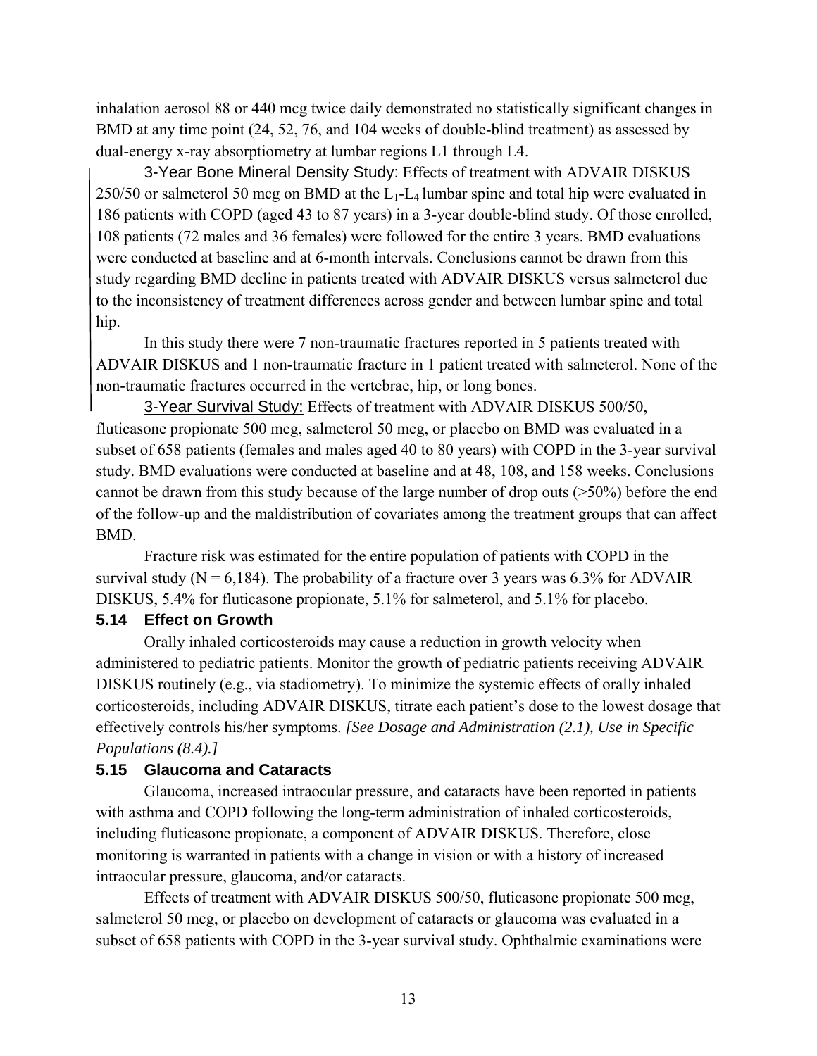inhalation aerosol 88 or 440 mcg twice daily demonstrated no statistically significant changes in BMD at any time point (24, 52, 76, and 104 weeks of double-blind treatment) as assessed by dual-energy x-ray absorptiometry at lumbar regions L1 through L4.

3-Year Bone Mineral Density Study: Effects of treatment with ADVAIR DISKUS 250/50 or salmeterol 50 mcg on BMD at the $L_1$-$L_4$ lumbar spine and total hip were evaluated in 186 patients with COPD (aged 43 to 87 years) in a 3-year double-blind study. Of those enrolled, 108 patients (72 males and 36 females) were followed for the entire 3 years. BMD evaluations were conducted at baseline and at 6-month intervals. Conclusions cannot be drawn from this study regarding BMD decline in patients treated with ADVAIR DISKUS versus salmeterol due to the inconsistency of treatment differences across gender and between lumbar spine and total hip.

In this study there were 7 non-traumatic fractures reported in 5 patients treated with ADVAIR DISKUS and 1 non-traumatic fracture in 1 patient treated with salmeterol. None of the non-traumatic fractures occurred in the vertebrae, hip, or long bones.

3-Year Survival Study: Effects of treatment with ADVAIR DISKUS 500/50, fluticasone propionate 500 mcg, salmeterol 50 mcg, or placebo on BMD was evaluated in a subset of 658 patients (females and males aged 40 to 80 years) with COPD in the 3-year survival study. BMD evaluations were conducted at baseline and at 48, 108, and 158 weeks. Conclusions cannot be drawn from this study because of the large number of drop outs (>50%) before the end of the follow-up and the maldistribution of covariates among the treatment groups that can affect BMD.

Fracture risk was estimated for the entire population of patients with COPD in the survival study (N = 6,184). The probability of a fracture over 3 years was 6.3% for ADVAIR DISKUS, 5.4% for fluticasone propionate, 5.1% for salmeterol, and 5.1% for placebo.

### 5.14 Effect on Growth

Orally inhaled corticosteroids may cause a reduction in growth velocity when administered to pediatric patients. Monitor the growth of pediatric patients receiving ADVAIR DISKUS routinely (e.g., via stadiometry). To minimize the systemic effects of orally inhaled corticosteroids, including ADVAIR DISKUS, titrate each patient's dose to the lowest dosage that effectively controls his/her symptoms. *[See Dosage and Administration (2.1), Use in Specific Populations (8.4).]*

### 5.15 Glaucoma and Cataracts

Glaucoma, increased intraocular pressure, and cataracts have been reported in patients with asthma and COPD following the long-term administration of inhaled corticosteroids, including fluticasone propionate, a component of ADVAIR DISKUS. Therefore, close monitoring is warranted in patients with a change in vision or with a history of increased intraocular pressure, glaucoma, and/or cataracts.

Effects of treatment with ADVAIR DISKUS 500/50, fluticasone propionate 500 mcg, salmeterol 50 mcg, or placebo on development of cataracts or glaucoma was evaluated in a subset of 658 patients with COPD in the 3-year survival study. Ophthalmic examinations were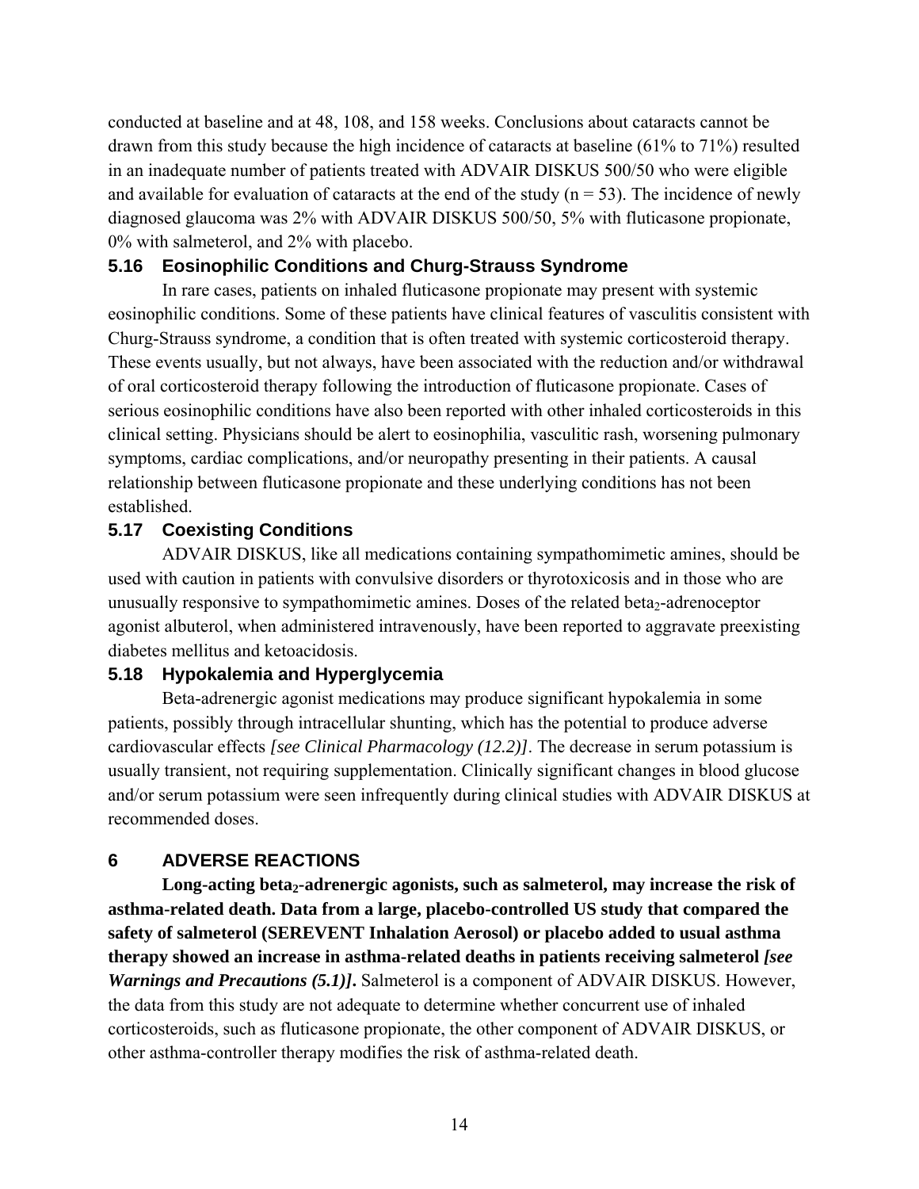conducted at baseline and at 48, 108, and 158 weeks. Conclusions about cataracts cannot be drawn from this study because the high incidence of cataracts at baseline (61% to 71%) resulted in an inadequate number of patients treated with ADVAIR DISKUS 500/50 who were eligible and available for evaluation of cataracts at the end of the study (n = 53). The incidence of newly diagnosed glaucoma was 2% with ADVAIR DISKUS 500/50, 5% with fluticasone propionate, 0% with salmeterol, and 2% with placebo.

### 5.16 Eosinophilic Conditions and Churg-Strauss Syndrome

In rare cases, patients on inhaled fluticasone propionate may present with systemic eosinophilic conditions. Some of these patients have clinical features of vasculitis consistent with Churg-Strauss syndrome, a condition that is often treated with systemic corticosteroid therapy. These events usually, but not always, have been associated with the reduction and/or withdrawal of oral corticosteroid therapy following the introduction of fluticasone propionate. Cases of serious eosinophilic conditions have also been reported with other inhaled corticosteroids in this clinical setting. Physicians should be alert to eosinophilia, vasculitic rash, worsening pulmonary symptoms, cardiac complications, and/or neuropathy presenting in their patients. A causal relationship between fluticasone propionate and these underlying conditions has not been established.

### 5.17 Coexisting Conditions

ADVAIR DISKUS, like all medications containing sympathomimetic amines, should be used with caution in patients with convulsive disorders or thyrotoxicosis and in those who are unusually responsive to sympathomimetic amines. Doses of the related $beta_2$-adrenoceptor agonist albuterol, when administered intravenously, have been reported to aggravate preexisting diabetes mellitus and ketoacidosis.

### 5.18 Hypokalemia and Hyperglycemia

Beta-adrenergic agonist medications may produce significant hypokalemia in some patients, possibly through intracellular shunting, which has the potential to produce adverse cardiovascular effects *[see Clinical Pharmacology (12.2)]*. The decrease in serum potassium is usually transient, not requiring supplementation. Clinically significant changes in blood glucose and/or serum potassium were seen infrequently during clinical studies with ADVAIR DISKUS at recommended doses.

## 6 ADVERSE REACTIONS

**Long-acting $beta_2$-adrenergic agonists, such as salmeterol, may increase the risk of asthma-related death. Data from a large, placebo-controlled US study that compared the safety of salmeterol (SEREVENT Inhalation Aerosol) or placebo added to usual asthma therapy showed an increase in asthma-related deaths in patients receiving salmeterol *[see Warnings and Precautions (5.1)]*.** Salmeterol is a component of ADVAIR DISKUS. However, the data from this study are not adequate to determine whether concurrent use of inhaled corticosteroids, such as fluticasone propionate, the other component of ADVAIR DISKUS, or other asthma-controller therapy modifies the risk of asthma-related death.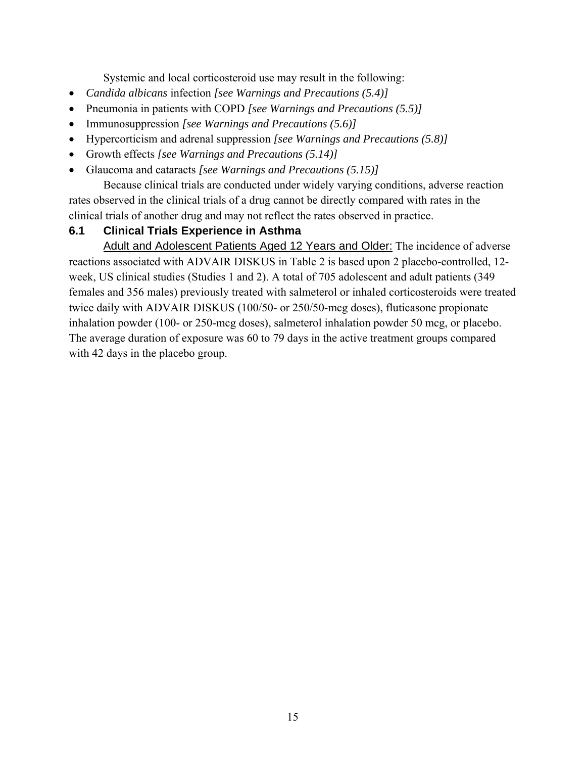Systemic and local corticosteroid use may result in the following:

- *Candida albicans* infection *[see Warnings and Precautions (5.4)]*
- Pneumonia in patients with COPD *[see Warnings and Precautions (5.5)]*
- Immunosuppression *[see Warnings and Precautions (5.6)]*
- Hypercorticism and adrenal suppression *[see Warnings and Precautions (5.8)]*
- Growth effects *[see Warnings and Precautions (5.14)]*
- Glaucoma and cataracts *[see Warnings and Precautions (5.15)]*

Because clinical trials are conducted under widely varying conditions, adverse reaction rates observed in the clinical trials of a drug cannot be directly compared with rates in the clinical trials of another drug and may not reflect the rates observed in practice.

## 6.1 Clinical Trials Experience in Asthma

Adult and Adolescent Patients Aged 12 Years and Older: The incidence of adverse reactions associated with ADVAIR DISKUS in Table 2 is based upon 2 placebo-controlled, 12-week, US clinical studies (Studies 1 and 2). A total of 705 adolescent and adult patients (349 females and 356 males) previously treated with salmeterol or inhaled corticosteroids were treated twice daily with ADVAIR DISKUS (100/50- or 250/50-mcg doses), fluticasone propionate inhalation powder (100- or 250-mcg doses), salmeterol inhalation powder 50 mcg, or placebo. The average duration of exposure was 60 to 79 days in the active treatment groups compared with 42 days in the placebo group.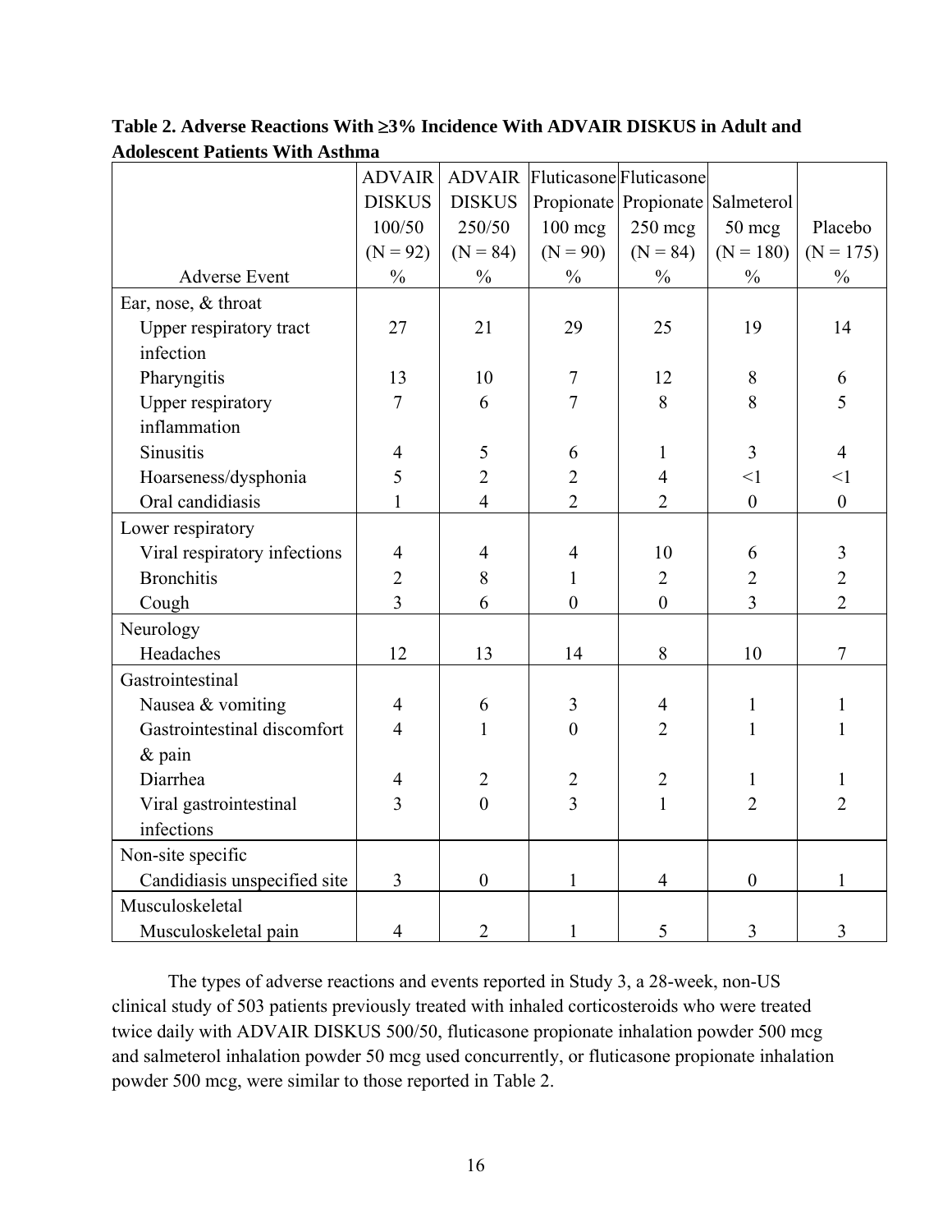**Table 2. Adverse Reactions With ≥3% Incidence With ADVAIR DISKUS in Adult and Adolescent Patients With Asthma**

| Adverse Event | ADVAIR DISKUS 100/50 (N = 92) % | ADVAIR DISKUS 250/50 (N = 84) % | Fluticasone Propionate 100 mcg (N = 90) % | Fluticasone Propionate 250 mcg (N = 84) % | Salmeterol 50 mcg (N = 180) % | Placebo (N = 175) % |
|---|---|---|---|---|---|---|
| Ear, nose, & throat | | | | | | |
| Upper respiratory tract infection | 27 | 21 | 29 | 25 | 19 | 14 |
| Pharyngitis | 13 | 10 | 7 | 12 | 8 | 6 |
| Upper respiratory inflammation | 7 | 6 | 7 | 8 | 8 | 5 |
| Sinusitis | 4 | 5 | 6 | 1 | 3 | 4 |
| Hoarseness/dysphonia | 5 | 2 | 2 | 4 | <1 | <1 |
| Oral candidiasis | 1 | 4 | 2 | 2 | 0 | 0 |
| Lower respiratory | | | | | | |
| Viral respiratory infections | 4 | 4 | 4 | 10 | 6 | 3 |
| Bronchitis | 2 | 8 | 1 | 2 | 2 | 2 |
| Cough | 3 | 6 | 0 | 0 | 3 | 2 |
| Neurology | | | | | | |
| Headaches | 12 | 13 | 14 | 8 | 10 | 7 |
| Gastrointestinal | | | | | | |
| Nausea & vomiting | 4 | 6 | 3 | 4 | 1 | 1 |
| Gastrointestinal discomfort & pain | 4 | 1 | 0 | 2 | 1 | 1 |
| Diarrhea | 4 | 2 | 2 | 2 | 1 | 1 |
| Viral gastrointestinal infections | 3 | 0 | 3 | 1 | 2 | 2 |
| Non-site specific | | | | | | |
| Candidiasis unspecified site | 3 | 0 | 1 | 4 | 0 | 1 |
| Musculoskeletal | | | | | | |
| Musculoskeletal pain | 4 | 2 | 1 | 5 | 3 | 3 |

The types of adverse reactions and events reported in Study 3, a 28-week, non-US clinical study of 503 patients previously treated with inhaled corticosteroids who were treated twice daily with ADVAIR DISKUS 500/50, fluticasone propionate inhalation powder 500 mcg and salmeterol inhalation powder 50 mcg used concurrently, or fluticasone propionate inhalation powder 500 mcg, were similar to those reported in Table 2.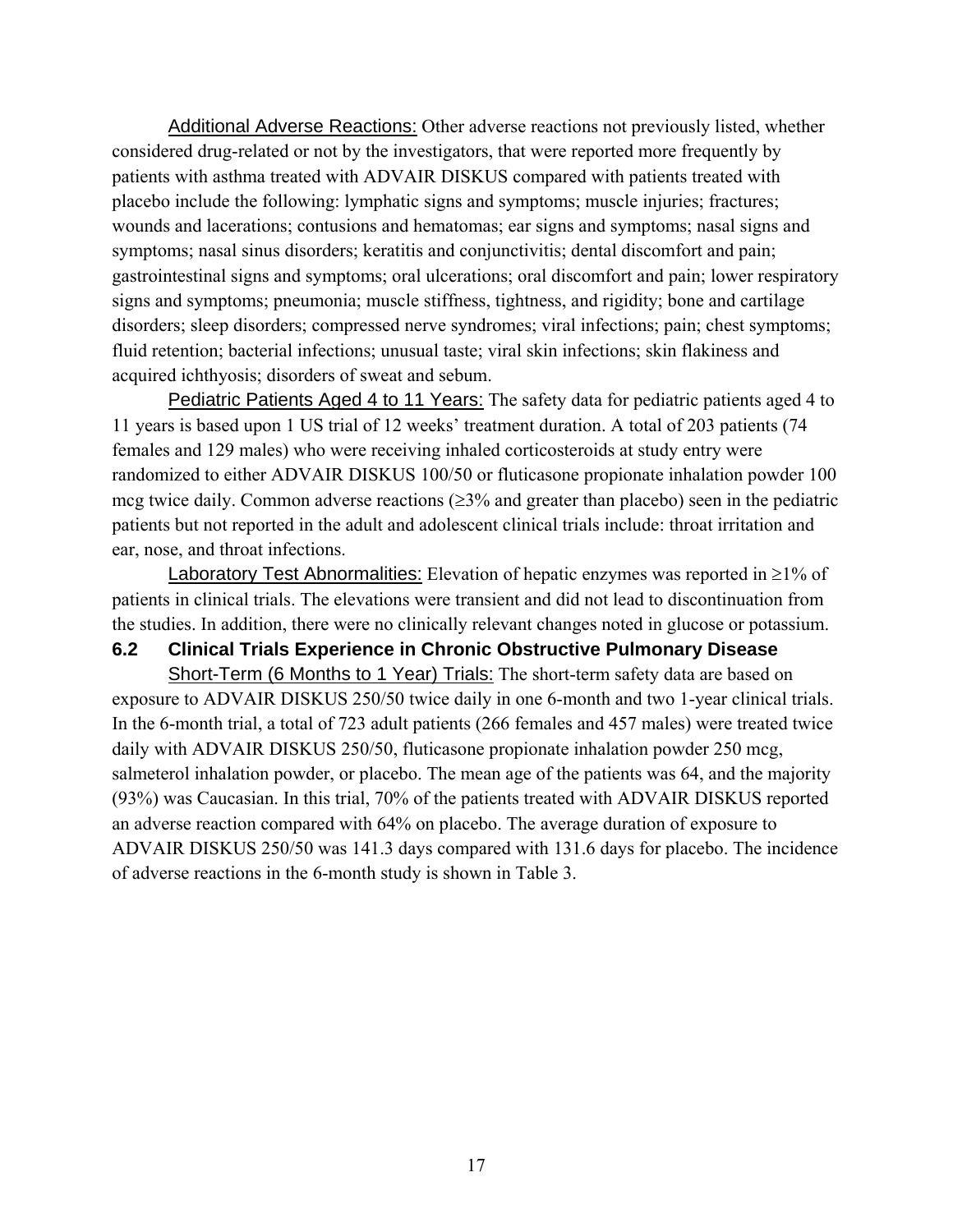Additional Adverse Reactions: Other adverse reactions not previously listed, whether considered drug-related or not by the investigators, that were reported more frequently by patients with asthma treated with ADVAIR DISKUS compared with patients treated with placebo include the following: lymphatic signs and symptoms; muscle injuries; fractures; wounds and lacerations; contusions and hematomas; ear signs and symptoms; nasal signs and symptoms; nasal sinus disorders; keratitis and conjunctivitis; dental discomfort and pain; gastrointestinal signs and symptoms; oral ulcerations; oral discomfort and pain; lower respiratory signs and symptoms; pneumonia; muscle stiffness, tightness, and rigidity; bone and cartilage disorders; sleep disorders; compressed nerve syndromes; viral infections; pain; chest symptoms; fluid retention; bacterial infections; unusual taste; viral skin infections; skin flakiness and acquired ichthyosis; disorders of sweat and sebum.

Pediatric Patients Aged 4 to 11 Years: The safety data for pediatric patients aged 4 to 11 years is based upon 1 US trial of 12 weeks' treatment duration. A total of 203 patients (74 females and 129 males) who were receiving inhaled corticosteroids at study entry were randomized to either ADVAIR DISKUS 100/50 or fluticasone propionate inhalation powder 100 mcg twice daily. Common adverse reactions (≥3% and greater than placebo) seen in the pediatric patients but not reported in the adult and adolescent clinical trials include: throat irritation and ear, nose, and throat infections.

Laboratory Test Abnormalities: Elevation of hepatic enzymes was reported in ≥1% of patients in clinical trials. The elevations were transient and did not lead to discontinuation from the studies. In addition, there were no clinically relevant changes noted in glucose or potassium.

## 6.2 Clinical Trials Experience in Chronic Obstructive Pulmonary Disease

Short-Term (6 Months to 1 Year) Trials: The short-term safety data are based on exposure to ADVAIR DISKUS 250/50 twice daily in one 6-month and two 1-year clinical trials. In the 6-month trial, a total of 723 adult patients (266 females and 457 males) were treated twice daily with ADVAIR DISKUS 250/50, fluticasone propionate inhalation powder 250 mcg, salmeterol inhalation powder, or placebo. The mean age of the patients was 64, and the majority (93%) was Caucasian. In this trial, 70% of the patients treated with ADVAIR DISKUS reported an adverse reaction compared with 64% on placebo. The average duration of exposure to ADVAIR DISKUS 250/50 was 141.3 days compared with 131.6 days for placebo. The incidence of adverse reactions in the 6-month study is shown in Table 3.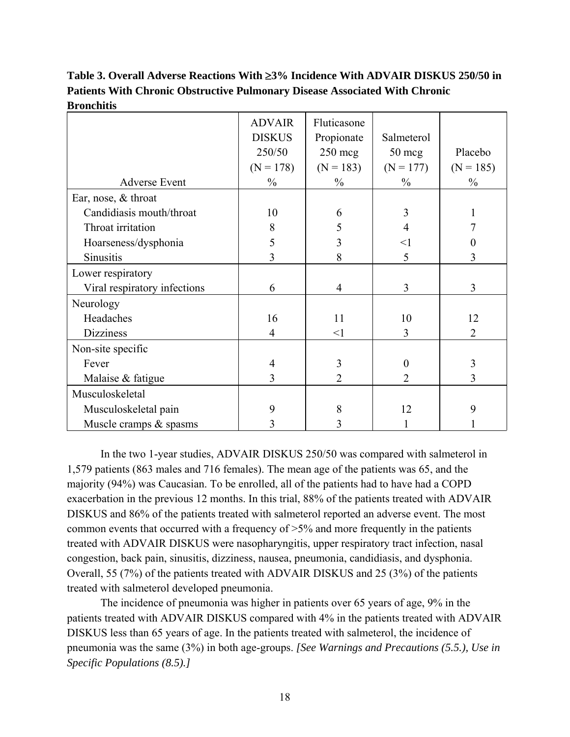**Table 3. Overall Adverse Reactions With ≥3% Incidence With ADVAIR DISKUS 250/50 in Patients With Chronic Obstructive Pulmonary Disease Associated With Chronic Bronchitis**

| Adverse Event | ADVAIR DISKUS 250/50 (N = 178) % | Fluticasone Propionate 250 mcg (N = 183) % | Salmeterol 50 mcg (N = 177) % | Placebo (N = 185) % |
|---|---|---|---|---|
| Ear, nose, & throat | | | | |
| Candidiasis mouth/throat | 10 | 6 | 3 | 1 |
| Throat irritation | 8 | 5 | 4 | 7 |
| Hoarseness/dysphonia | 5 | 3 | <1 | 0 |
| Sinusitis | 3 | 8 | 5 | 3 |
| Lower respiratory | | | | |
| Viral respiratory infections | 6 | 4 | 3 | 3 |
| Neurology | | | | |
| Headaches | 16 | 11 | 10 | 12 |
| Dizziness | 4 | <1 | 3 | 2 |
| Non-site specific | | | | |
| Fever | 4 | 3 | 0 | 3 |
| Malaise & fatigue | 3 | 2 | 2 | 3 |
| Musculoskeletal | | | | |
| Musculoskeletal pain | 9 | 8 | 12 | 9 |
| Muscle cramps & spasms | 3 | 3 | 1 | 1 |

In the two 1-year studies, ADVAIR DISKUS 250/50 was compared with salmeterol in 1,579 patients (863 males and 716 females). The mean age of the patients was 65, and the majority (94%) was Caucasian. To be enrolled, all of the patients had to have had a COPD exacerbation in the previous 12 months. In this trial, 88% of the patients treated with ADVAIR DISKUS and 86% of the patients treated with salmeterol reported an adverse event. The most common events that occurred with a frequency of >5% and more frequently in the patients treated with ADVAIR DISKUS were nasopharyngitis, upper respiratory tract infection, nasal congestion, back pain, sinusitis, dizziness, nausea, pneumonia, candidiasis, and dysphonia. Overall, 55 (7%) of the patients treated with ADVAIR DISKUS and 25 (3%) of the patients treated with salmeterol developed pneumonia.

The incidence of pneumonia was higher in patients over 65 years of age, 9% in the patients treated with ADVAIR DISKUS compared with 4% in the patients treated with ADVAIR DISKUS less than 65 years of age. In the patients treated with salmeterol, the incidence of pneumonia was the same (3%) in both age-groups. *[See Warnings and Precautions (5.5.), Use in Specific Populations (8.5).]*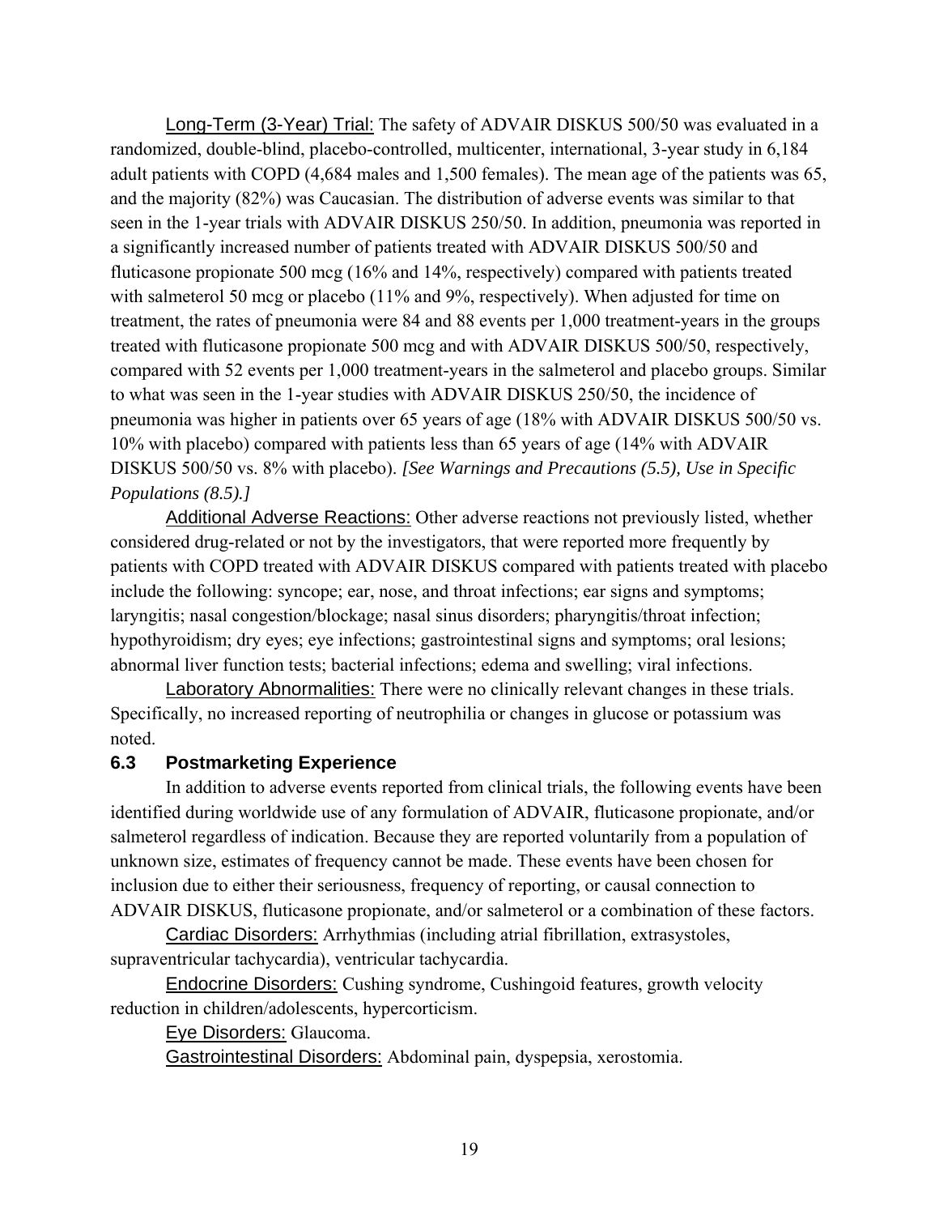Long-Term (3-Year) Trial: The safety of ADVAIR DISKUS 500/50 was evaluated in a randomized, double-blind, placebo-controlled, multicenter, international, 3-year study in 6,184 adult patients with COPD (4,684 males and 1,500 females). The mean age of the patients was 65, and the majority (82%) was Caucasian. The distribution of adverse events was similar to that seen in the 1-year trials with ADVAIR DISKUS 250/50. In addition, pneumonia was reported in a significantly increased number of patients treated with ADVAIR DISKUS 500/50 and fluticasone propionate 500 mcg (16% and 14%, respectively) compared with patients treated with salmeterol 50 mcg or placebo (11% and 9%, respectively). When adjusted for time on treatment, the rates of pneumonia were 84 and 88 events per 1,000 treatment-years in the groups treated with fluticasone propionate 500 mcg and with ADVAIR DISKUS 500/50, respectively, compared with 52 events per 1,000 treatment-years in the salmeterol and placebo groups. Similar to what was seen in the 1-year studies with ADVAIR DISKUS 250/50, the incidence of pneumonia was higher in patients over 65 years of age (18% with ADVAIR DISKUS 500/50 vs. 10% with placebo) compared with patients less than 65 years of age (14% with ADVAIR DISKUS 500/50 vs. 8% with placebo). *[See Warnings and Precautions (5.5), Use in Specific Populations (8.5).]*

Additional Adverse Reactions: Other adverse reactions not previously listed, whether considered drug-related or not by the investigators, that were reported more frequently by patients with COPD treated with ADVAIR DISKUS compared with patients treated with placebo include the following: syncope; ear, nose, and throat infections; ear signs and symptoms; laryngitis; nasal congestion/blockage; nasal sinus disorders; pharyngitis/throat infection; hypothyroidism; dry eyes; eye infections; gastrointestinal signs and symptoms; oral lesions; abnormal liver function tests; bacterial infections; edema and swelling; viral infections.

Laboratory Abnormalities: There were no clinically relevant changes in these trials. Specifically, no increased reporting of neutrophilia or changes in glucose or potassium was noted.

### 6.3 Postmarketing Experience

In addition to adverse events reported from clinical trials, the following events have been identified during worldwide use of any formulation of ADVAIR, fluticasone propionate, and/or salmeterol regardless of indication. Because they are reported voluntarily from a population of unknown size, estimates of frequency cannot be made. These events have been chosen for inclusion due to either their seriousness, frequency of reporting, or causal connection to ADVAIR DISKUS, fluticasone propionate, and/or salmeterol or a combination of these factors.

Cardiac Disorders: Arrhythmias (including atrial fibrillation, extrasystoles, supraventricular tachycardia), ventricular tachycardia.

Endocrine Disorders: Cushing syndrome, Cushingoid features, growth velocity reduction in children/adolescents, hypercorticism.

Eye Disorders: Glaucoma.

Gastrointestinal Disorders: Abdominal pain, dyspepsia, xerostomia.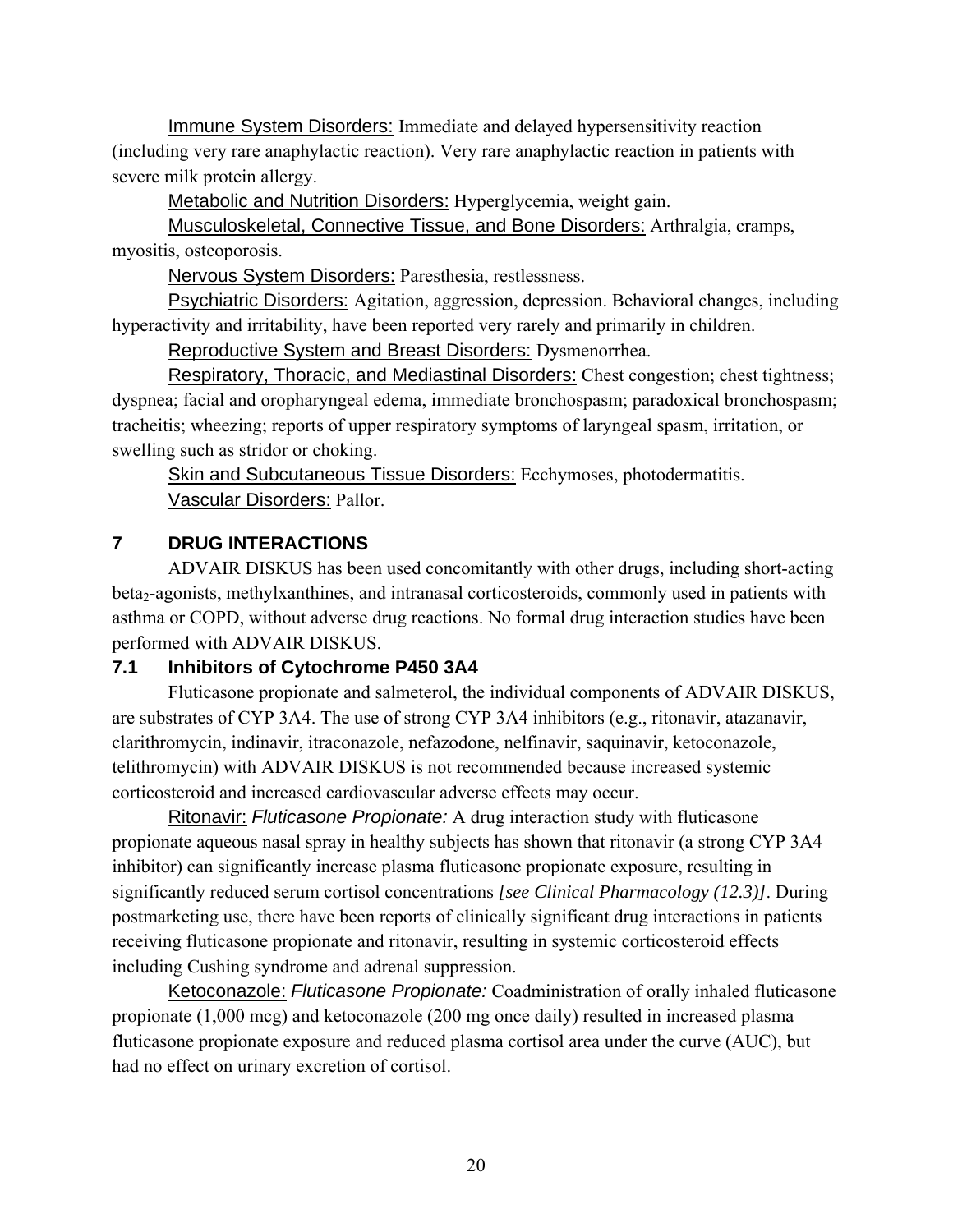Immune System Disorders: Immediate and delayed hypersensitivity reaction (including very rare anaphylactic reaction). Very rare anaphylactic reaction in patients with severe milk protein allergy.

Metabolic and Nutrition Disorders: Hyperglycemia, weight gain.

Musculoskeletal, Connective Tissue, and Bone Disorders: Arthralgia, cramps, myositis, osteoporosis.

Nervous System Disorders: Paresthesia, restlessness.

Psychiatric Disorders: Agitation, aggression, depression. Behavioral changes, including hyperactivity and irritability, have been reported very rarely and primarily in children.

Reproductive System and Breast Disorders: Dysmenorrhea.

Respiratory, Thoracic, and Mediastinal Disorders: Chest congestion; chest tightness; dyspnea; facial and oropharyngeal edema, immediate bronchospasm; paradoxical bronchospasm; tracheitis; wheezing; reports of upper respiratory symptoms of laryngeal spasm, irritation, or swelling such as stridor or choking.

Skin and Subcutaneous Tissue Disorders: Ecchymoses, photodermatitis.

Vascular Disorders: Pallor.

## 7 DRUG INTERACTIONS

ADVAIR DISKUS has been used concomitantly with other drugs, including short-acting $beta_2$-agonists, methylxanthines, and intranasal corticosteroids, commonly used in patients with asthma or COPD, without adverse drug reactions. No formal drug interaction studies have been performed with ADVAIR DISKUS.

### 7.1 Inhibitors of Cytochrome P450 3A4

Fluticasone propionate and salmeterol, the individual components of ADVAIR DISKUS, are substrates of CYP 3A4. The use of strong CYP 3A4 inhibitors (e.g., ritonavir, atazanavir, clarithromycin, indinavir, itraconazole, nefazodone, nelfinavir, saquinavir, ketoconazole, telithromycin) with ADVAIR DISKUS is not recommended because increased systemic corticosteroid and increased cardiovascular adverse effects may occur.

Ritonavir: *Fluticasone Propionate:* A drug interaction study with fluticasone propionate aqueous nasal spray in healthy subjects has shown that ritonavir (a strong CYP 3A4 inhibitor) can significantly increase plasma fluticasone propionate exposure, resulting in significantly reduced serum cortisol concentrations *[see Clinical Pharmacology (12.3)]*. During postmarketing use, there have been reports of clinically significant drug interactions in patients receiving fluticasone propionate and ritonavir, resulting in systemic corticosteroid effects including Cushing syndrome and adrenal suppression.

Ketoconazole: *Fluticasone Propionate:* Coadministration of orally inhaled fluticasone propionate (1,000 mcg) and ketoconazole (200 mg once daily) resulted in increased plasma fluticasone propionate exposure and reduced plasma cortisol area under the curve (AUC), but had no effect on urinary excretion of cortisol.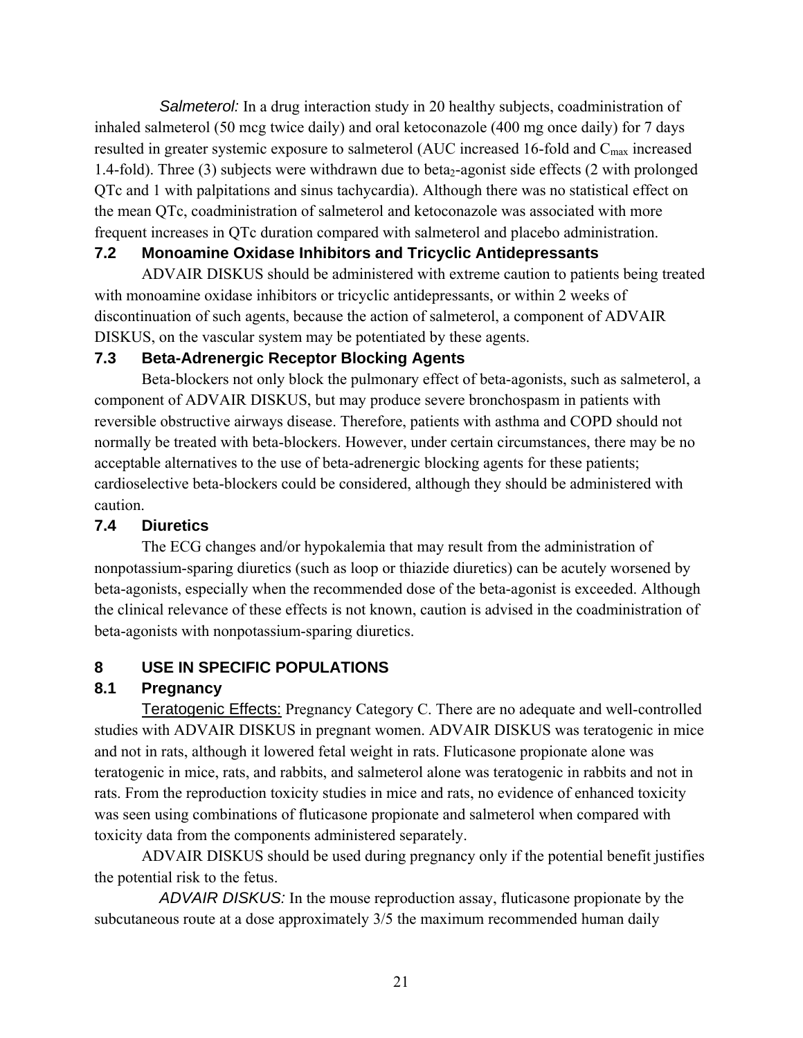*Salmeterol:* In a drug interaction study in 20 healthy subjects, coadministration of inhaled salmeterol (50 mcg twice daily) and oral ketoconazole (400 mg once daily) for 7 days resulted in greater systemic exposure to salmeterol (AUC increased 16-fold and $C_{max}$ increased 1.4-fold). Three (3) subjects were withdrawn due to $beta_2$-agonist side effects (2 with prolonged QTc and 1 with palpitations and sinus tachycardia). Although there was no statistical effect on the mean QTc, coadministration of salmeterol and ketoconazole was associated with more frequent increases in QTc duration compared with salmeterol and placebo administration.

### 7.2 Monoamine Oxidase Inhibitors and Tricyclic Antidepressants

ADVAIR DISKUS should be administered with extreme caution to patients being treated with monoamine oxidase inhibitors or tricyclic antidepressants, or within 2 weeks of discontinuation of such agents, because the action of salmeterol, a component of ADVAIR DISKUS, on the vascular system may be potentiated by these agents.

### 7.3 Beta-Adrenergic Receptor Blocking Agents

Beta-blockers not only block the pulmonary effect of beta-agonists, such as salmeterol, a component of ADVAIR DISKUS, but may produce severe bronchospasm in patients with reversible obstructive airways disease. Therefore, patients with asthma and COPD should not normally be treated with beta-blockers. However, under certain circumstances, there may be no acceptable alternatives to the use of beta-adrenergic blocking agents for these patients; cardioselective beta-blockers could be considered, although they should be administered with caution.

### 7.4 Diuretics

The ECG changes and/or hypokalemia that may result from the administration of nonpotassium-sparing diuretics (such as loop or thiazide diuretics) can be acutely worsened by beta-agonists, especially when the recommended dose of the beta-agonist is exceeded. Although the clinical relevance of these effects is not known, caution is advised in the coadministration of beta-agonists with nonpotassium-sparing diuretics.

## 8 USE IN SPECIFIC POPULATIONS

### 8.1 Pregnancy

Teratogenic Effects: Pregnancy Category C. There are no adequate and well-controlled studies with ADVAIR DISKUS in pregnant women. ADVAIR DISKUS was teratogenic in mice and not in rats, although it lowered fetal weight in rats. Fluticasone propionate alone was teratogenic in mice, rats, and rabbits, and salmeterol alone was teratogenic in rabbits and not in rats. From the reproduction toxicity studies in mice and rats, no evidence of enhanced toxicity was seen using combinations of fluticasone propionate and salmeterol when compared with toxicity data from the components administered separately.

ADVAIR DISKUS should be used during pregnancy only if the potential benefit justifies the potential risk to the fetus.

*ADVAIR DISKUS:* In the mouse reproduction assay, fluticasone propionate by the subcutaneous route at a dose approximately 3/5 the maximum recommended human daily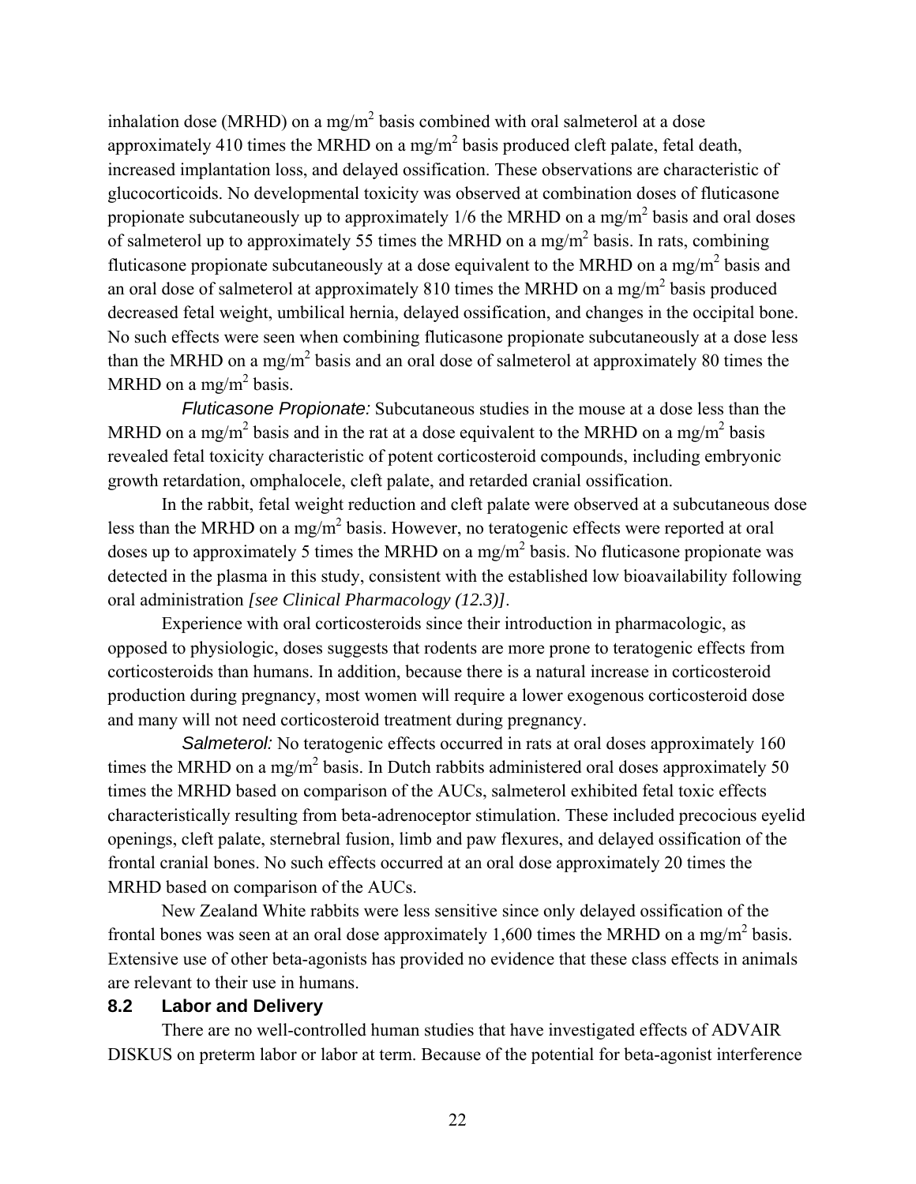inhalation dose (MRHD) on a mg/m$^2$ basis combined with oral salmeterol at a dose approximately 410 times the MRHD on a mg/m$^2$ basis produced cleft palate, fetal death, increased implantation loss, and delayed ossification. These observations are characteristic of glucocorticoids. No developmental toxicity was observed at combination doses of fluticasone propionate subcutaneously up to approximately 1/6 the MRHD on a mg/m$^2$ basis and oral doses of salmeterol up to approximately 55 times the MRHD on a mg/m$^2$ basis. In rats, combining fluticasone propionate subcutaneously at a dose equivalent to the MRHD on a mg/m$^2$ basis and an oral dose of salmeterol at approximately 810 times the MRHD on a mg/m$^2$ basis produced decreased fetal weight, umbilical hernia, delayed ossification, and changes in the occipital bone. No such effects were seen when combining fluticasone propionate subcutaneously at a dose less than the MRHD on a mg/m$^2$ basis and an oral dose of salmeterol at approximately 80 times the MRHD on a mg/m$^2$ basis.

*Fluticasone Propionate:* Subcutaneous studies in the mouse at a dose less than the MRHD on a mg/m$^2$ basis and in the rat at a dose equivalent to the MRHD on a mg/m$^2$ basis revealed fetal toxicity characteristic of potent corticosteroid compounds, including embryonic growth retardation, omphalocele, cleft palate, and retarded cranial ossification.

In the rabbit, fetal weight reduction and cleft palate were observed at a subcutaneous dose less than the MRHD on a mg/m$^2$ basis. However, no teratogenic effects were reported at oral doses up to approximately 5 times the MRHD on a mg/m$^2$ basis. No fluticasone propionate was detected in the plasma in this study, consistent with the established low bioavailability following oral administration *[see Clinical Pharmacology (12.3)]*.

Experience with oral corticosteroids since their introduction in pharmacologic, as opposed to physiologic, doses suggests that rodents are more prone to teratogenic effects from corticosteroids than humans. In addition, because there is a natural increase in corticosteroid production during pregnancy, most women will require a lower exogenous corticosteroid dose and many will not need corticosteroid treatment during pregnancy.

*Salmeterol:* No teratogenic effects occurred in rats at oral doses approximately 160 times the MRHD on a mg/m$^2$ basis. In Dutch rabbits administered oral doses approximately 50 times the MRHD based on comparison of the AUCs, salmeterol exhibited fetal toxic effects characteristically resulting from beta-adrenoceptor stimulation. These included precocious eyelid openings, cleft palate, sternebral fusion, limb and paw flexures, and delayed ossification of the frontal cranial bones. No such effects occurred at an oral dose approximately 20 times the MRHD based on comparison of the AUCs.

New Zealand White rabbits were less sensitive since only delayed ossification of the frontal bones was seen at an oral dose approximately 1,600 times the MRHD on a mg/m$^2$ basis. Extensive use of other beta-agonists has provided no evidence that these class effects in animals are relevant to their use in humans.

### 8.2 Labor and Delivery

There are no well-controlled human studies that have investigated effects of ADVAIR DISKUS on preterm labor or labor at term. Because of the potential for beta-agonist interference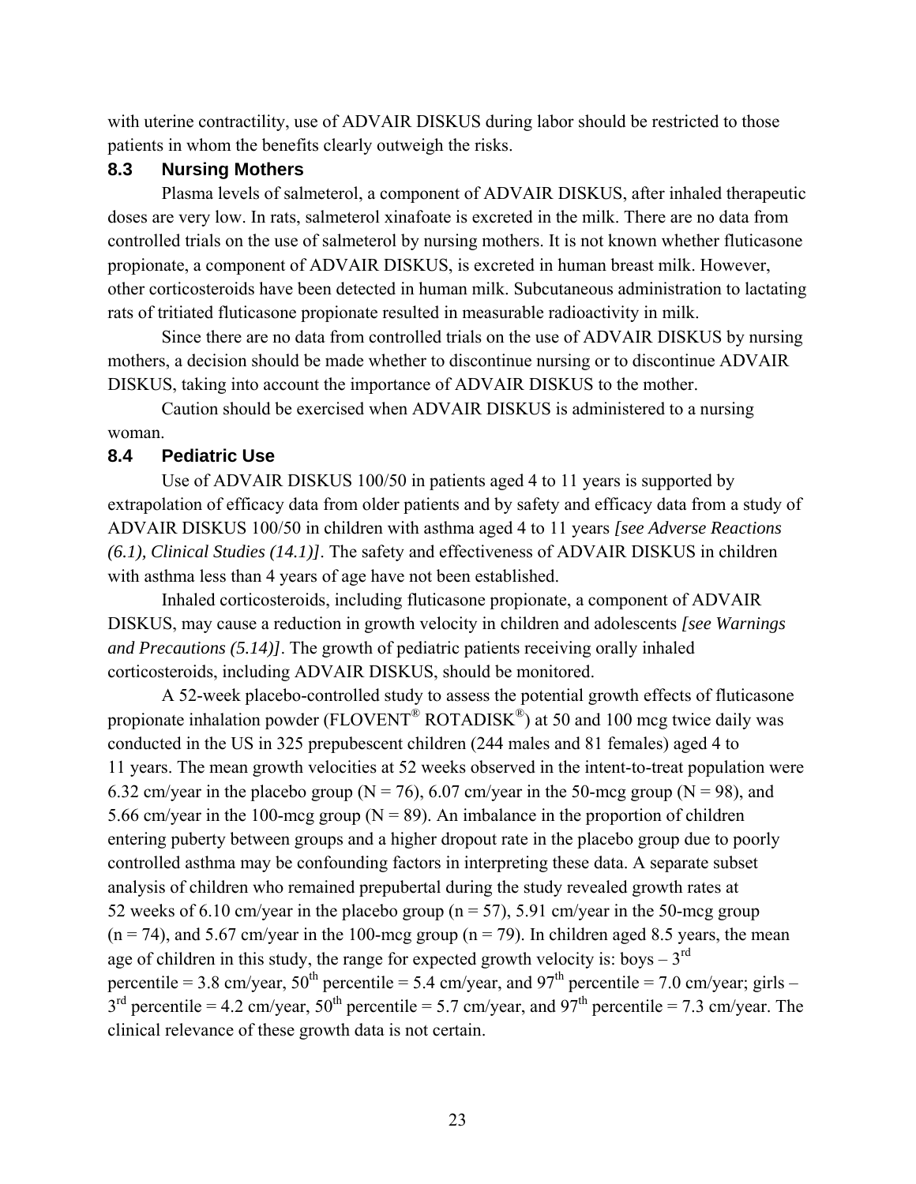with uterine contractility, use of ADVAIR DISKUS during labor should be restricted to those patients in whom the benefits clearly outweigh the risks.

### 8.3 Nursing Mothers

Plasma levels of salmeterol, a component of ADVAIR DISKUS, after inhaled therapeutic doses are very low. In rats, salmeterol xinafoate is excreted in the milk. There are no data from controlled trials on the use of salmeterol by nursing mothers. It is not known whether fluticasone propionate, a component of ADVAIR DISKUS, is excreted in human breast milk. However, other corticosteroids have been detected in human milk. Subcutaneous administration to lactating rats of tritiated fluticasone propionate resulted in measurable radioactivity in milk.

Since there are no data from controlled trials on the use of ADVAIR DISKUS by nursing mothers, a decision should be made whether to discontinue nursing or to discontinue ADVAIR DISKUS, taking into account the importance of ADVAIR DISKUS to the mother.

Caution should be exercised when ADVAIR DISKUS is administered to a nursing woman.

### 8.4 Pediatric Use

Use of ADVAIR DISKUS 100/50 in patients aged 4 to 11 years is supported by extrapolation of efficacy data from older patients and by safety and efficacy data from a study of ADVAIR DISKUS 100/50 in children with asthma aged 4 to 11 years *[see Adverse Reactions (6.1), Clinical Studies (14.1)]*. The safety and effectiveness of ADVAIR DISKUS in children with asthma less than 4 years of age have not been established.

Inhaled corticosteroids, including fluticasone propionate, a component of ADVAIR DISKUS, may cause a reduction in growth velocity in children and adolescents *[see Warnings and Precautions (5.14)]*. The growth of pediatric patients receiving orally inhaled corticosteroids, including ADVAIR DISKUS, should be monitored.

A 52-week placebo-controlled study to assess the potential growth effects of fluticasone propionate inhalation powder (FLOVENT® ROTADISK®) at 50 and 100 mcg twice daily was conducted in the US in 325 prepubescent children (244 males and 81 females) aged 4 to 11 years. The mean growth velocities at 52 weeks observed in the intent-to-treat population were 6.32 cm/year in the placebo group (N = 76), 6.07 cm/year in the 50-mcg group (N = 98), and 5.66 cm/year in the 100-mcg group (N = 89). An imbalance in the proportion of children entering puberty between groups and a higher dropout rate in the placebo group due to poorly controlled asthma may be confounding factors in interpreting these data. A separate subset analysis of children who remained prepubertal during the study revealed growth rates at 52 weeks of 6.10 cm/year in the placebo group (n = 57), 5.91 cm/year in the 50-mcg group (n = 74), and 5.67 cm/year in the 100-mcg group (n = 79). In children aged 8.5 years, the mean age of children in this study, the range for expected growth velocity is: boys – 3rd percentile = 3.8 cm/year, 50th percentile = 5.4 cm/year, and 97th percentile = 7.0 cm/year; girls – 3rd percentile = 4.2 cm/year, 50th percentile = 5.7 cm/year, and 97th percentile = 7.3 cm/year. The clinical relevance of these growth data is not certain.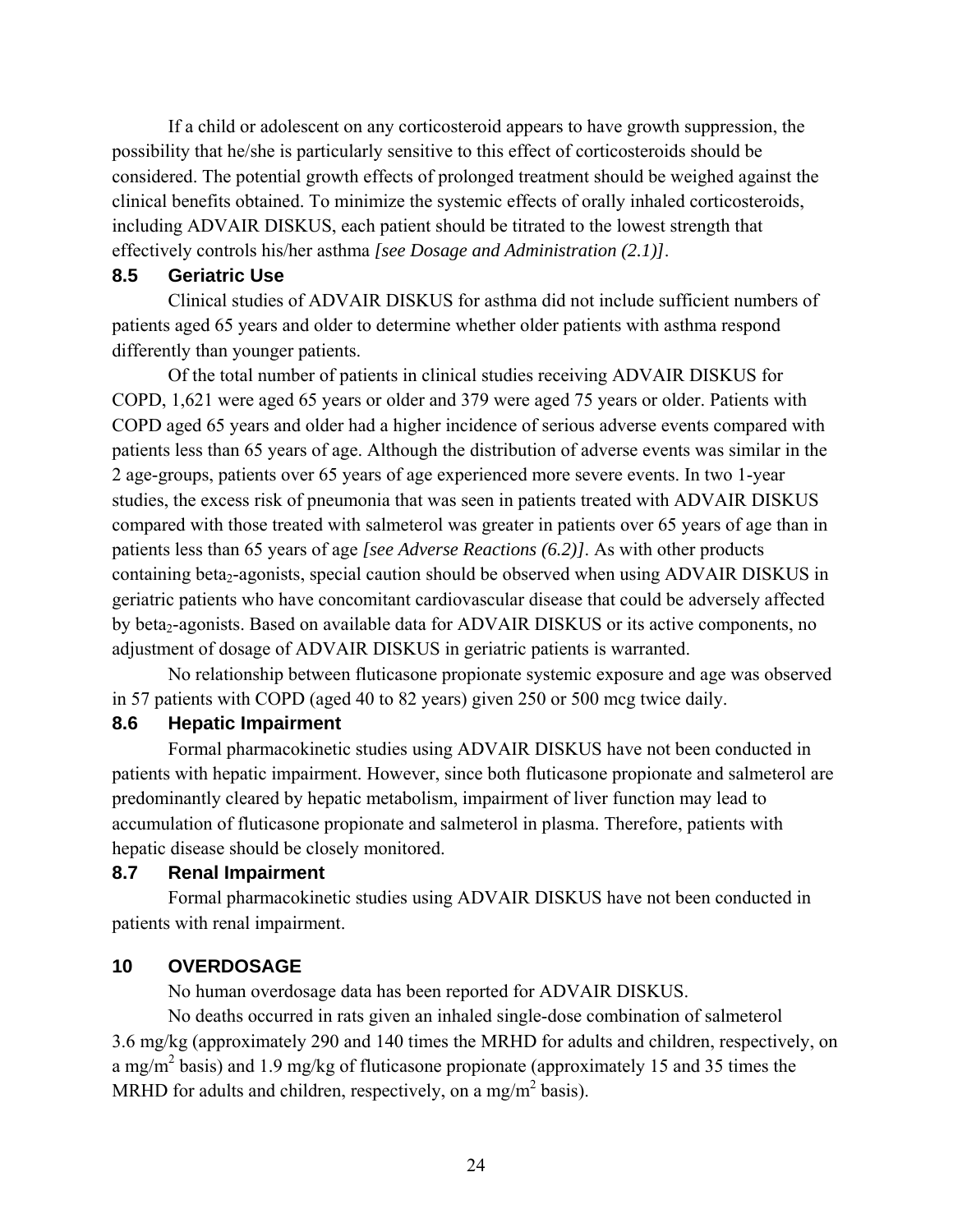If a child or adolescent on any corticosteroid appears to have growth suppression, the possibility that he/she is particularly sensitive to this effect of corticosteroids should be considered. The potential growth effects of prolonged treatment should be weighed against the clinical benefits obtained. To minimize the systemic effects of orally inhaled corticosteroids, including ADVAIR DISKUS, each patient should be titrated to the lowest strength that effectively controls his/her asthma *[see Dosage and Administration (2.1)]*.

### 8.5 Geriatric Use

Clinical studies of ADVAIR DISKUS for asthma did not include sufficient numbers of patients aged 65 years and older to determine whether older patients with asthma respond differently than younger patients.

Of the total number of patients in clinical studies receiving ADVAIR DISKUS for COPD, 1,621 were aged 65 years or older and 379 were aged 75 years or older. Patients with COPD aged 65 years and older had a higher incidence of serious adverse events compared with patients less than 65 years of age. Although the distribution of adverse events was similar in the 2 age-groups, patients over 65 years of age experienced more severe events. In two 1-year studies, the excess risk of pneumonia that was seen in patients treated with ADVAIR DISKUS compared with those treated with salmeterol was greater in patients over 65 years of age than in patients less than 65 years of age *[see Adverse Reactions (6.2)]*. As with other products containing $beta_2$-agonists, special caution should be observed when using ADVAIR DISKUS in geriatric patients who have concomitant cardiovascular disease that could be adversely affected by $beta_2$-agonists. Based on available data for ADVAIR DISKUS or its active components, no adjustment of dosage of ADVAIR DISKUS in geriatric patients is warranted.

No relationship between fluticasone propionate systemic exposure and age was observed in 57 patients with COPD (aged 40 to 82 years) given 250 or 500 mcg twice daily.

### 8.6 Hepatic Impairment

Formal pharmacokinetic studies using ADVAIR DISKUS have not been conducted in patients with hepatic impairment. However, since both fluticasone propionate and salmeterol are predominantly cleared by hepatic metabolism, impairment of liver function may lead to accumulation of fluticasone propionate and salmeterol in plasma. Therefore, patients with hepatic disease should be closely monitored.

### 8.7 Renal Impairment

Formal pharmacokinetic studies using ADVAIR DISKUS have not been conducted in patients with renal impairment.

## 10 OVERDOSAGE

No human overdosage data has been reported for ADVAIR DISKUS.

No deaths occurred in rats given an inhaled single-dose combination of salmeterol 3.6 mg/kg (approximately 290 and 140 times the MRHD for adults and children, respectively, on a $mg/m^2$ basis) and 1.9 mg/kg of fluticasone propionate (approximately 15 and 35 times the MRHD for adults and children, respectively, on a $mg/m^2$ basis).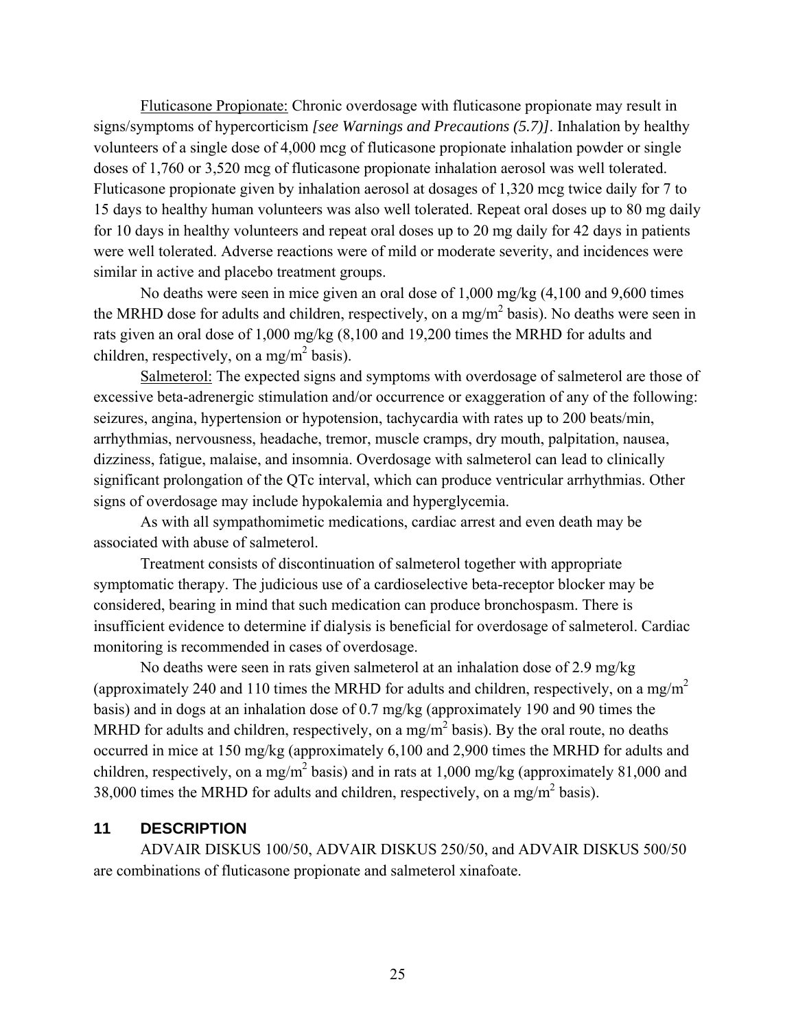Fluticasone Propionate: Chronic overdosage with fluticasone propionate may result in signs/symptoms of hypercorticism *[see Warnings and Precautions (5.7)]*. Inhalation by healthy volunteers of a single dose of 4,000 mcg of fluticasone propionate inhalation powder or single doses of 1,760 or 3,520 mcg of fluticasone propionate inhalation aerosol was well tolerated. Fluticasone propionate given by inhalation aerosol at dosages of 1,320 mcg twice daily for 7 to 15 days to healthy human volunteers was also well tolerated. Repeat oral doses up to 80 mg daily for 10 days in healthy volunteers and repeat oral doses up to 20 mg daily for 42 days in patients were well tolerated. Adverse reactions were of mild or moderate severity, and incidences were similar in active and placebo treatment groups.

No deaths were seen in mice given an oral dose of 1,000 mg/kg (4,100 and 9,600 times the MRHD dose for adults and children, respectively, on a mg/m$^2$ basis). No deaths were seen in rats given an oral dose of 1,000 mg/kg (8,100 and 19,200 times the MRHD for adults and children, respectively, on a mg/m$^2$ basis).

Salmeterol: The expected signs and symptoms with overdosage of salmeterol are those of excessive beta-adrenergic stimulation and/or occurrence or exaggeration of any of the following: seizures, angina, hypertension or hypotension, tachycardia with rates up to 200 beats/min, arrhythmias, nervousness, headache, tremor, muscle cramps, dry mouth, palpitation, nausea, dizziness, fatigue, malaise, and insomnia. Overdosage with salmeterol can lead to clinically significant prolongation of the QTc interval, which can produce ventricular arrhythmias. Other signs of overdosage may include hypokalemia and hyperglycemia.

As with all sympathomimetic medications, cardiac arrest and even death may be associated with abuse of salmeterol.

Treatment consists of discontinuation of salmeterol together with appropriate symptomatic therapy. The judicious use of a cardioselective beta-receptor blocker may be considered, bearing in mind that such medication can produce bronchospasm. There is insufficient evidence to determine if dialysis is beneficial for overdosage of salmeterol. Cardiac monitoring is recommended in cases of overdosage.

No deaths were seen in rats given salmeterol at an inhalation dose of 2.9 mg/kg (approximately 240 and 110 times the MRHD for adults and children, respectively, on a mg/m$^2$ basis) and in dogs at an inhalation dose of 0.7 mg/kg (approximately 190 and 90 times the MRHD for adults and children, respectively, on a mg/m$^2$ basis). By the oral route, no deaths occurred in mice at 150 mg/kg (approximately 6,100 and 2,900 times the MRHD for adults and children, respectively, on a mg/m$^2$ basis) and in rats at 1,000 mg/kg (approximately 81,000 and 38,000 times the MRHD for adults and children, respectively, on a mg/m$^2$ basis).

## 11 DESCRIPTION

ADVAIR DISKUS 100/50, ADVAIR DISKUS 250/50, and ADVAIR DISKUS 500/50 are combinations of fluticasone propionate and salmeterol xinafoate.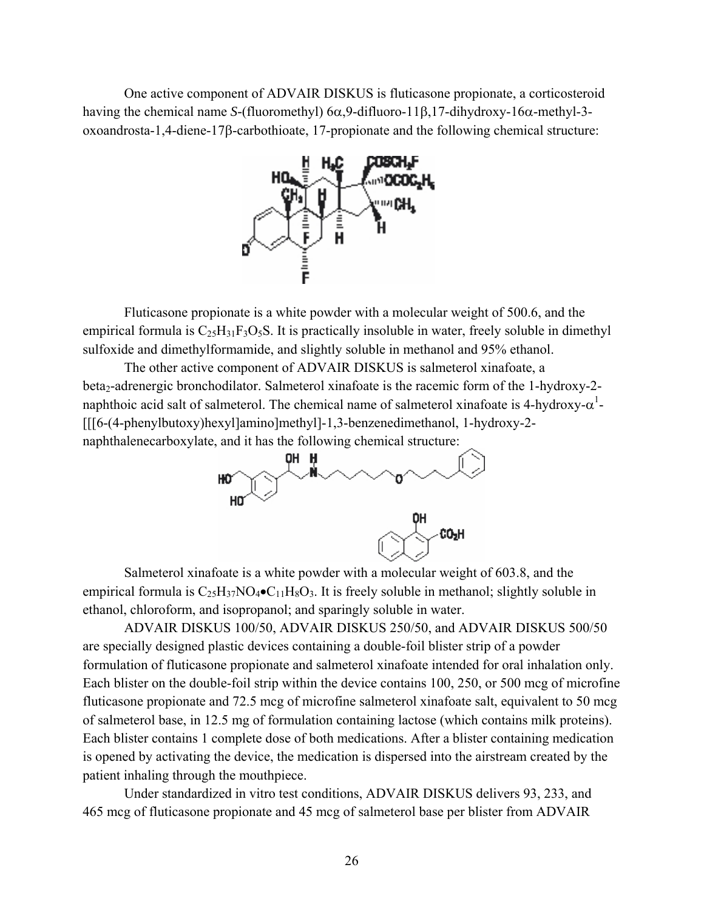One active component of ADVAIR DISKUS is fluticasone propionate, a corticosteroid having the chemical name *S*-(fluoromethyl) 6α,9-difluoro-11β,17-dihydroxy-16α-methyl-3-oxoandrosta-1,4-diene-17β-carbothioate, 17-propionate and the following chemical structure:

Fluticasone propionate is a white powder with a molecular weight of 500.6, and the empirical formula is $C_{25}H_{31}F_{3}O_{5}S$. It is practically insoluble in water, freely soluble in dimethyl sulfoxide and dimethylformamide, and slightly soluble in methanol and 95% ethanol.

The other active component of ADVAIR DISKUS is salmeterol xinafoate, a beta$_2$-adrenergic bronchodilator. Salmeterol xinafoate is the racemic form of the 1-hydroxy-2-naphthoic acid salt of salmeterol. The chemical name of salmeterol xinafoate is 4-hydroxy-$\alpha^1$-[[[6-(4-phenylbutoxy)hexyl]amino]methyl]-1,3-benzenedimethanol, 1-hydroxy-2-naphthalenecarboxylate, and it has the following chemical structure:

Salmeterol xinafoate is a white powder with a molecular weight of 603.8, and the empirical formula is $C_{25}H_{37}NO_{4}\bullet C_{11}H_{8}O_{3}$. It is freely soluble in methanol; slightly soluble in ethanol, chloroform, and isopropanol; and sparingly soluble in water.

ADVAIR DISKUS 100/50, ADVAIR DISKUS 250/50, and ADVAIR DISKUS 500/50 are specially designed plastic devices containing a double-foil blister strip of a powder formulation of fluticasone propionate and salmeterol xinafoate intended for oral inhalation only. Each blister on the double-foil strip within the device contains 100, 250, or 500 mcg of microfine fluticasone propionate and 72.5 mcg of microfine salmeterol xinafoate salt, equivalent to 50 mcg of salmeterol base, in 12.5 mg of formulation containing lactose (which contains milk proteins). Each blister contains 1 complete dose of both medications. After a blister containing medication is opened by activating the device, the medication is dispersed into the airstream created by the patient inhaling through the mouthpiece.

Under standardized in vitro test conditions, ADVAIR DISKUS delivers 93, 233, and 465 mcg of fluticasone propionate and 45 mcg of salmeterol base per blister from ADVAIR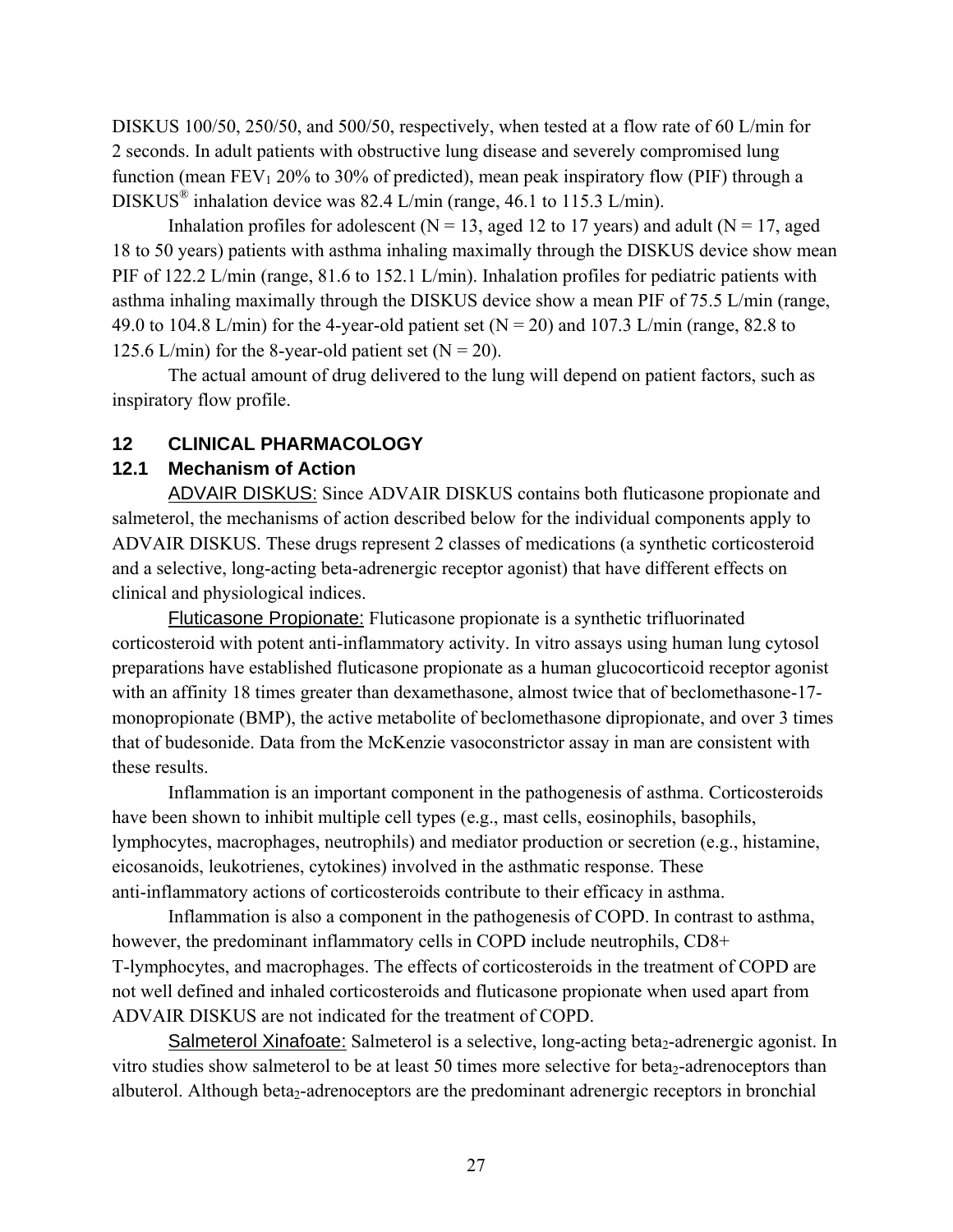DISKUS 100/50, 250/50, and 500/50, respectively, when tested at a flow rate of 60 L/min for 2 seconds. In adult patients with obstructive lung disease and severely compromised lung function (mean $FEV_1$ 20% to 30% of predicted), mean peak inspiratory flow (PIF) through a DISKUS® inhalation device was 82.4 L/min (range, 46.1 to 115.3 L/min).

Inhalation profiles for adolescent (N = 13, aged 12 to 17 years) and adult (N = 17, aged 18 to 50 years) patients with asthma inhaling maximally through the DISKUS device show mean PIF of 122.2 L/min (range, 81.6 to 152.1 L/min). Inhalation profiles for pediatric patients with asthma inhaling maximally through the DISKUS device show a mean PIF of 75.5 L/min (range, 49.0 to 104.8 L/min) for the 4-year-old patient set (N = 20) and 107.3 L/min (range, 82.8 to 125.6 L/min) for the 8-year-old patient set (N = 20).

The actual amount of drug delivered to the lung will depend on patient factors, such as inspiratory flow profile.

## 12 CLINICAL PHARMACOLOGY

### 12.1 Mechanism of Action

ADVAIR DISKUS: Since ADVAIR DISKUS contains both fluticasone propionate and salmeterol, the mechanisms of action described below for the individual components apply to ADVAIR DISKUS. These drugs represent 2 classes of medications (a synthetic corticosteroid and a selective, long-acting beta-adrenergic receptor agonist) that have different effects on clinical and physiological indices.

Fluticasone Propionate: Fluticasone propionate is a synthetic trifluorinated corticosteroid with potent anti-inflammatory activity. In vitro assays using human lung cytosol preparations have established fluticasone propionate as a human glucocorticoid receptor agonist with an affinity 18 times greater than dexamethasone, almost twice that of beclomethasone-17-monopropionate (BMP), the active metabolite of beclomethasone dipropionate, and over 3 times that of budesonide. Data from the McKenzie vasoconstrictor assay in man are consistent with these results.

Inflammation is an important component in the pathogenesis of asthma. Corticosteroids have been shown to inhibit multiple cell types (e.g., mast cells, eosinophils, basophils, lymphocytes, macrophages, neutrophils) and mediator production or secretion (e.g., histamine, eicosanoids, leukotrienes, cytokines) involved in the asthmatic response. These anti-inflammatory actions of corticosteroids contribute to their efficacy in asthma.

Inflammation is also a component in the pathogenesis of COPD. In contrast to asthma, however, the predominant inflammatory cells in COPD include neutrophils, CD8+ T-lymphocytes, and macrophages. The effects of corticosteroids in the treatment of COPD are not well defined and inhaled corticosteroids and fluticasone propionate when used apart from ADVAIR DISKUS are not indicated for the treatment of COPD.

Salmeterol Xinafoate: Salmeterol is a selective, long-acting $beta_2$-adrenergic agonist. In vitro studies show salmeterol to be at least 50 times more selective for $beta_2$-adrenoceptors than albuterol. Although $beta_2$-adrenoceptors are the predominant adrenergic receptors in bronchial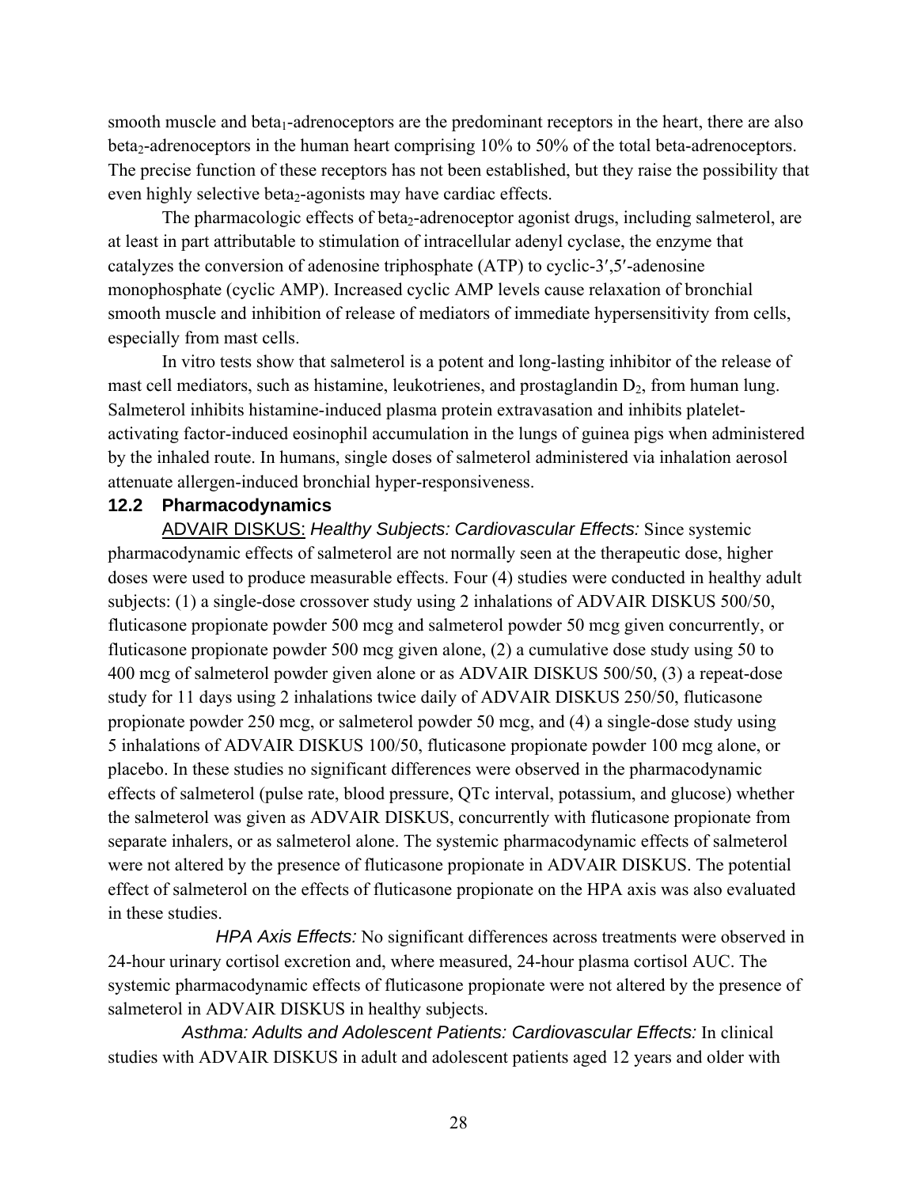smooth muscle and $beta_1$-adrenoceptors are the predominant receptors in the heart, there are also $beta_2$-adrenoceptors in the human heart comprising 10% to 50% of the total beta-adrenoceptors. The precise function of these receptors has not been established, but they raise the possibility that even highly selective $beta_2$-agonists may have cardiac effects.

The pharmacologic effects of $beta_2$-adrenoceptor agonist drugs, including salmeterol, are at least in part attributable to stimulation of intracellular adenyl cyclase, the enzyme that catalyzes the conversion of adenosine triphosphate (ATP) to cyclic-3′,5′-adenosine monophosphate (cyclic AMP). Increased cyclic AMP levels cause relaxation of bronchial smooth muscle and inhibition of release of mediators of immediate hypersensitivity from cells, especially from mast cells.

In vitro tests show that salmeterol is a potent and long-lasting inhibitor of the release of mast cell mediators, such as histamine, leukotrienes, and prostaglandin $D_2$, from human lung. Salmeterol inhibits histamine-induced plasma protein extravasation and inhibits platelet-activating factor-induced eosinophil accumulation in the lungs of guinea pigs when administered by the inhaled route. In humans, single doses of salmeterol administered via inhalation aerosol attenuate allergen-induced bronchial hyper-responsiveness.

### 12.2 Pharmacodynamics

ADVAIR DISKUS: *Healthy Subjects: Cardiovascular Effects:* Since systemic pharmacodynamic effects of salmeterol are not normally seen at the therapeutic dose, higher doses were used to produce measurable effects. Four (4) studies were conducted in healthy adult subjects: (1) a single-dose crossover study using 2 inhalations of ADVAIR DISKUS 500/50, fluticasone propionate powder 500 mcg and salmeterol powder 50 mcg given concurrently, or fluticasone propionate powder 500 mcg given alone, (2) a cumulative dose study using 50 to 400 mcg of salmeterol powder given alone or as ADVAIR DISKUS 500/50, (3) a repeat-dose study for 11 days using 2 inhalations twice daily of ADVAIR DISKUS 250/50, fluticasone propionate powder 250 mcg, or salmeterol powder 50 mcg, and (4) a single-dose study using 5 inhalations of ADVAIR DISKUS 100/50, fluticasone propionate powder 100 mcg alone, or placebo. In these studies no significant differences were observed in the pharmacodynamic effects of salmeterol (pulse rate, blood pressure, QTc interval, potassium, and glucose) whether the salmeterol was given as ADVAIR DISKUS, concurrently with fluticasone propionate from separate inhalers, or as salmeterol alone. The systemic pharmacodynamic effects of salmeterol were not altered by the presence of fluticasone propionate in ADVAIR DISKUS. The potential effect of salmeterol on the effects of fluticasone propionate on the HPA axis was also evaluated in these studies.

*HPA Axis Effects:* No significant differences across treatments were observed in 24-hour urinary cortisol excretion and, where measured, 24-hour plasma cortisol AUC. The systemic pharmacodynamic effects of fluticasone propionate were not altered by the presence of salmeterol in ADVAIR DISKUS in healthy subjects.

*Asthma: Adults and Adolescent Patients: Cardiovascular Effects:* In clinical studies with ADVAIR DISKUS in adult and adolescent patients aged 12 years and older with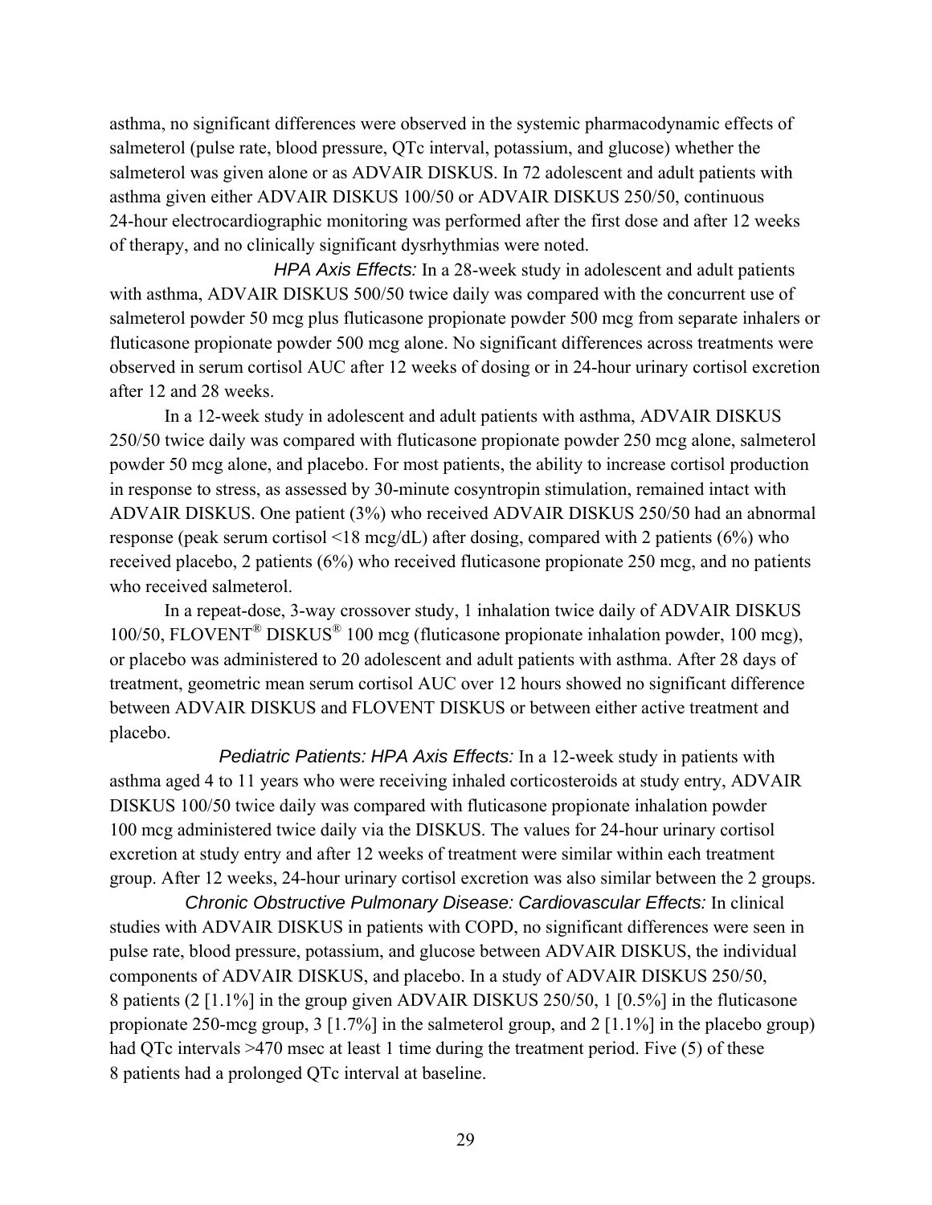asthma, no significant differences were observed in the systemic pharmacodynamic effects of salmeterol (pulse rate, blood pressure, QTc interval, potassium, and glucose) whether the salmeterol was given alone or as ADVAIR DISKUS. In 72 adolescent and adult patients with asthma given either ADVAIR DISKUS 100/50 or ADVAIR DISKUS 250/50, continuous 24-hour electrocardiographic monitoring was performed after the first dose and after 12 weeks of therapy, and no clinically significant dysrhythmias were noted.

*HPA Axis Effects:* In a 28-week study in adolescent and adult patients with asthma, ADVAIR DISKUS 500/50 twice daily was compared with the concurrent use of salmeterol powder 50 mcg plus fluticasone propionate powder 500 mcg from separate inhalers or fluticasone propionate powder 500 mcg alone. No significant differences across treatments were observed in serum cortisol AUC after 12 weeks of dosing or in 24-hour urinary cortisol excretion after 12 and 28 weeks.

In a 12-week study in adolescent and adult patients with asthma, ADVAIR DISKUS 250/50 twice daily was compared with fluticasone propionate powder 250 mcg alone, salmeterol powder 50 mcg alone, and placebo. For most patients, the ability to increase cortisol production in response to stress, as assessed by 30-minute cosyntropin stimulation, remained intact with ADVAIR DISKUS. One patient (3%) who received ADVAIR DISKUS 250/50 had an abnormal response (peak serum cortisol <18 mcg/dL) after dosing, compared with 2 patients (6%) who received placebo, 2 patients (6%) who received fluticasone propionate 250 mcg, and no patients who received salmeterol.

In a repeat-dose, 3-way crossover study, 1 inhalation twice daily of ADVAIR DISKUS 100/50, FLOVENT® DISKUS® 100 mcg (fluticasone propionate inhalation powder, 100 mcg), or placebo was administered to 20 adolescent and adult patients with asthma. After 28 days of treatment, geometric mean serum cortisol AUC over 12 hours showed no significant difference between ADVAIR DISKUS and FLOVENT DISKUS or between either active treatment and placebo.

*Pediatric Patients: HPA Axis Effects:* In a 12-week study in patients with asthma aged 4 to 11 years who were receiving inhaled corticosteroids at study entry, ADVAIR DISKUS 100/50 twice daily was compared with fluticasone propionate inhalation powder 100 mcg administered twice daily via the DISKUS. The values for 24-hour urinary cortisol excretion at study entry and after 12 weeks of treatment were similar within each treatment group. After 12 weeks, 24-hour urinary cortisol excretion was also similar between the 2 groups.

*Chronic Obstructive Pulmonary Disease: Cardiovascular Effects:* In clinical studies with ADVAIR DISKUS in patients with COPD, no significant differences were seen in pulse rate, blood pressure, potassium, and glucose between ADVAIR DISKUS, the individual components of ADVAIR DISKUS, and placebo. In a study of ADVAIR DISKUS 250/50, 8 patients (2 [1.1%] in the group given ADVAIR DISKUS 250/50, 1 [0.5%] in the fluticasone propionate 250-mcg group, 3 [1.7%] in the salmeterol group, and 2 [1.1%] in the placebo group) had QTc intervals >470 msec at least 1 time during the treatment period. Five (5) of these 8 patients had a prolonged QTc interval at baseline.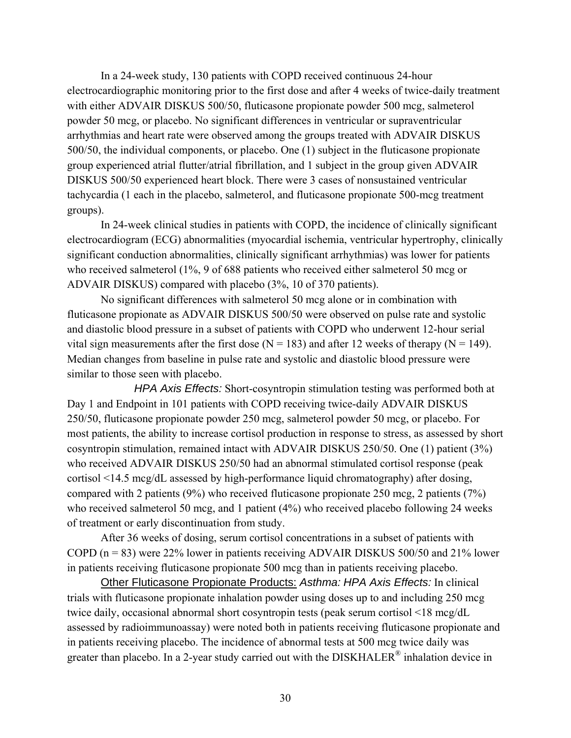In a 24-week study, 130 patients with COPD received continuous 24-hour electrocardiographic monitoring prior to the first dose and after 4 weeks of twice-daily treatment with either ADVAIR DISKUS 500/50, fluticasone propionate powder 500 mcg, salmeterol powder 50 mcg, or placebo. No significant differences in ventricular or supraventricular arrhythmias and heart rate were observed among the groups treated with ADVAIR DISKUS 500/50, the individual components, or placebo. One (1) subject in the fluticasone propionate group experienced atrial flutter/atrial fibrillation, and 1 subject in the group given ADVAIR DISKUS 500/50 experienced heart block. There were 3 cases of nonsustained ventricular tachycardia (1 each in the placebo, salmeterol, and fluticasone propionate 500-mcg treatment groups).

In 24-week clinical studies in patients with COPD, the incidence of clinically significant electrocardiogram (ECG) abnormalities (myocardial ischemia, ventricular hypertrophy, clinically significant conduction abnormalities, clinically significant arrhythmias) was lower for patients who received salmeterol (1%, 9 of 688 patients who received either salmeterol 50 mcg or ADVAIR DISKUS) compared with placebo (3%, 10 of 370 patients).

No significant differences with salmeterol 50 mcg alone or in combination with fluticasone propionate as ADVAIR DISKUS 500/50 were observed on pulse rate and systolic and diastolic blood pressure in a subset of patients with COPD who underwent 12-hour serial vital sign measurements after the first dose (N = 183) and after 12 weeks of therapy (N = 149). Median changes from baseline in pulse rate and systolic and diastolic blood pressure were similar to those seen with placebo.

*HPA Axis Effects:* Short-cosyntropin stimulation testing was performed both at Day 1 and Endpoint in 101 patients with COPD receiving twice-daily ADVAIR DISKUS 250/50, fluticasone propionate powder 250 mcg, salmeterol powder 50 mcg, or placebo. For most patients, the ability to increase cortisol production in response to stress, as assessed by short cosyntropin stimulation, remained intact with ADVAIR DISKUS 250/50. One (1) patient (3%) who received ADVAIR DISKUS 250/50 had an abnormal stimulated cortisol response (peak cortisol <14.5 mcg/dL assessed by high-performance liquid chromatography) after dosing, compared with 2 patients (9%) who received fluticasone propionate 250 mcg, 2 patients (7%) who received salmeterol 50 mcg, and 1 patient (4%) who received placebo following 24 weeks of treatment or early discontinuation from study.

After 36 weeks of dosing, serum cortisol concentrations in a subset of patients with COPD (n = 83) were 22% lower in patients receiving ADVAIR DISKUS 500/50 and 21% lower in patients receiving fluticasone propionate 500 mcg than in patients receiving placebo.

<u>Other Fluticasone Propionate Products:</u> *Asthma: HPA Axis Effects:* In clinical trials with fluticasone propionate inhalation powder using doses up to and including 250 mcg twice daily, occasional abnormal short cosyntropin tests (peak serum cortisol <18 mcg/dL assessed by radioimmunoassay) were noted both in patients receiving fluticasone propionate and in patients receiving placebo. The incidence of abnormal tests at 500 mcg twice daily was greater than placebo. In a 2-year study carried out with the DISKHALER® inhalation device in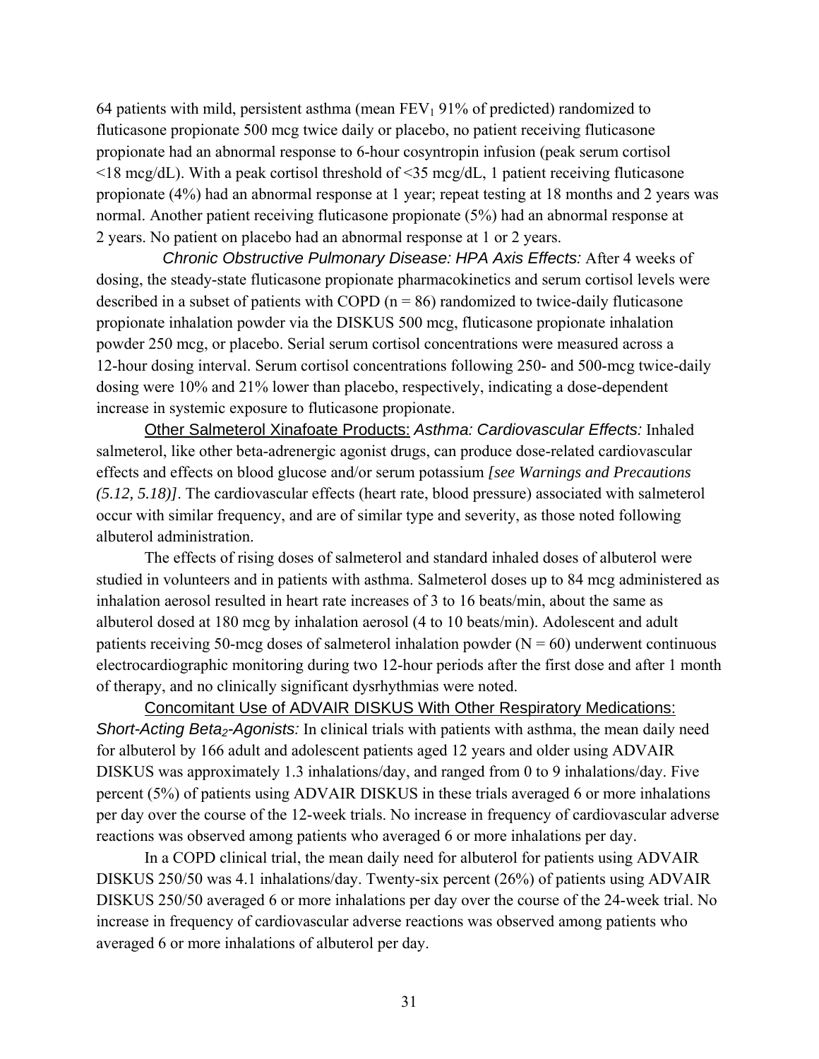64 patients with mild, persistent asthma (mean $FEV_1$ 91% of predicted) randomized to fluticasone propionate 500 mcg twice daily or placebo, no patient receiving fluticasone propionate had an abnormal response to 6-hour cosyntropin infusion (peak serum cortisol <18 mcg/dL). With a peak cortisol threshold of <35 mcg/dL, 1 patient receiving fluticasone propionate (4%) had an abnormal response at 1 year; repeat testing at 18 months and 2 years was normal. Another patient receiving fluticasone propionate (5%) had an abnormal response at 2 years. No patient on placebo had an abnormal response at 1 or 2 years.

*Chronic Obstructive Pulmonary Disease: HPA Axis Effects:* After 4 weeks of dosing, the steady-state fluticasone propionate pharmacokinetics and serum cortisol levels were described in a subset of patients with COPD (n = 86) randomized to twice-daily fluticasone propionate inhalation powder via the DISKUS 500 mcg, fluticasone propionate inhalation powder 250 mcg, or placebo. Serial serum cortisol concentrations were measured across a 12-hour dosing interval. Serum cortisol concentrations following 250- and 500-mcg twice-daily dosing were 10% and 21% lower than placebo, respectively, indicating a dose-dependent increase in systemic exposure to fluticasone propionate.

<u>Other Salmeterol Xinafoate Products:</u> *Asthma: Cardiovascular Effects:* Inhaled salmeterol, like other beta-adrenergic agonist drugs, can produce dose-related cardiovascular effects and effects on blood glucose and/or serum potassium *[see Warnings and Precautions (5.12, 5.18)]*. The cardiovascular effects (heart rate, blood pressure) associated with salmeterol occur with similar frequency, and are of similar type and severity, as those noted following albuterol administration.

The effects of rising doses of salmeterol and standard inhaled doses of albuterol were studied in volunteers and in patients with asthma. Salmeterol doses up to 84 mcg administered as inhalation aerosol resulted in heart rate increases of 3 to 16 beats/min, about the same as albuterol dosed at 180 mcg by inhalation aerosol (4 to 10 beats/min). Adolescent and adult patients receiving 50-mcg doses of salmeterol inhalation powder (N = 60) underwent continuous electrocardiographic monitoring during two 12-hour periods after the first dose and after 1 month of therapy, and no clinically significant dysrhythmias were noted.

<u>Concomitant Use of ADVAIR DISKUS With Other Respiratory Medications:</u> *Short-Acting $Beta_2$-Agonists:* In clinical trials with patients with asthma, the mean daily need for albuterol by 166 adult and adolescent patients aged 12 years and older using ADVAIR DISKUS was approximately 1.3 inhalations/day, and ranged from 0 to 9 inhalations/day. Five percent (5%) of patients using ADVAIR DISKUS in these trials averaged 6 or more inhalations per day over the course of the 12-week trials. No increase in frequency of cardiovascular adverse reactions was observed among patients who averaged 6 or more inhalations per day.

In a COPD clinical trial, the mean daily need for albuterol for patients using ADVAIR DISKUS 250/50 was 4.1 inhalations/day. Twenty-six percent (26%) of patients using ADVAIR DISKUS 250/50 averaged 6 or more inhalations per day over the course of the 24-week trial. No increase in frequency of cardiovascular adverse reactions was observed among patients who averaged 6 or more inhalations of albuterol per day.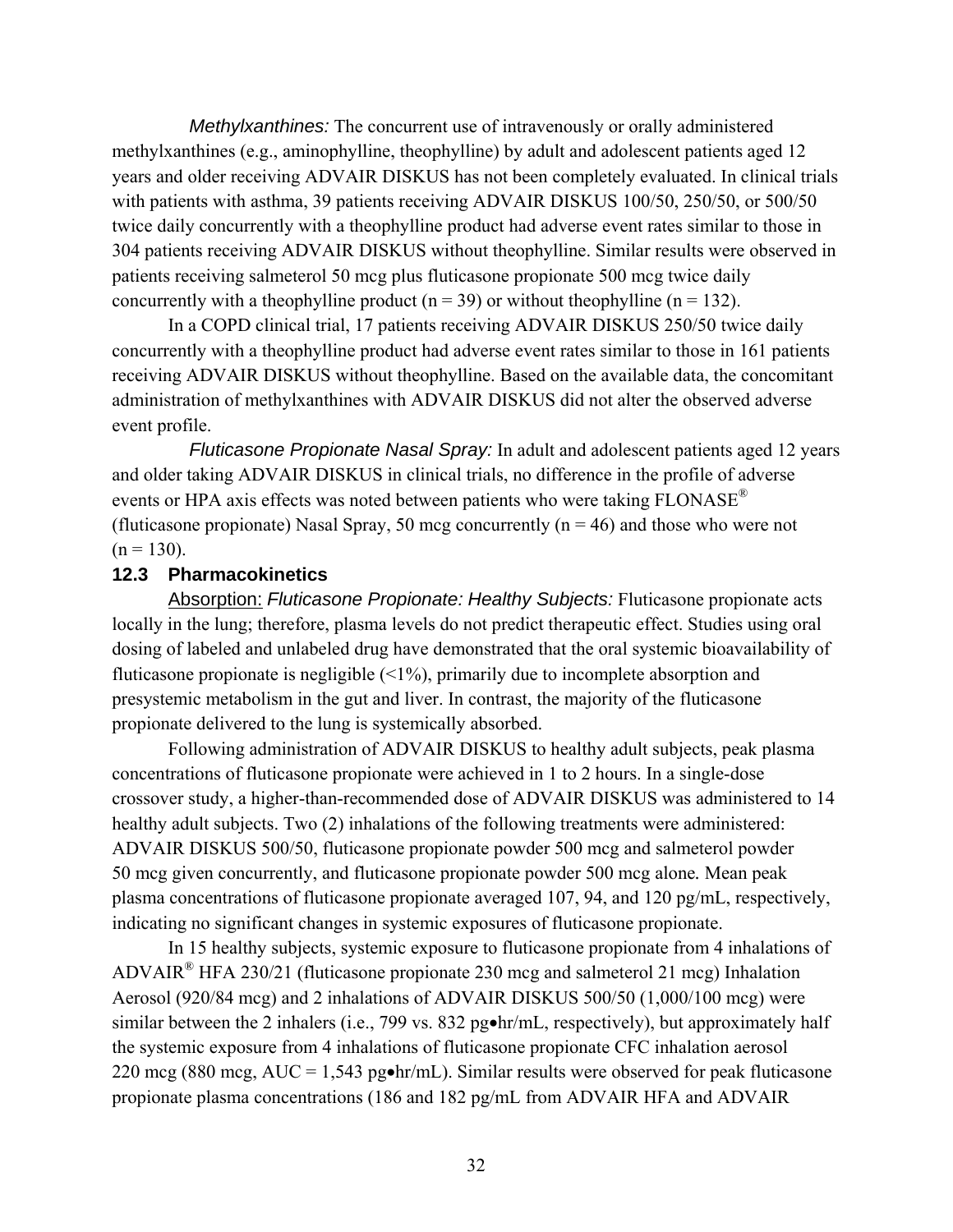*Methylxanthines:* The concurrent use of intravenously or orally administered methylxanthines (e.g., aminophylline, theophylline) by adult and adolescent patients aged 12 years and older receiving ADVAIR DISKUS has not been completely evaluated. In clinical trials with patients with asthma, 39 patients receiving ADVAIR DISKUS 100/50, 250/50, or 500/50 twice daily concurrently with a theophylline product had adverse event rates similar to those in 304 patients receiving ADVAIR DISKUS without theophylline. Similar results were observed in patients receiving salmeterol 50 mcg plus fluticasone propionate 500 mcg twice daily concurrently with a theophylline product (n = 39) or without theophylline (n = 132).

In a COPD clinical trial, 17 patients receiving ADVAIR DISKUS 250/50 twice daily concurrently with a theophylline product had adverse event rates similar to those in 161 patients receiving ADVAIR DISKUS without theophylline. Based on the available data, the concomitant administration of methylxanthines with ADVAIR DISKUS did not alter the observed adverse event profile.

*Fluticasone Propionate Nasal Spray:* In adult and adolescent patients aged 12 years and older taking ADVAIR DISKUS in clinical trials, no difference in the profile of adverse events or HPA axis effects was noted between patients who were taking FLONASE® (fluticasone propionate) Nasal Spray, 50 mcg concurrently (n = 46) and those who were not (n = 130).

## 12.3 Pharmacokinetics

Absorption: *Fluticasone Propionate: Healthy Subjects:* Fluticasone propionate acts locally in the lung; therefore, plasma levels do not predict therapeutic effect. Studies using oral dosing of labeled and unlabeled drug have demonstrated that the oral systemic bioavailability of fluticasone propionate is negligible (<1%), primarily due to incomplete absorption and presystemic metabolism in the gut and liver. In contrast, the majority of the fluticasone propionate delivered to the lung is systemically absorbed.

Following administration of ADVAIR DISKUS to healthy adult subjects, peak plasma concentrations of fluticasone propionate were achieved in 1 to 2 hours. In a single-dose crossover study, a higher-than-recommended dose of ADVAIR DISKUS was administered to 14 healthy adult subjects. Two (2) inhalations of the following treatments were administered: ADVAIR DISKUS 500/50, fluticasone propionate powder 500 mcg and salmeterol powder 50 mcg given concurrently, and fluticasone propionate powder 500 mcg alone. Mean peak plasma concentrations of fluticasone propionate averaged 107, 94, and 120 pg/mL, respectively, indicating no significant changes in systemic exposures of fluticasone propionate.

In 15 healthy subjects, systemic exposure to fluticasone propionate from 4 inhalations of ADVAIR® HFA 230/21 (fluticasone propionate 230 mcg and salmeterol 21 mcg) Inhalation Aerosol (920/84 mcg) and 2 inhalations of ADVAIR DISKUS 500/50 (1,000/100 mcg) were similar between the 2 inhalers (i.e., 799 vs. 832 pg•hr/mL, respectively), but approximately half the systemic exposure from 4 inhalations of fluticasone propionate CFC inhalation aerosol 220 mcg (880 mcg, AUC = 1,543 pg•hr/mL). Similar results were observed for peak fluticasone propionate plasma concentrations (186 and 182 pg/mL from ADVAIR HFA and ADVAIR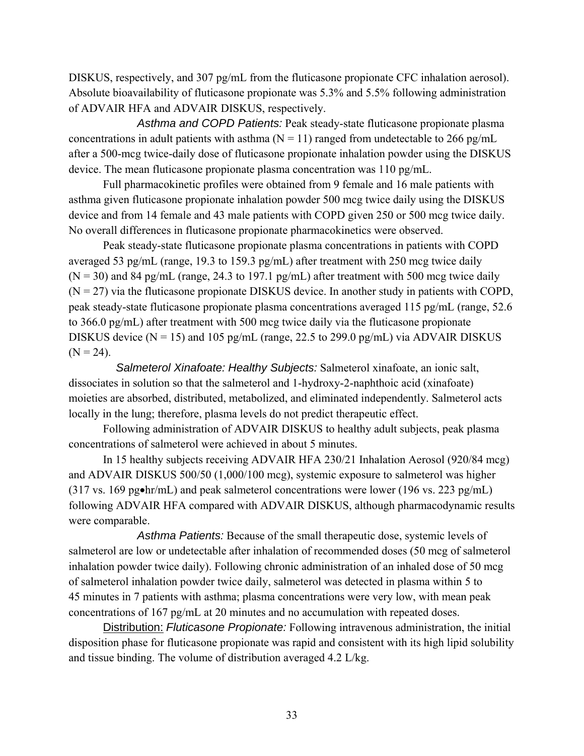DISKUS, respectively, and 307 pg/mL from the fluticasone propionate CFC inhalation aerosol). Absolute bioavailability of fluticasone propionate was 5.3% and 5.5% following administration of ADVAIR HFA and ADVAIR DISKUS, respectively.

*Asthma and COPD Patients:* Peak steady-state fluticasone propionate plasma concentrations in adult patients with asthma (N = 11) ranged from undetectable to 266 pg/mL after a 500-mcg twice-daily dose of fluticasone propionate inhalation powder using the DISKUS device. The mean fluticasone propionate plasma concentration was 110 pg/mL.

Full pharmacokinetic profiles were obtained from 9 female and 16 male patients with asthma given fluticasone propionate inhalation powder 500 mcg twice daily using the DISKUS device and from 14 female and 43 male patients with COPD given 250 or 500 mcg twice daily. No overall differences in fluticasone propionate pharmacokinetics were observed.

Peak steady-state fluticasone propionate plasma concentrations in patients with COPD averaged 53 pg/mL (range, 19.3 to 159.3 pg/mL) after treatment with 250 mcg twice daily (N = 30) and 84 pg/mL (range, 24.3 to 197.1 pg/mL) after treatment with 500 mcg twice daily (N = 27) via the fluticasone propionate DISKUS device. In another study in patients with COPD, peak steady-state fluticasone propionate plasma concentrations averaged 115 pg/mL (range, 52.6 to 366.0 pg/mL) after treatment with 500 mcg twice daily via the fluticasone propionate DISKUS device (N = 15) and 105 pg/mL (range, 22.5 to 299.0 pg/mL) via ADVAIR DISKUS (N = 24).

*Salmeterol Xinafoate: Healthy Subjects:* Salmeterol xinafoate, an ionic salt, dissociates in solution so that the salmeterol and 1-hydroxy-2-naphthoic acid (xinafoate) moieties are absorbed, distributed, metabolized, and eliminated independently. Salmeterol acts locally in the lung; therefore, plasma levels do not predict therapeutic effect.

Following administration of ADVAIR DISKUS to healthy adult subjects, peak plasma concentrations of salmeterol were achieved in about 5 minutes.

In 15 healthy subjects receiving ADVAIR HFA 230/21 Inhalation Aerosol (920/84 mcg) and ADVAIR DISKUS 500/50 (1,000/100 mcg), systemic exposure to salmeterol was higher (317 vs. 169 pg•hr/mL) and peak salmeterol concentrations were lower (196 vs. 223 pg/mL) following ADVAIR HFA compared with ADVAIR DISKUS, although pharmacodynamic results were comparable.

*Asthma Patients:* Because of the small therapeutic dose, systemic levels of salmeterol are low or undetectable after inhalation of recommended doses (50 mcg of salmeterol inhalation powder twice daily). Following chronic administration of an inhaled dose of 50 mcg of salmeterol inhalation powder twice daily, salmeterol was detected in plasma within 5 to 45 minutes in 7 patients with asthma; plasma concentrations were very low, with mean peak concentrations of 167 pg/mL at 20 minutes and no accumulation with repeated doses.

Distribution: *Fluticasone Propionate:* Following intravenous administration, the initial disposition phase for fluticasone propionate was rapid and consistent with its high lipid solubility and tissue binding. The volume of distribution averaged 4.2 L/kg.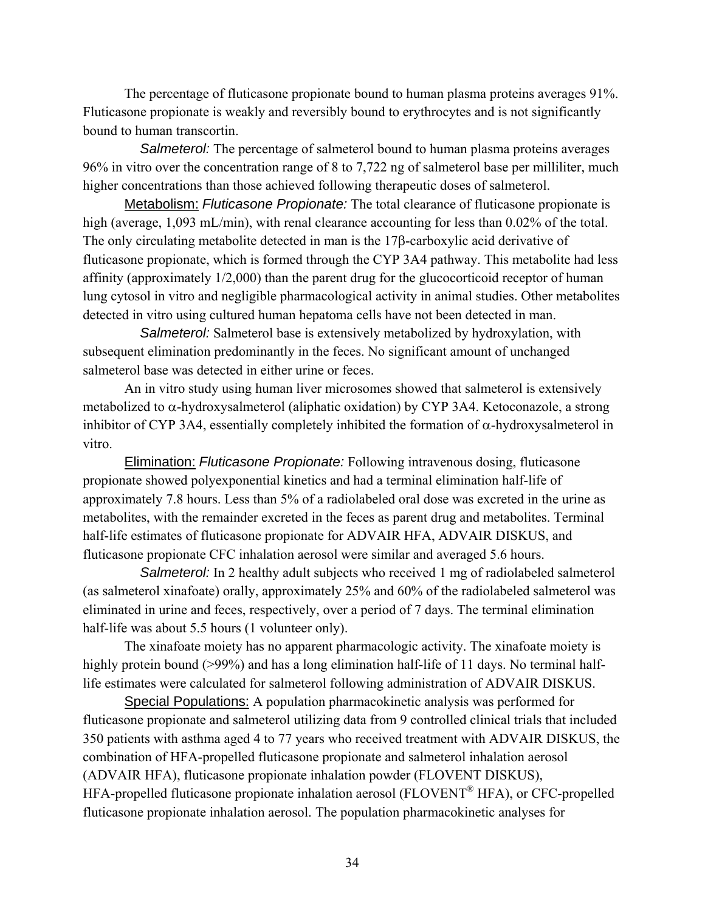The percentage of fluticasone propionate bound to human plasma proteins averages 91%. Fluticasone propionate is weakly and reversibly bound to erythrocytes and is not significantly bound to human transcortin.

*Salmeterol:* The percentage of salmeterol bound to human plasma proteins averages 96% in vitro over the concentration range of 8 to 7,722 ng of salmeterol base per milliliter, much higher concentrations than those achieved following therapeutic doses of salmeterol.

Metabolism: *Fluticasone Propionate:* The total clearance of fluticasone propionate is high (average, 1,093 mL/min), with renal clearance accounting for less than 0.02% of the total. The only circulating metabolite detected in man is the 17β-carboxylic acid derivative of fluticasone propionate, which is formed through the CYP 3A4 pathway. This metabolite had less affinity (approximately 1/2,000) than the parent drug for the glucocorticoid receptor of human lung cytosol in vitro and negligible pharmacological activity in animal studies. Other metabolites detected in vitro using cultured human hepatoma cells have not been detected in man.

*Salmeterol:* Salmeterol base is extensively metabolized by hydroxylation, with subsequent elimination predominantly in the feces. No significant amount of unchanged salmeterol base was detected in either urine or feces.

An in vitro study using human liver microsomes showed that salmeterol is extensively metabolized to α-hydroxysalmeterol (aliphatic oxidation) by CYP 3A4. Ketoconazole, a strong inhibitor of CYP 3A4, essentially completely inhibited the formation of α-hydroxysalmeterol in vitro.

Elimination: *Fluticasone Propionate:* Following intravenous dosing, fluticasone propionate showed polyexponential kinetics and had a terminal elimination half-life of approximately 7.8 hours. Less than 5% of a radiolabeled oral dose was excreted in the urine as metabolites, with the remainder excreted in the feces as parent drug and metabolites. Terminal half-life estimates of fluticasone propionate for ADVAIR HFA, ADVAIR DISKUS, and fluticasone propionate CFC inhalation aerosol were similar and averaged 5.6 hours.

*Salmeterol:* In 2 healthy adult subjects who received 1 mg of radiolabeled salmeterol (as salmeterol xinafoate) orally, approximately 25% and 60% of the radiolabeled salmeterol was eliminated in urine and feces, respectively, over a period of 7 days. The terminal elimination half-life was about 5.5 hours (1 volunteer only).

The xinafoate moiety has no apparent pharmacologic activity. The xinafoate moiety is highly protein bound (>99%) and has a long elimination half-life of 11 days. No terminal half-life estimates were calculated for salmeterol following administration of ADVAIR DISKUS.

Special Populations: A population pharmacokinetic analysis was performed for fluticasone propionate and salmeterol utilizing data from 9 controlled clinical trials that included 350 patients with asthma aged 4 to 77 years who received treatment with ADVAIR DISKUS, the combination of HFA-propelled fluticasone propionate and salmeterol inhalation aerosol (ADVAIR HFA), fluticasone propionate inhalation powder (FLOVENT DISKUS), HFA-propelled fluticasone propionate inhalation aerosol (FLOVENT® HFA), or CFC-propelled fluticasone propionate inhalation aerosol. The population pharmacokinetic analyses for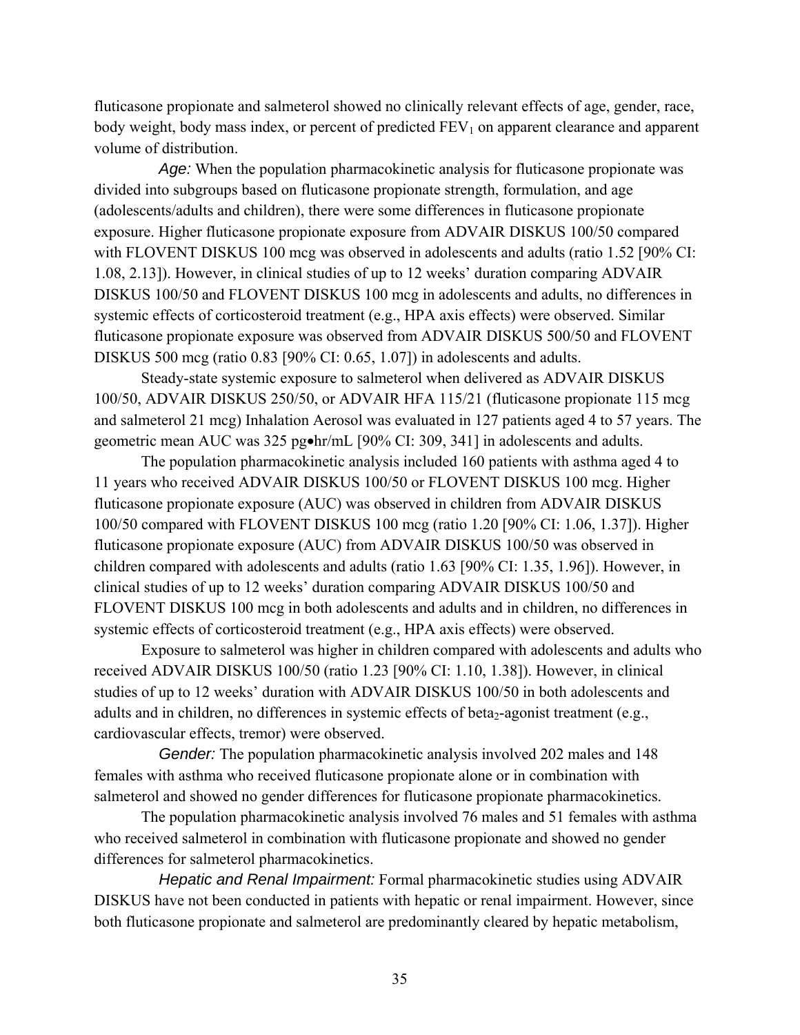fluticasone propionate and salmeterol showed no clinically relevant effects of age, gender, race, body weight, body mass index, or percent of predicted $FEV_1$ on apparent clearance and apparent volume of distribution.

*Age:* When the population pharmacokinetic analysis for fluticasone propionate was divided into subgroups based on fluticasone propionate strength, formulation, and age (adolescents/adults and children), there were some differences in fluticasone propionate exposure. Higher fluticasone propionate exposure from ADVAIR DISKUS 100/50 compared with FLOVENT DISKUS 100 mcg was observed in adolescents and adults (ratio 1.52 [90% CI: 1.08, 2.13]). However, in clinical studies of up to 12 weeks' duration comparing ADVAIR DISKUS 100/50 and FLOVENT DISKUS 100 mcg in adolescents and adults, no differences in systemic effects of corticosteroid treatment (e.g., HPA axis effects) were observed. Similar fluticasone propionate exposure was observed from ADVAIR DISKUS 500/50 and FLOVENT DISKUS 500 mcg (ratio 0.83 [90% CI: 0.65, 1.07]) in adolescents and adults.

Steady-state systemic exposure to salmeterol when delivered as ADVAIR DISKUS 100/50, ADVAIR DISKUS 250/50, or ADVAIR HFA 115/21 (fluticasone propionate 115 mcg and salmeterol 21 mcg) Inhalation Aerosol was evaluated in 127 patients aged 4 to 57 years. The geometric mean AUC was 325 pg•hr/mL [90% CI: 309, 341] in adolescents and adults.

The population pharmacokinetic analysis included 160 patients with asthma aged 4 to 11 years who received ADVAIR DISKUS 100/50 or FLOVENT DISKUS 100 mcg. Higher fluticasone propionate exposure (AUC) was observed in children from ADVAIR DISKUS 100/50 compared with FLOVENT DISKUS 100 mcg (ratio 1.20 [90% CI: 1.06, 1.37]). Higher fluticasone propionate exposure (AUC) from ADVAIR DISKUS 100/50 was observed in children compared with adolescents and adults (ratio 1.63 [90% CI: 1.35, 1.96]). However, in clinical studies of up to 12 weeks' duration comparing ADVAIR DISKUS 100/50 and FLOVENT DISKUS 100 mcg in both adolescents and adults and in children, no differences in systemic effects of corticosteroid treatment (e.g., HPA axis effects) were observed.

Exposure to salmeterol was higher in children compared with adolescents and adults who received ADVAIR DISKUS 100/50 (ratio 1.23 [90% CI: 1.10, 1.38]). However, in clinical studies of up to 12 weeks' duration with ADVAIR DISKUS 100/50 in both adolescents and adults and in children, no differences in systemic effects of $beta_2$-agonist treatment (e.g., cardiovascular effects, tremor) were observed.

*Gender:* The population pharmacokinetic analysis involved 202 males and 148 females with asthma who received fluticasone propionate alone or in combination with salmeterol and showed no gender differences for fluticasone propionate pharmacokinetics.

The population pharmacokinetic analysis involved 76 males and 51 females with asthma who received salmeterol in combination with fluticasone propionate and showed no gender differences for salmeterol pharmacokinetics.

*Hepatic and Renal Impairment:* Formal pharmacokinetic studies using ADVAIR DISKUS have not been conducted in patients with hepatic or renal impairment. However, since both fluticasone propionate and salmeterol are predominantly cleared by hepatic metabolism,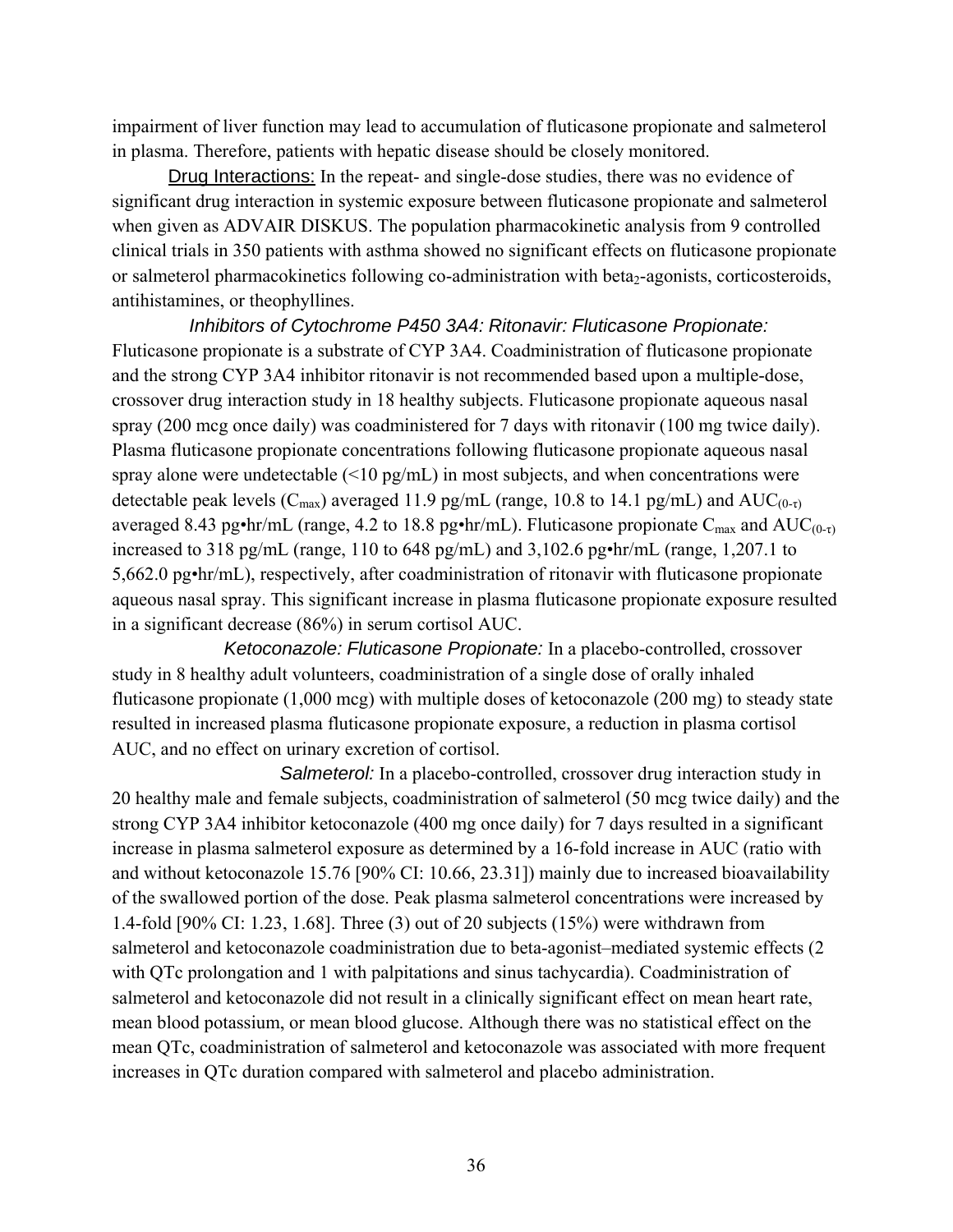impairment of liver function may lead to accumulation of fluticasone propionate and salmeterol in plasma. Therefore, patients with hepatic disease should be closely monitored.

Drug Interactions: In the repeat- and single-dose studies, there was no evidence of significant drug interaction in systemic exposure between fluticasone propionate and salmeterol when given as ADVAIR DISKUS. The population pharmacokinetic analysis from 9 controlled clinical trials in 350 patients with asthma showed no significant effects on fluticasone propionate or salmeterol pharmacokinetics following co-administration with beta$_2$-agonists, corticosteroids, antihistamines, or theophyllines.

*Inhibitors of Cytochrome P450 3A4: Ritonavir: Fluticasone Propionate:* Fluticasone propionate is a substrate of CYP 3A4. Coadministration of fluticasone propionate and the strong CYP 3A4 inhibitor ritonavir is not recommended based upon a multiple-dose, crossover drug interaction study in 18 healthy subjects. Fluticasone propionate aqueous nasal spray (200 mcg once daily) was coadministered for 7 days with ritonavir (100 mg twice daily). Plasma fluticasone propionate concentrations following fluticasone propionate aqueous nasal spray alone were undetectable (<10 pg/mL) in most subjects, and when concentrations were detectable peak levels ($C_{max}$) averaged 11.9 pg/mL (range, 10.8 to 14.1 pg/mL) and $AUC_{(0-\tau)}$ averaged 8.43 pg•hr/mL (range, 4.2 to 18.8 pg•hr/mL). Fluticasone propionate $C_{max}$ and $AUC_{(0-\tau)}$ increased to 318 pg/mL (range, 110 to 648 pg/mL) and 3,102.6 pg•hr/mL (range, 1,207.1 to 5,662.0 pg•hr/mL), respectively, after coadministration of ritonavir with fluticasone propionate aqueous nasal spray. This significant increase in plasma fluticasone propionate exposure resulted in a significant decrease (86%) in serum cortisol AUC.

*Ketoconazole: Fluticasone Propionate:* In a placebo-controlled, crossover study in 8 healthy adult volunteers, coadministration of a single dose of orally inhaled fluticasone propionate (1,000 mcg) with multiple doses of ketoconazole (200 mg) to steady state resulted in increased plasma fluticasone propionate exposure, a reduction in plasma cortisol AUC, and no effect on urinary excretion of cortisol.

*Salmeterol:* In a placebo-controlled, crossover drug interaction study in 20 healthy male and female subjects, coadministration of salmeterol (50 mcg twice daily) and the strong CYP 3A4 inhibitor ketoconazole (400 mg once daily) for 7 days resulted in a significant increase in plasma salmeterol exposure as determined by a 16-fold increase in AUC (ratio with and without ketoconazole 15.76 [90% CI: 10.66, 23.31]) mainly due to increased bioavailability of the swallowed portion of the dose. Peak plasma salmeterol concentrations were increased by 1.4-fold [90% CI: 1.23, 1.68]. Three (3) out of 20 subjects (15%) were withdrawn from salmeterol and ketoconazole coadministration due to beta-agonist–mediated systemic effects (2 with QTc prolongation and 1 with palpitations and sinus tachycardia). Coadministration of salmeterol and ketoconazole did not result in a clinically significant effect on mean heart rate, mean blood potassium, or mean blood glucose. Although there was no statistical effect on the mean QTc, coadministration of salmeterol and ketoconazole was associated with more frequent increases in QTc duration compared with salmeterol and placebo administration.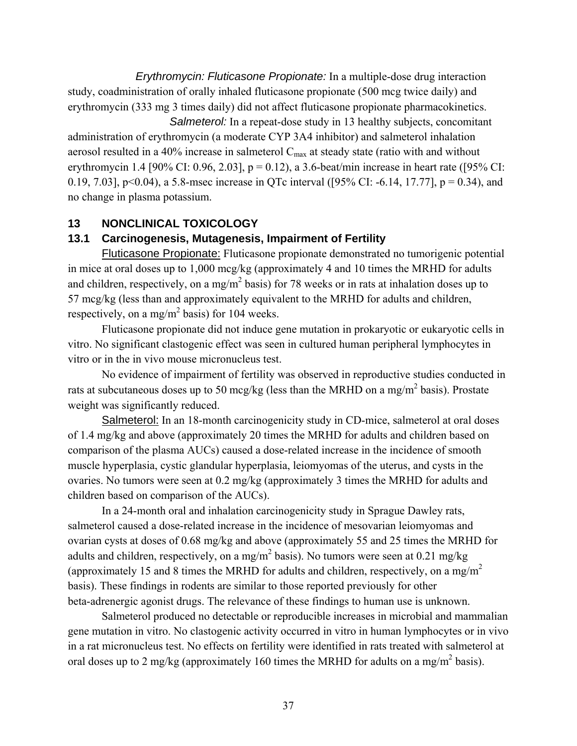*Erythromycin: Fluticasone Propionate:* In a multiple-dose drug interaction study, coadministration of orally inhaled fluticasone propionate (500 mcg twice daily) and erythromycin (333 mg 3 times daily) did not affect fluticasone propionate pharmacokinetics.

*Salmeterol:* In a repeat-dose study in 13 healthy subjects, concomitant administration of erythromycin (a moderate CYP 3A4 inhibitor) and salmeterol inhalation aerosol resulted in a 40% increase in salmeterol $C_{max}$ at steady state (ratio with and without erythromycin 1.4 [90% CI: 0.96, 2.03], $p = 0.12$), a 3.6-beat/min increase in heart rate ([95% CI: 0.19, 7.03], $p<0.04$), a 5.8-msec increase in QTc interval ([95% CI: -6.14, 17.77], $p = 0.34$), and no change in plasma potassium.

## 13 NONCLINICAL TOXICOLOGY

### 13.1 Carcinogenesis, Mutagenesis, Impairment of Fertility

Fluticasone Propionate: Fluticasone propionate demonstrated no tumorigenic potential in mice at oral doses up to 1,000 mcg/kg (approximately 4 and 10 times the MRHD for adults and children, respectively, on a mg/$m^2$ basis) for 78 weeks or in rats at inhalation doses up to 57 mcg/kg (less than and approximately equivalent to the MRHD for adults and children, respectively, on a mg/$m^2$ basis) for 104 weeks.

Fluticasone propionate did not induce gene mutation in prokaryotic or eukaryotic cells in vitro. No significant clastogenic effect was seen in cultured human peripheral lymphocytes in vitro or in the in vivo mouse micronucleus test.

No evidence of impairment of fertility was observed in reproductive studies conducted in rats at subcutaneous doses up to 50 mcg/kg (less than the MRHD on a mg/$m^2$ basis). Prostate weight was significantly reduced.

Salmeterol: In an 18-month carcinogenicity study in CD-mice, salmeterol at oral doses of 1.4 mg/kg and above (approximately 20 times the MRHD for adults and children based on comparison of the plasma AUCs) caused a dose-related increase in the incidence of smooth muscle hyperplasia, cystic glandular hyperplasia, leiomyomas of the uterus, and cysts in the ovaries. No tumors were seen at 0.2 mg/kg (approximately 3 times the MRHD for adults and children based on comparison of the AUCs).

In a 24-month oral and inhalation carcinogenicity study in Sprague Dawley rats, salmeterol caused a dose-related increase in the incidence of mesovarian leiomyomas and ovarian cysts at doses of 0.68 mg/kg and above (approximately 55 and 25 times the MRHD for adults and children, respectively, on a mg/$m^2$ basis). No tumors were seen at 0.21 mg/kg (approximately 15 and 8 times the MRHD for adults and children, respectively, on a mg/$m^2$ basis). These findings in rodents are similar to those reported previously for other beta-adrenergic agonist drugs. The relevance of these findings to human use is unknown.

Salmeterol produced no detectable or reproducible increases in microbial and mammalian gene mutation in vitro. No clastogenic activity occurred in vitro in human lymphocytes or in vivo in a rat micronucleus test. No effects on fertility were identified in rats treated with salmeterol at oral doses up to 2 mg/kg (approximately 160 times the MRHD for adults on a mg/$m^2$ basis).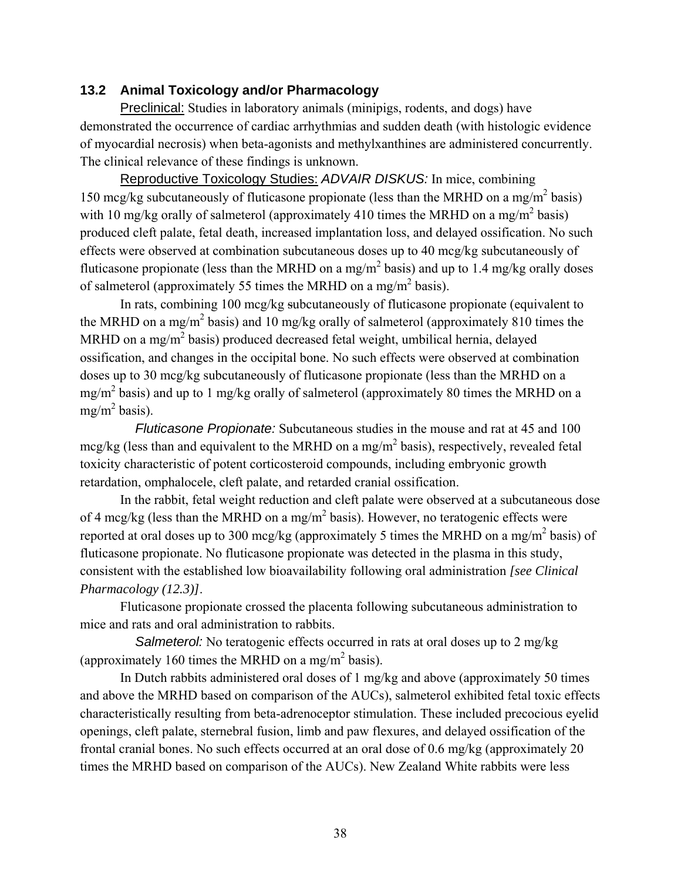### 13.2 Animal Toxicology and/or Pharmacology

Preclinical: Studies in laboratory animals (minipigs, rodents, and dogs) have demonstrated the occurrence of cardiac arrhythmias and sudden death (with histologic evidence of myocardial necrosis) when beta-agonists and methylxanthines are administered concurrently. The clinical relevance of these findings is unknown.

Reproductive Toxicology Studies: *ADVAIR DISKUS:* In mice, combining 150 mcg/kg subcutaneously of fluticasone propionate (less than the MRHD on a mg/m$^2$ basis) with 10 mg/kg orally of salmeterol (approximately 410 times the MRHD on a mg/m$^2$ basis) produced cleft palate, fetal death, increased implantation loss, and delayed ossification. No such effects were observed at combination subcutaneous doses up to 40 mcg/kg subcutaneously of fluticasone propionate (less than the MRHD on a mg/m$^2$ basis) and up to 1.4 mg/kg orally doses of salmeterol (approximately 55 times the MRHD on a mg/m$^2$ basis).

In rats, combining 100 mcg/kg subcutaneously of fluticasone propionate (equivalent to the MRHD on a mg/m$^2$ basis) and 10 mg/kg orally of salmeterol (approximately 810 times the MRHD on a mg/m$^2$ basis) produced decreased fetal weight, umbilical hernia, delayed ossification, and changes in the occipital bone. No such effects were observed at combination doses up to 30 mcg/kg subcutaneously of fluticasone propionate (less than the MRHD on a mg/m$^2$ basis) and up to 1 mg/kg orally of salmeterol (approximately 80 times the MRHD on a mg/m$^2$ basis).

*Fluticasone Propionate:* Subcutaneous studies in the mouse and rat at 45 and 100 mcg/kg (less than and equivalent to the MRHD on a mg/m$^2$ basis), respectively, revealed fetal toxicity characteristic of potent corticosteroid compounds, including embryonic growth retardation, omphalocele, cleft palate, and retarded cranial ossification.

In the rabbit, fetal weight reduction and cleft palate were observed at a subcutaneous dose of 4 mcg/kg (less than the MRHD on a mg/m$^2$ basis). However, no teratogenic effects were reported at oral doses up to 300 mcg/kg (approximately 5 times the MRHD on a mg/m$^2$ basis) of fluticasone propionate. No fluticasone propionate was detected in the plasma in this study, consistent with the established low bioavailability following oral administration *[see Clinical Pharmacology (12.3)]*.

Fluticasone propionate crossed the placenta following subcutaneous administration to mice and rats and oral administration to rabbits.

*Salmeterol:* No teratogenic effects occurred in rats at oral doses up to 2 mg/kg (approximately 160 times the MRHD on a mg/m$^2$ basis).

In Dutch rabbits administered oral doses of 1 mg/kg and above (approximately 50 times and above the MRHD based on comparison of the AUCs), salmeterol exhibited fetal toxic effects characteristically resulting from beta-adrenoceptor stimulation. These included precocious eyelid openings, cleft palate, sternebral fusion, limb and paw flexures, and delayed ossification of the frontal cranial bones. No such effects occurred at an oral dose of 0.6 mg/kg (approximately 20 times the MRHD based on comparison of the AUCs). New Zealand White rabbits were less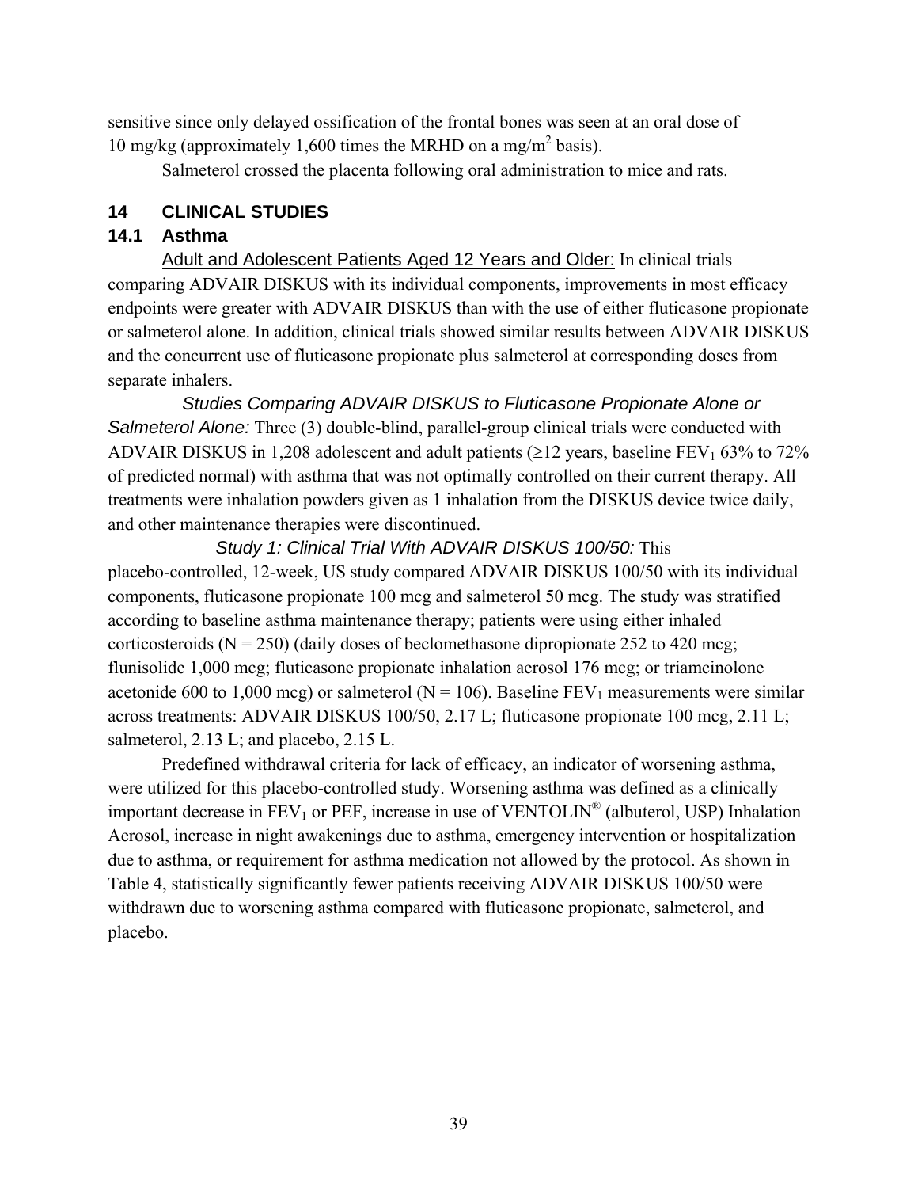sensitive since only delayed ossification of the frontal bones was seen at an oral dose of 10 mg/kg (approximately 1,600 times the MRHD on a mg/m$^2$ basis).

Salmeterol crossed the placenta following oral administration to mice and rats.

## 14 CLINICAL STUDIES

### 14.1 Asthma

Adult and Adolescent Patients Aged 12 Years and Older: In clinical trials comparing ADVAIR DISKUS with its individual components, improvements in most efficacy endpoints were greater with ADVAIR DISKUS than with the use of either fluticasone propionate or salmeterol alone. In addition, clinical trials showed similar results between ADVAIR DISKUS and the concurrent use of fluticasone propionate plus salmeterol at corresponding doses from separate inhalers.

*Studies Comparing ADVAIR DISKUS to Fluticasone Propionate Alone or Salmeterol Alone:* Three (3) double-blind, parallel-group clinical trials were conducted with ADVAIR DISKUS in 1,208 adolescent and adult patients (≥12 years, baseline $FEV_1$ 63% to 72% of predicted normal) with asthma that was not optimally controlled on their current therapy. All treatments were inhalation powders given as 1 inhalation from the DISKUS device twice daily, and other maintenance therapies were discontinued.

*Study 1: Clinical Trial With ADVAIR DISKUS 100/50:* This placebo-controlled, 12-week, US study compared ADVAIR DISKUS 100/50 with its individual components, fluticasone propionate 100 mcg and salmeterol 50 mcg. The study was stratified according to baseline asthma maintenance therapy; patients were using either inhaled corticosteroids (N = 250) (daily doses of beclomethasone dipropionate 252 to 420 mcg; flunisolide 1,000 mcg; fluticasone propionate inhalation aerosol 176 mcg; or triamcinolone acetonide 600 to 1,000 mcg) or salmeterol (N = 106). Baseline $FEV_1$ measurements were similar across treatments: ADVAIR DISKUS 100/50, 2.17 L; fluticasone propionate 100 mcg, 2.11 L; salmeterol, 2.13 L; and placebo, 2.15 L.

Predefined withdrawal criteria for lack of efficacy, an indicator of worsening asthma, were utilized for this placebo-controlled study. Worsening asthma was defined as a clinically important decrease in $FEV_1$ or PEF, increase in use of VENTOLIN® (albuterol, USP) Inhalation Aerosol, increase in night awakenings due to asthma, emergency intervention or hospitalization due to asthma, or requirement for asthma medication not allowed by the protocol. As shown in Table 4, statistically significantly fewer patients receiving ADVAIR DISKUS 100/50 were withdrawn due to worsening asthma compared with fluticasone propionate, salmeterol, and placebo.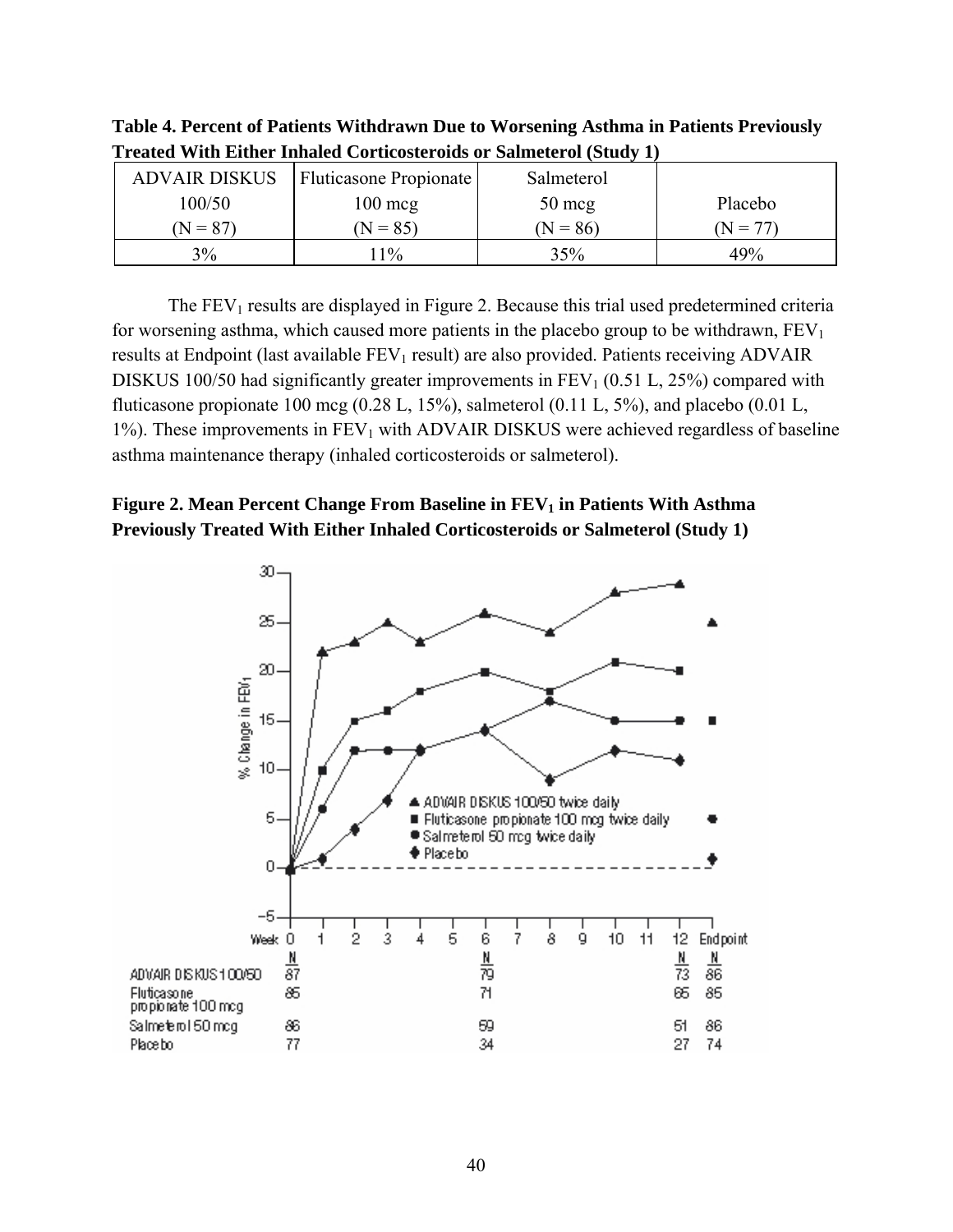**Table 4. Percent of Patients Withdrawn Due to Worsening Asthma in Patients Previously Treated With Either Inhaled Corticosteroids or Salmeterol (Study 1)**

| ADVAIR DISKUS 100/50 (N = 87) | Fluticasone Propionate 100 mcg (N = 85) | Salmeterol 50 mcg (N = 86) | Placebo (N = 77) |
|---|---|---|---|
| 3% | 11% | 35% | 49% |

The $FEV_1$ results are displayed in Figure 2. Because this trial used predetermined criteria for worsening asthma, which caused more patients in the placebo group to be withdrawn, $FEV_1$ results at Endpoint (last available $FEV_1$ result) are also provided. Patients receiving ADVAIR DISKUS 100/50 had significantly greater improvements in $FEV_1$ (0.51 L, 25%) compared with fluticasone propionate 100 mcg (0.28 L, 15%), salmeterol (0.11 L, 5%), and placebo (0.01 L, 1%). These improvements in $FEV_1$ with ADVAIR DISKUS were achieved regardless of baseline asthma maintenance therapy (inhaled corticosteroids or salmeterol).

**Figure 2. Mean Percent Change From Baseline in $FEV_1$ in Patients With Asthma Previously Treated With Either Inhaled Corticosteroids or Salmeterol (Study 1)**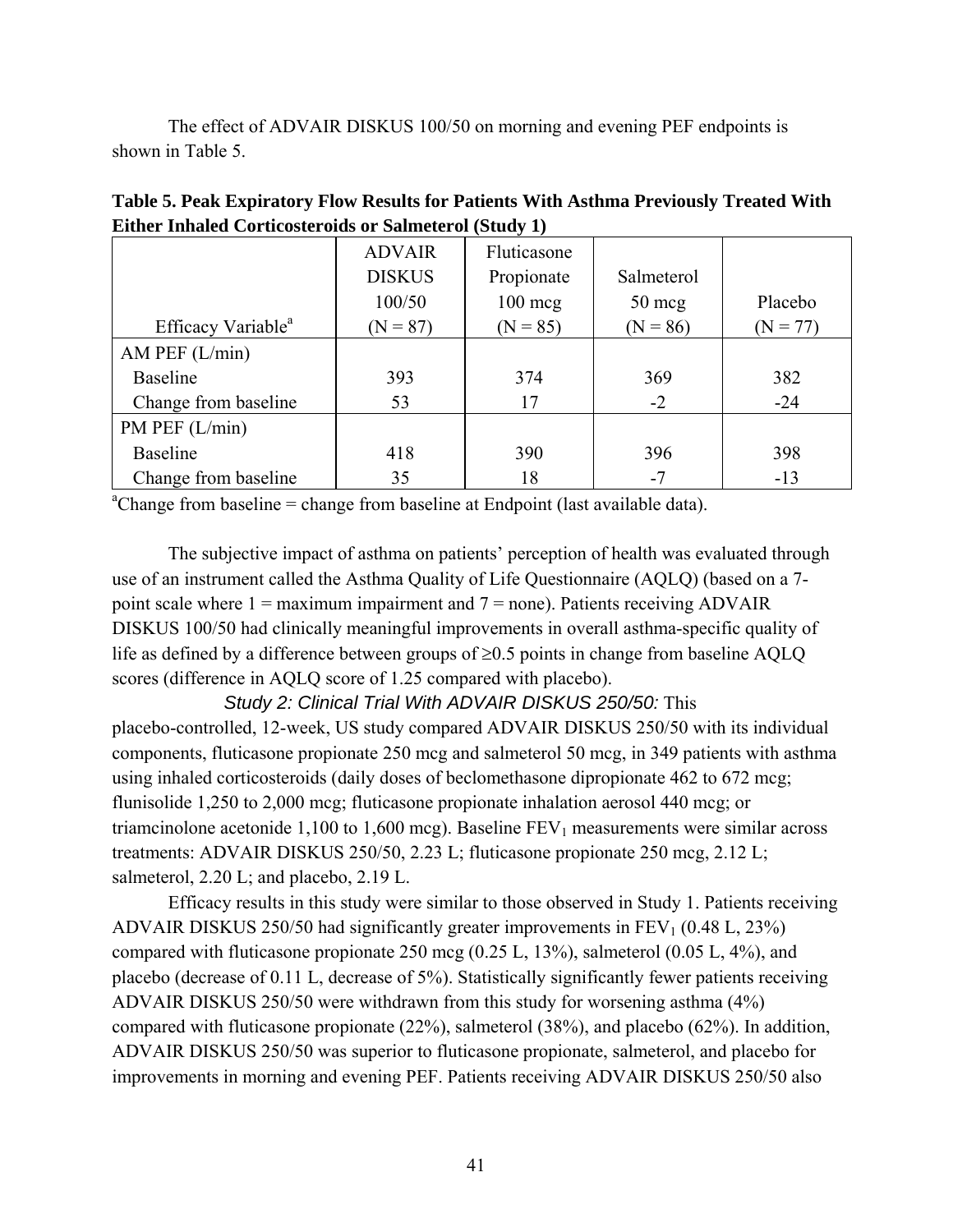The effect of ADVAIR DISKUS 100/50 on morning and evening PEF endpoints is shown in Table 5.

**Table 5. Peak Expiratory Flow Results for Patients With Asthma Previously Treated With Either Inhaled Corticosteroids or Salmeterol (Study 1)**

| Efficacy Variable[a] | ADVAIR DISKUS 100/50 (N = 87) | Fluticasone Propionate 100 mcg (N = 85) | Salmeterol 50 mcg (N = 86) | Placebo (N = 77) |
|---|---|---|---|---|
| AM PEF (L/min) | | | | |
| Baseline | 393 | 374 | 369 | 382 |
| Change from baseline | 53 | 17 | -2 | -24 |
| PM PEF (L/min) | | | | |
| Baseline | 418 | 390 | 396 | 398 |
| Change from baseline | 35 | 18 | -7 | -13 |

[a]Change from baseline = change from baseline at Endpoint (last available data).

The subjective impact of asthma on patients' perception of health was evaluated through use of an instrument called the Asthma Quality of Life Questionnaire (AQLQ) (based on a 7-point scale where 1 = maximum impairment and 7 = none). Patients receiving ADVAIR DISKUS 100/50 had clinically meaningful improvements in overall asthma-specific quality of life as defined by a difference between groups of ≥0.5 points in change from baseline AQLQ scores (difference in AQLQ score of 1.25 compared with placebo).

*Study 2: Clinical Trial With ADVAIR DISKUS 250/50:* This placebo-controlled, 12-week, US study compared ADVAIR DISKUS 250/50 with its individual components, fluticasone propionate 250 mcg and salmeterol 50 mcg, in 349 patients with asthma using inhaled corticosteroids (daily doses of beclomethasone dipropionate 462 to 672 mcg; flunisolide 1,250 to 2,000 mcg; fluticasone propionate inhalation aerosol 440 mcg; or triamcinolone acetonide 1,100 to 1,600 mcg). Baseline $FEV_1$ measurements were similar across treatments: ADVAIR DISKUS 250/50, 2.23 L; fluticasone propionate 250 mcg, 2.12 L; salmeterol, 2.20 L; and placebo, 2.19 L.

Efficacy results in this study were similar to those observed in Study 1. Patients receiving ADVAIR DISKUS 250/50 had significantly greater improvements in $FEV_1$ (0.48 L, 23%) compared with fluticasone propionate 250 mcg (0.25 L, 13%), salmeterol (0.05 L, 4%), and placebo (decrease of 0.11 L, decrease of 5%). Statistically significantly fewer patients receiving ADVAIR DISKUS 250/50 were withdrawn from this study for worsening asthma (4%) compared with fluticasone propionate (22%), salmeterol (38%), and placebo (62%). In addition, ADVAIR DISKUS 250/50 was superior to fluticasone propionate, salmeterol, and placebo for improvements in morning and evening PEF. Patients receiving ADVAIR DISKUS 250/50 also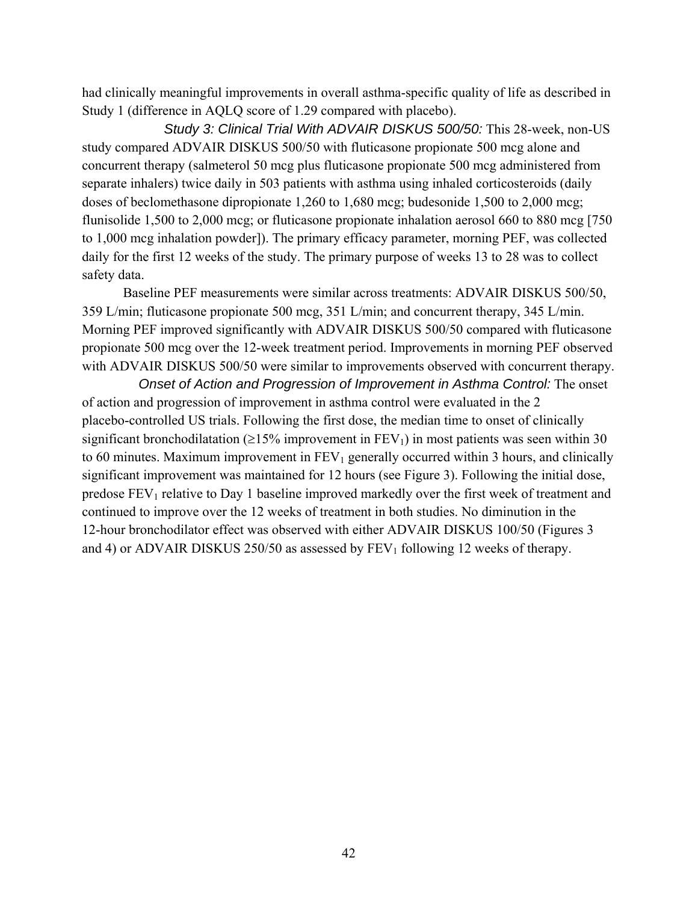had clinically meaningful improvements in overall asthma-specific quality of life as described in Study 1 (difference in AQLQ score of 1.29 compared with placebo).

*Study 3: Clinical Trial With ADVAIR DISKUS 500/50:* This 28-week, non-US study compared ADVAIR DISKUS 500/50 with fluticasone propionate 500 mcg alone and concurrent therapy (salmeterol 50 mcg plus fluticasone propionate 500 mcg administered from separate inhalers) twice daily in 503 patients with asthma using inhaled corticosteroids (daily doses of beclomethasone dipropionate 1,260 to 1,680 mcg; budesonide 1,500 to 2,000 mcg; flunisolide 1,500 to 2,000 mcg; or fluticasone propionate inhalation aerosol 660 to 880 mcg [750 to 1,000 mcg inhalation powder]). The primary efficacy parameter, morning PEF, was collected daily for the first 12 weeks of the study. The primary purpose of weeks 13 to 28 was to collect safety data.

Baseline PEF measurements were similar across treatments: ADVAIR DISKUS 500/50, 359 L/min; fluticasone propionate 500 mcg, 351 L/min; and concurrent therapy, 345 L/min. Morning PEF improved significantly with ADVAIR DISKUS 500/50 compared with fluticasone propionate 500 mcg over the 12-week treatment period. Improvements in morning PEF observed with ADVAIR DISKUS 500/50 were similar to improvements observed with concurrent therapy.

*Onset of Action and Progression of Improvement in Asthma Control:* The onset of action and progression of improvement in asthma control were evaluated in the 2 placebo-controlled US trials. Following the first dose, the median time to onset of clinically significant bronchodilatation (≥15% improvement in $FEV_1$) in most patients was seen within 30 to 60 minutes. Maximum improvement in $FEV_1$ generally occurred within 3 hours, and clinically significant improvement was maintained for 12 hours (see Figure 3). Following the initial dose, predose $FEV_1$ relative to Day 1 baseline improved markedly over the first week of treatment and continued to improve over the 12 weeks of treatment in both studies. No diminution in the 12-hour bronchodilator effect was observed with either ADVAIR DISKUS 100/50 (Figures 3 and 4) or ADVAIR DISKUS 250/50 as assessed by $FEV_1$ following 12 weeks of therapy.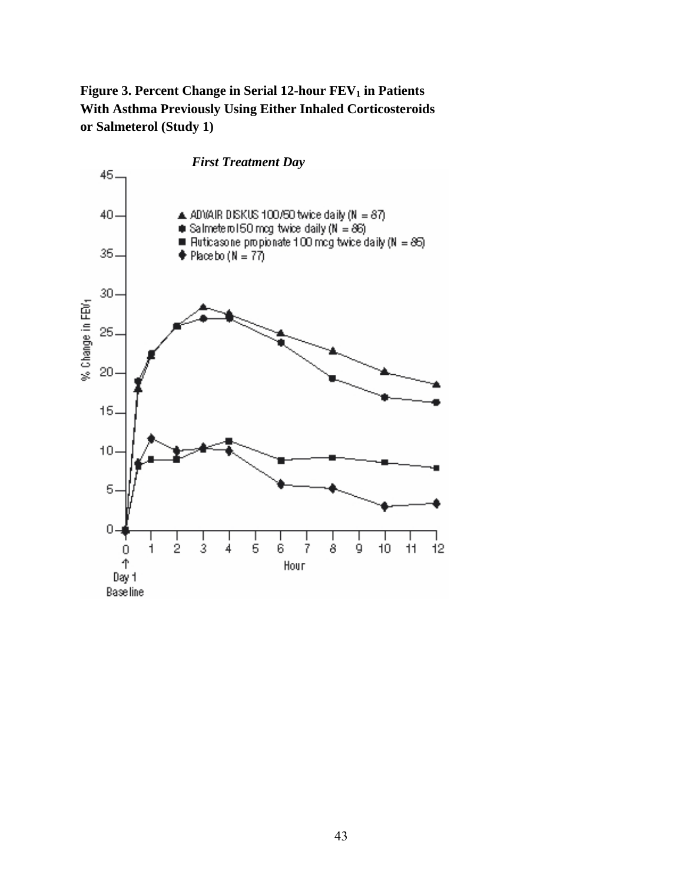**Figure 3. Percent Change in Serial 12-hour $FEV_1$ in Patients With Asthma Previously Using Either Inhaled Corticosteroids or Salmeterol (Study 1)**

***First Treatment Day***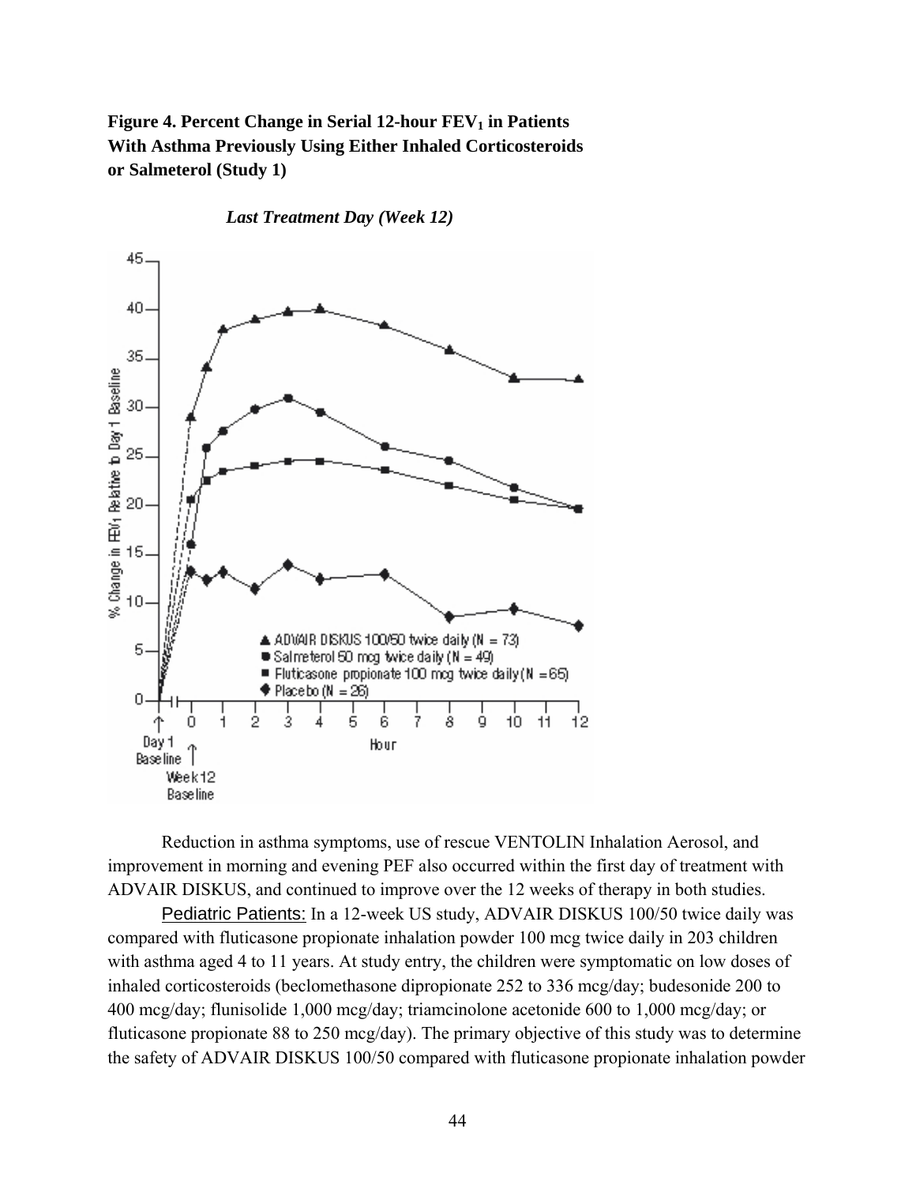**Figure 4. Percent Change in Serial 12-hour $FEV_1$ in Patients With Asthma Previously Using Either Inhaled Corticosteroids or Salmeterol (Study 1)**

***Last Treatment Day (Week 12)***

Reduction in asthma symptoms, use of rescue VENTOLIN Inhalation Aerosol, and improvement in morning and evening PEF also occurred within the first day of treatment with ADVAIR DISKUS, and continued to improve over the 12 weeks of therapy in both studies.

Pediatric Patients: In a 12-week US study, ADVAIR DISKUS 100/50 twice daily was compared with fluticasone propionate inhalation powder 100 mcg twice daily in 203 children with asthma aged 4 to 11 years. At study entry, the children were symptomatic on low doses of inhaled corticosteroids (beclomethasone dipropionate 252 to 336 mcg/day; budesonide 200 to 400 mcg/day; flunisolide 1,000 mcg/day; triamcinolone acetonide 600 to 1,000 mcg/day; or fluticasone propionate 88 to 250 mcg/day). The primary objective of this study was to determine the safety of ADVAIR DISKUS 100/50 compared with fluticasone propionate inhalation powder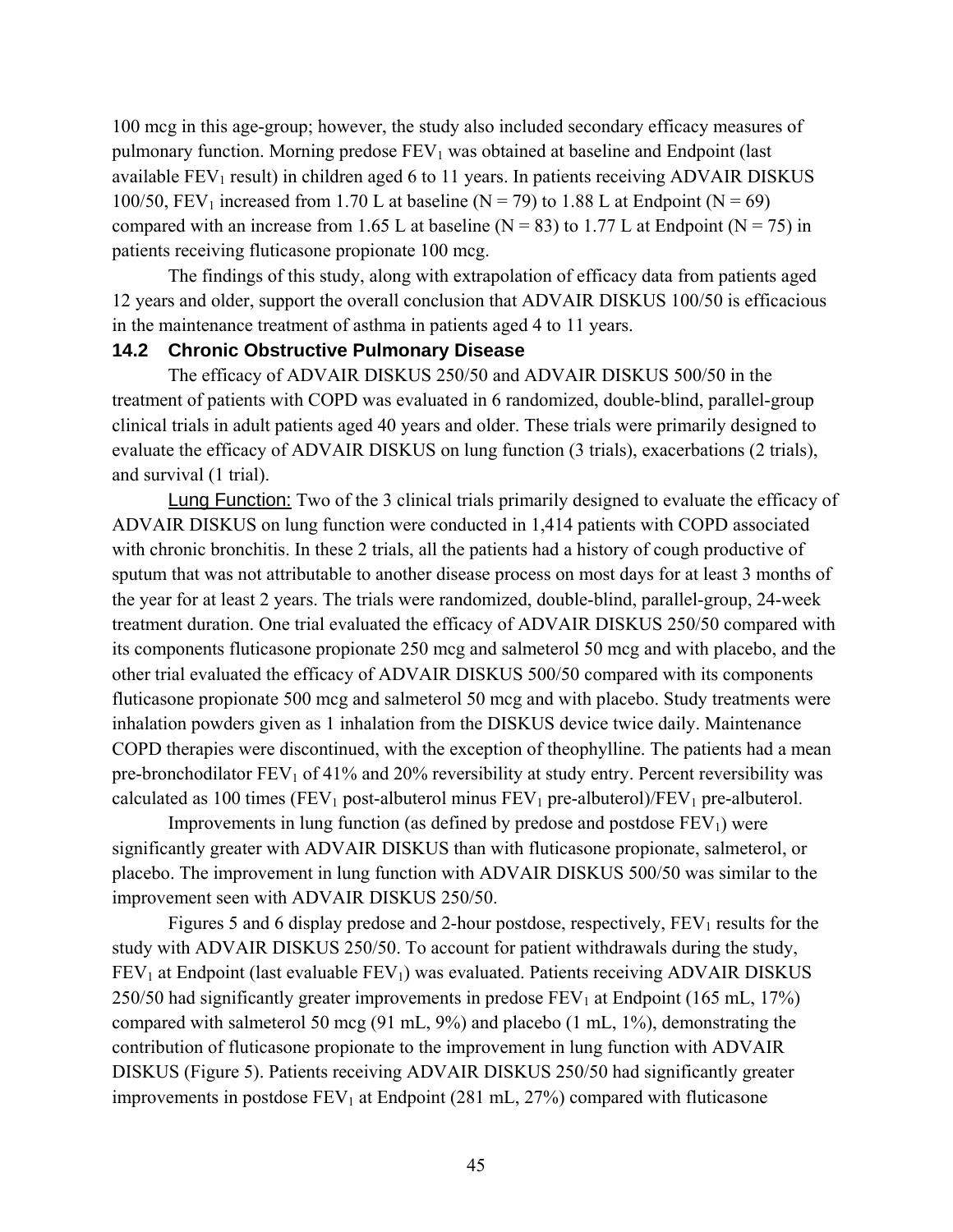100 mcg in this age-group; however, the study also included secondary efficacy measures of pulmonary function. Morning predose $FEV_1$ was obtained at baseline and Endpoint (last available $FEV_1$ result) in children aged 6 to 11 years. In patients receiving ADVAIR DISKUS 100/50, $FEV_1$ increased from 1.70 L at baseline (N = 79) to 1.88 L at Endpoint (N = 69) compared with an increase from 1.65 L at baseline (N = 83) to 1.77 L at Endpoint (N = 75) in patients receiving fluticasone propionate 100 mcg.

The findings of this study, along with extrapolation of efficacy data from patients aged 12 years and older, support the overall conclusion that ADVAIR DISKUS 100/50 is efficacious in the maintenance treatment of asthma in patients aged 4 to 11 years.

## 14.2 Chronic Obstructive Pulmonary Disease

The efficacy of ADVAIR DISKUS 250/50 and ADVAIR DISKUS 500/50 in the treatment of patients with COPD was evaluated in 6 randomized, double-blind, parallel-group clinical trials in adult patients aged 40 years and older. These trials were primarily designed to evaluate the efficacy of ADVAIR DISKUS on lung function (3 trials), exacerbations (2 trials), and survival (1 trial).

Lung Function: Two of the 3 clinical trials primarily designed to evaluate the efficacy of ADVAIR DISKUS on lung function were conducted in 1,414 patients with COPD associated with chronic bronchitis. In these 2 trials, all the patients had a history of cough productive of sputum that was not attributable to another disease process on most days for at least 3 months of the year for at least 2 years. The trials were randomized, double-blind, parallel-group, 24-week treatment duration. One trial evaluated the efficacy of ADVAIR DISKUS 250/50 compared with its components fluticasone propionate 250 mcg and salmeterol 50 mcg and with placebo, and the other trial evaluated the efficacy of ADVAIR DISKUS 500/50 compared with its components fluticasone propionate 500 mcg and salmeterol 50 mcg and with placebo. Study treatments were inhalation powders given as 1 inhalation from the DISKUS device twice daily. Maintenance COPD therapies were discontinued, with the exception of theophylline. The patients had a mean pre-bronchodilator $FEV_1$ of 41% and 20% reversibility at study entry. Percent reversibility was calculated as 100 times ($FEV_1$ post-albuterol minus $FEV_1$ pre-albuterol)/$FEV_1$ pre-albuterol.

Improvements in lung function (as defined by predose and postdose $FEV_1$) were significantly greater with ADVAIR DISKUS than with fluticasone propionate, salmeterol, or placebo. The improvement in lung function with ADVAIR DISKUS 500/50 was similar to the improvement seen with ADVAIR DISKUS 250/50.

Figures 5 and 6 display predose and 2-hour postdose, respectively, $FEV_1$ results for the study with ADVAIR DISKUS 250/50. To account for patient withdrawals during the study, $FEV_1$ at Endpoint (last evaluable $FEV_1$) was evaluated. Patients receiving ADVAIR DISKUS 250/50 had significantly greater improvements in predose $FEV_1$ at Endpoint (165 mL, 17%) compared with salmeterol 50 mcg (91 mL, 9%) and placebo (1 mL, 1%), demonstrating the contribution of fluticasone propionate to the improvement in lung function with ADVAIR DISKUS (Figure 5). Patients receiving ADVAIR DISKUS 250/50 had significantly greater improvements in postdose $FEV_1$ at Endpoint (281 mL, 27%) compared with fluticasone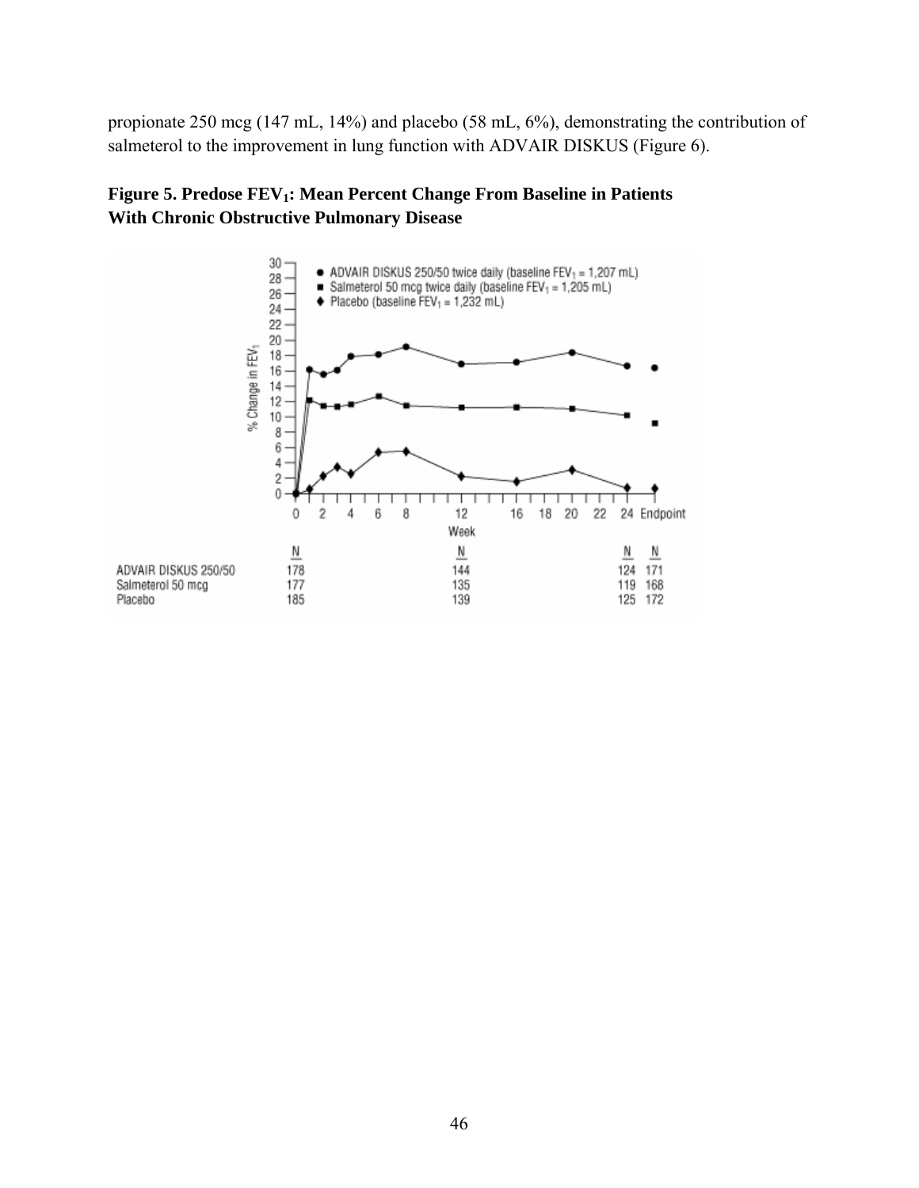propionate 250 mcg (147 mL, 14%) and placebo (58 mL, 6%), demonstrating the contribution of salmeterol to the improvement in lung function with ADVAIR DISKUS (Figure 6).

**Figure 5. Predose $FEV_1$: Mean Percent Change From Baseline in Patients With Chronic Obstructive Pulmonary Disease**

- ● ADVAIR DISKUS 250/50 twice daily (baseline $FEV_1$ = 1,207 mL)
- ■ Salmeterol 50 mcg twice daily (baseline $FEV_1$ = 1,205 mL)
- ◆ Placebo (baseline $FEV_1$ = 1,232 mL)

|  | N (Week 0) | N (Week 12) | N (Week 24) | N (Endpoint) |
|---|---|---|---|---|
| ADVAIR DISKUS 250/50 | 178 | 144 | 124 | 171 |
| Salmeterol 50 mcg | 177 | 135 | 119 | 168 |
| Placebo | 185 | 139 | 125 | 172 |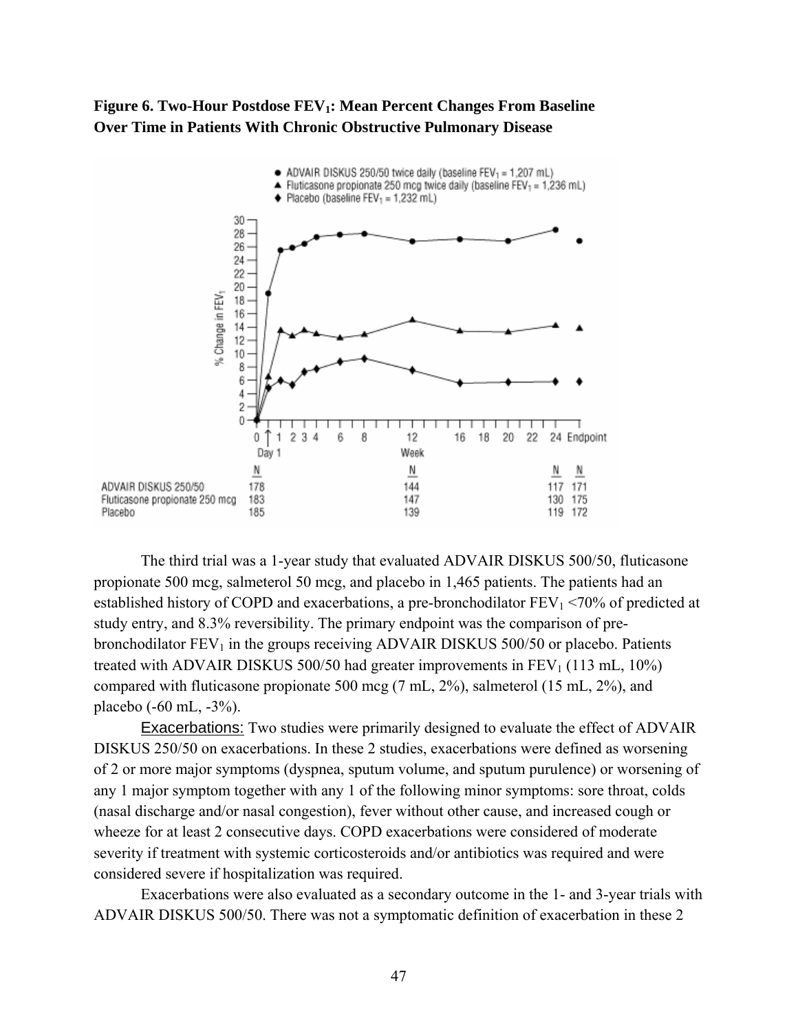**Figure 6. Two-Hour Postdose $FEV_1$: Mean Percent Changes From Baseline Over Time in Patients With Chronic Obstructive Pulmonary Disease**

The third trial was a 1-year study that evaluated ADVAIR DISKUS 500/50, fluticasone propionate 500 mcg, salmeterol 50 mcg, and placebo in 1,465 patients. The patients had an established history of COPD and exacerbations, a pre-bronchodilator $FEV_1$ <70% of predicted at study entry, and 8.3% reversibility. The primary endpoint was the comparison of pre-bronchodilator $FEV_1$ in the groups receiving ADVAIR DISKUS 500/50 or placebo. Patients treated with ADVAIR DISKUS 500/50 had greater improvements in $FEV_1$ (113 mL, 10%) compared with fluticasone propionate 500 mcg (7 mL, 2%), salmeterol (15 mL, 2%), and placebo (-60 mL, -3%).

Exacerbations: Two studies were primarily designed to evaluate the effect of ADVAIR DISKUS 250/50 on exacerbations. In these 2 studies, exacerbations were defined as worsening of 2 or more major symptoms (dyspnea, sputum volume, and sputum purulence) or worsening of any 1 major symptom together with any 1 of the following minor symptoms: sore throat, colds (nasal discharge and/or nasal congestion), fever without other cause, and increased cough or wheeze for at least 2 consecutive days. COPD exacerbations were considered of moderate severity if treatment with systemic corticosteroids and/or antibiotics was required and were considered severe if hospitalization was required.

Exacerbations were also evaluated as a secondary outcome in the 1- and 3-year trials with ADVAIR DISKUS 500/50. There was not a symptomatic definition of exacerbation in these 2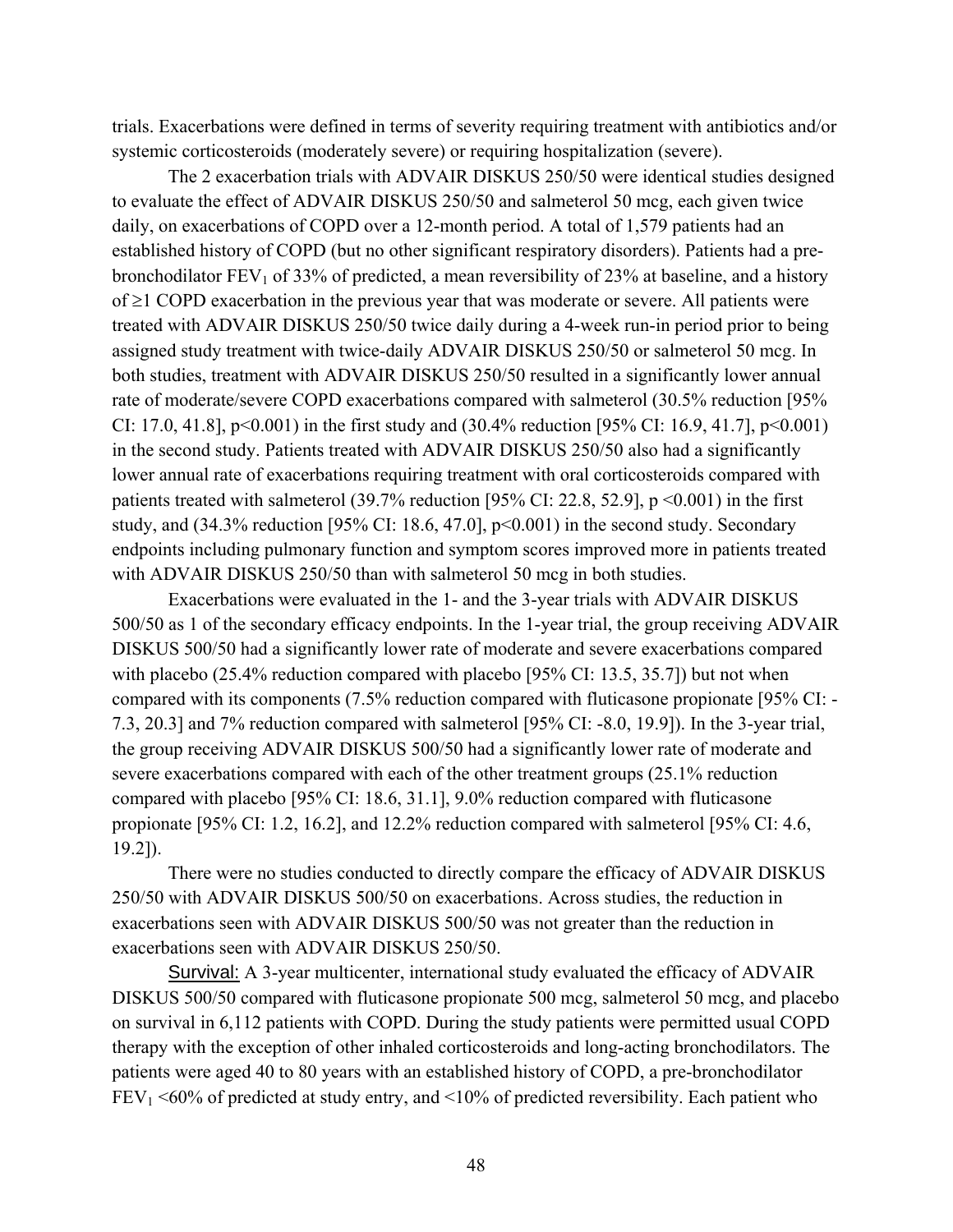trials. Exacerbations were defined in terms of severity requiring treatment with antibiotics and/or systemic corticosteroids (moderately severe) or requiring hospitalization (severe).

The 2 exacerbation trials with ADVAIR DISKUS 250/50 were identical studies designed to evaluate the effect of ADVAIR DISKUS 250/50 and salmeterol 50 mcg, each given twice daily, on exacerbations of COPD over a 12-month period. A total of 1,579 patients had an established history of COPD (but no other significant respiratory disorders). Patients had a pre-bronchodilator $FEV_1$ of 33% of predicted, a mean reversibility of 23% at baseline, and a history of ≥1 COPD exacerbation in the previous year that was moderate or severe. All patients were treated with ADVAIR DISKUS 250/50 twice daily during a 4-week run-in period prior to being assigned study treatment with twice-daily ADVAIR DISKUS 250/50 or salmeterol 50 mcg. In both studies, treatment with ADVAIR DISKUS 250/50 resulted in a significantly lower annual rate of moderate/severe COPD exacerbations compared with salmeterol (30.5% reduction [95% CI: 17.0, 41.8], $p<0.001$) in the first study and (30.4% reduction [95% CI: 16.9, 41.7], $p<0.001$) in the second study. Patients treated with ADVAIR DISKUS 250/50 also had a significantly lower annual rate of exacerbations requiring treatment with oral corticosteroids compared with patients treated with salmeterol (39.7% reduction [95% CI: 22.8, 52.9], $p <0.001$) in the first study, and (34.3% reduction [95% CI: 18.6, 47.0], $p<0.001$) in the second study. Secondary endpoints including pulmonary function and symptom scores improved more in patients treated with ADVAIR DISKUS 250/50 than with salmeterol 50 mcg in both studies.

Exacerbations were evaluated in the 1- and the 3-year trials with ADVAIR DISKUS 500/50 as 1 of the secondary efficacy endpoints. In the 1-year trial, the group receiving ADVAIR DISKUS 500/50 had a significantly lower rate of moderate and severe exacerbations compared with placebo (25.4% reduction compared with placebo [95% CI: 13.5, 35.7]) but not when compared with its components (7.5% reduction compared with fluticasone propionate [95% CI: -7.3, 20.3] and 7% reduction compared with salmeterol [95% CI: -8.0, 19.9]). In the 3-year trial, the group receiving ADVAIR DISKUS 500/50 had a significantly lower rate of moderate and severe exacerbations compared with each of the other treatment groups (25.1% reduction compared with placebo [95% CI: 18.6, 31.1], 9.0% reduction compared with fluticasone propionate [95% CI: 1.2, 16.2], and 12.2% reduction compared with salmeterol [95% CI: 4.6, 19.2]).

There were no studies conducted to directly compare the efficacy of ADVAIR DISKUS 250/50 with ADVAIR DISKUS 500/50 on exacerbations. Across studies, the reduction in exacerbations seen with ADVAIR DISKUS 500/50 was not greater than the reduction in exacerbations seen with ADVAIR DISKUS 250/50.

Survival: A 3-year multicenter, international study evaluated the efficacy of ADVAIR DISKUS 500/50 compared with fluticasone propionate 500 mcg, salmeterol 50 mcg, and placebo on survival in 6,112 patients with COPD. During the study patients were permitted usual COPD therapy with the exception of other inhaled corticosteroids and long-acting bronchodilators. The patients were aged 40 to 80 years with an established history of COPD, a pre-bronchodilator $FEV_1$ <60% of predicted at study entry, and <10% of predicted reversibility. Each patient who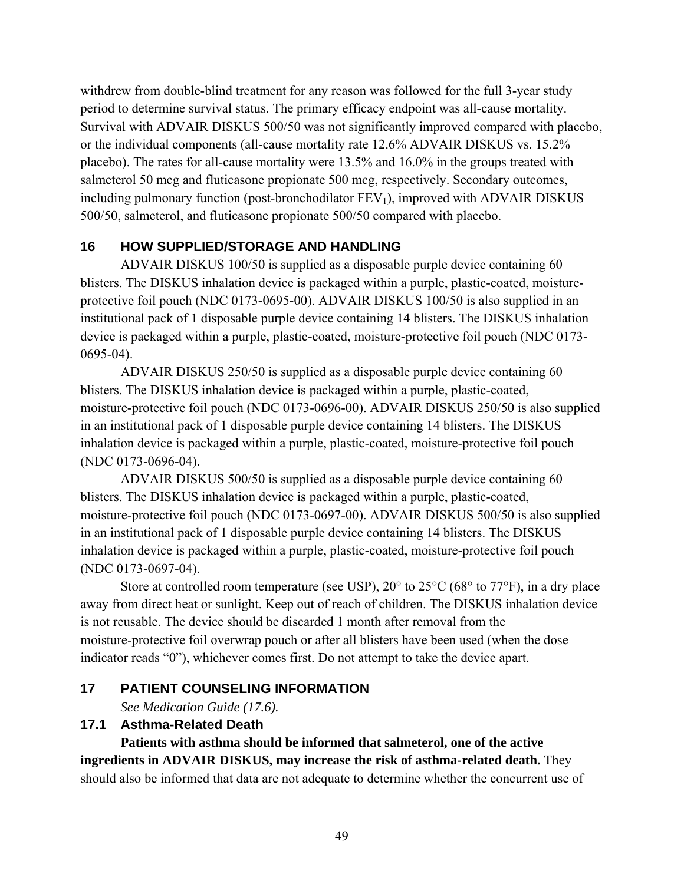withdrew from double-blind treatment for any reason was followed for the full 3-year study period to determine survival status. The primary efficacy endpoint was all-cause mortality. Survival with ADVAIR DISKUS 500/50 was not significantly improved compared with placebo, or the individual components (all-cause mortality rate 12.6% ADVAIR DISKUS vs. 15.2% placebo). The rates for all-cause mortality were 13.5% and 16.0% in the groups treated with salmeterol 50 mcg and fluticasone propionate 500 mcg, respectively. Secondary outcomes, including pulmonary function (post-bronchodilator $FEV_1$), improved with ADVAIR DISKUS 500/50, salmeterol, and fluticasone propionate 500/50 compared with placebo.

## 16 HOW SUPPLIED/STORAGE AND HANDLING

ADVAIR DISKUS 100/50 is supplied as a disposable purple device containing 60 blisters. The DISKUS inhalation device is packaged within a purple, plastic-coated, moisture-protective foil pouch (NDC 0173-0695-00). ADVAIR DISKUS 100/50 is also supplied in an institutional pack of 1 disposable purple device containing 14 blisters. The DISKUS inhalation device is packaged within a purple, plastic-coated, moisture-protective foil pouch (NDC 0173-0695-04).

ADVAIR DISKUS 250/50 is supplied as a disposable purple device containing 60 blisters. The DISKUS inhalation device is packaged within a purple, plastic-coated, moisture-protective foil pouch (NDC 0173-0696-00). ADVAIR DISKUS 250/50 is also supplied in an institutional pack of 1 disposable purple device containing 14 blisters. The DISKUS inhalation device is packaged within a purple, plastic-coated, moisture-protective foil pouch (NDC 0173-0696-04).

ADVAIR DISKUS 500/50 is supplied as a disposable purple device containing 60 blisters. The DISKUS inhalation device is packaged within a purple, plastic-coated, moisture-protective foil pouch (NDC 0173-0697-00). ADVAIR DISKUS 500/50 is also supplied in an institutional pack of 1 disposable purple device containing 14 blisters. The DISKUS inhalation device is packaged within a purple, plastic-coated, moisture-protective foil pouch (NDC 0173-0697-04).

Store at controlled room temperature (see USP), 20° to 25°C (68° to 77°F), in a dry place away from direct heat or sunlight. Keep out of reach of children. The DISKUS inhalation device is not reusable. The device should be discarded 1 month after removal from the moisture-protective foil overwrap pouch or after all blisters have been used (when the dose indicator reads "0"), whichever comes first. Do not attempt to take the device apart.

## 17 PATIENT COUNSELING INFORMATION

*See Medication Guide (17.6).*

### 17.1 Asthma-Related Death

**Patients with asthma should be informed that salmeterol, one of the active ingredients in ADVAIR DISKUS, may increase the risk of asthma-related death.** They should also be informed that data are not adequate to determine whether the concurrent use of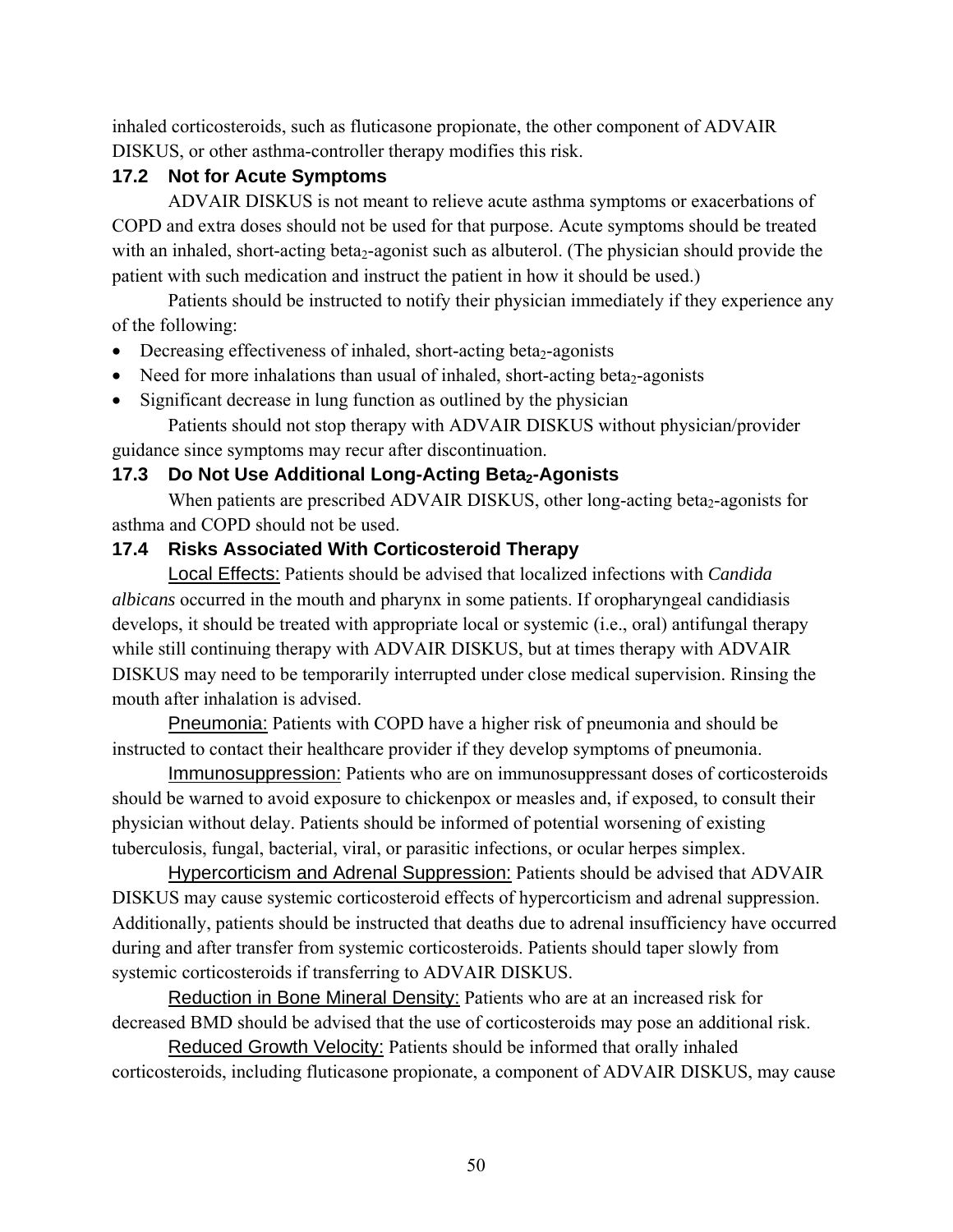inhaled corticosteroids, such as fluticasone propionate, the other component of ADVAIR DISKUS, or other asthma-controller therapy modifies this risk.

### 17.2 Not for Acute Symptoms

ADVAIR DISKUS is not meant to relieve acute asthma symptoms or exacerbations of COPD and extra doses should not be used for that purpose. Acute symptoms should be treated with an inhaled, short-acting beta$_2$-agonist such as albuterol. (The physician should provide the patient with such medication and instruct the patient in how it should be used.)

Patients should be instructed to notify their physician immediately if they experience any of the following:

- Decreasing effectiveness of inhaled, short-acting beta$_2$-agonists
- Need for more inhalations than usual of inhaled, short-acting beta$_2$-agonists
- Significant decrease in lung function as outlined by the physician

Patients should not stop therapy with ADVAIR DISKUS without physician/provider guidance since symptoms may recur after discontinuation.

### 17.3 Do Not Use Additional Long-Acting Beta$_2$-Agonists

When patients are prescribed ADVAIR DISKUS, other long-acting beta$_2$-agonists for asthma and COPD should not be used.

### 17.4 Risks Associated With Corticosteroid Therapy

Local Effects: Patients should be advised that localized infections with *Candida albicans* occurred in the mouth and pharynx in some patients. If oropharyngeal candidiasis develops, it should be treated with appropriate local or systemic (i.e., oral) antifungal therapy while still continuing therapy with ADVAIR DISKUS, but at times therapy with ADVAIR DISKUS may need to be temporarily interrupted under close medical supervision. Rinsing the mouth after inhalation is advised.

Pneumonia: Patients with COPD have a higher risk of pneumonia and should be instructed to contact their healthcare provider if they develop symptoms of pneumonia.

Immunosuppression: Patients who are on immunosuppressant doses of corticosteroids should be warned to avoid exposure to chickenpox or measles and, if exposed, to consult their physician without delay. Patients should be informed of potential worsening of existing tuberculosis, fungal, bacterial, viral, or parasitic infections, or ocular herpes simplex.

Hypercorticism and Adrenal Suppression: Patients should be advised that ADVAIR DISKUS may cause systemic corticosteroid effects of hypercorticism and adrenal suppression. Additionally, patients should be instructed that deaths due to adrenal insufficiency have occurred during and after transfer from systemic corticosteroids. Patients should taper slowly from systemic corticosteroids if transferring to ADVAIR DISKUS.

Reduction in Bone Mineral Density: Patients who are at an increased risk for decreased BMD should be advised that the use of corticosteroids may pose an additional risk.

Reduced Growth Velocity: Patients should be informed that orally inhaled corticosteroids, including fluticasone propionate, a component of ADVAIR DISKUS, may cause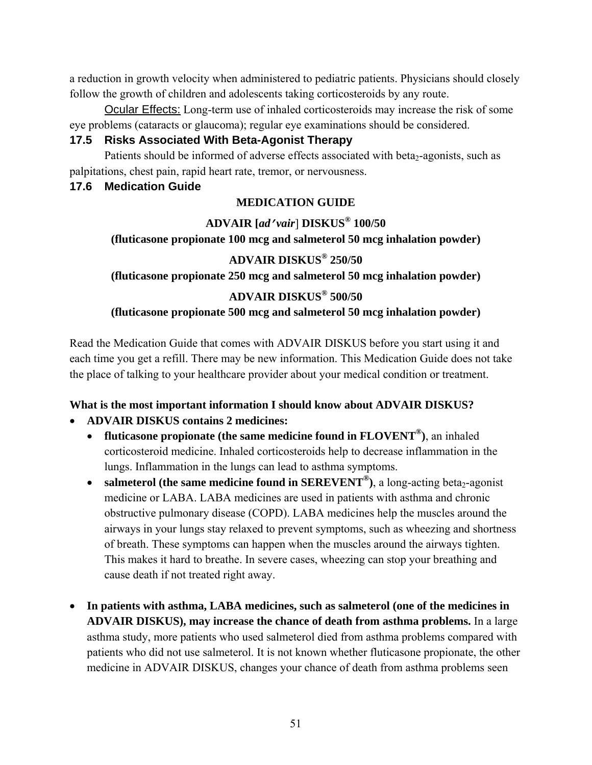a reduction in growth velocity when administered to pediatric patients. Physicians should closely follow the growth of children and adolescents taking corticosteroids by any route.

Ocular Effects: Long-term use of inhaled corticosteroids may increase the risk of some eye problems (cataracts or glaucoma); regular eye examinations should be considered.

### 17.5 Risks Associated With Beta-Agonist Therapy

Patients should be informed of adverse effects associated with beta$_2$-agonists, such as palpitations, chest pain, rapid heart rate, tremor, or nervousness.

### 17.6 Medication Guide

**MEDICATION GUIDE**

**ADVAIR [*ad′vair*] DISKUS® 100/50**
**(fluticasone propionate 100 mcg and salmeterol 50 mcg inhalation powder)**

**ADVAIR DISKUS® 250/50**
**(fluticasone propionate 250 mcg and salmeterol 50 mcg inhalation powder)**

**ADVAIR DISKUS® 500/50**
**(fluticasone propionate 500 mcg and salmeterol 50 mcg inhalation powder)**

Read the Medication Guide that comes with ADVAIR DISKUS before you start using it and each time you get a refill. There may be new information. This Medication Guide does not take the place of talking to your healthcare provider about your medical condition or treatment.

**What is the most important information I should know about ADVAIR DISKUS?**

- **ADVAIR DISKUS contains 2 medicines:**
  - **fluticasone propionate (the same medicine found in FLOVENT®)**, an inhaled corticosteroid medicine. Inhaled corticosteroids help to decrease inflammation in the lungs. Inflammation in the lungs can lead to asthma symptoms.
  - **salmeterol (the same medicine found in SEREVENT®)**, a long-acting beta$_2$-agonist medicine or LABA. LABA medicines are used in patients with asthma and chronic obstructive pulmonary disease (COPD). LABA medicines help the muscles around the airways in your lungs stay relaxed to prevent symptoms, such as wheezing and shortness of breath. These symptoms can happen when the muscles around the airways tighten. This makes it hard to breathe. In severe cases, wheezing can stop your breathing and cause death if not treated right away.

- **In patients with asthma, LABA medicines, such as salmeterol (one of the medicines in ADVAIR DISKUS), may increase the chance of death from asthma problems.** In a large asthma study, more patients who used salmeterol died from asthma problems compared with patients who did not use salmeterol. It is not known whether fluticasone propionate, the other medicine in ADVAIR DISKUS, changes your chance of death from asthma problems seen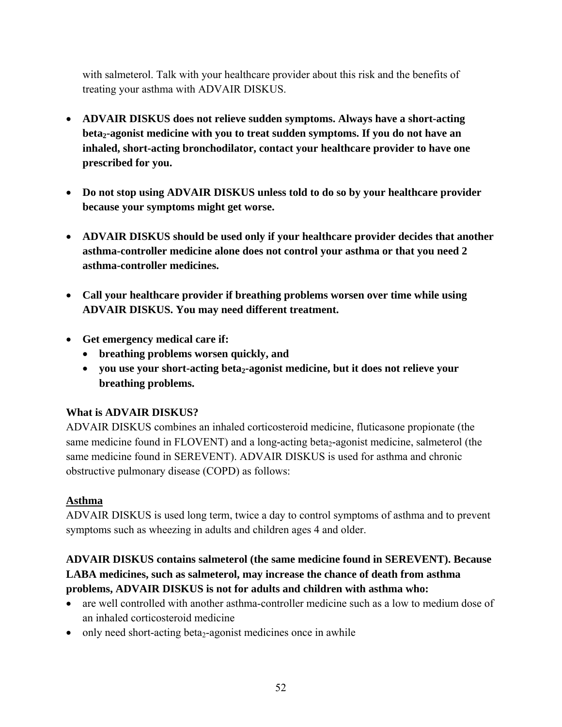with salmeterol. Talk with your healthcare provider about this risk and the benefits of treating your asthma with ADVAIR DISKUS.

- **ADVAIR DISKUS does not relieve sudden symptoms. Always have a short-acting beta$_2$-agonist medicine with you to treat sudden symptoms. If you do not have an inhaled, short-acting bronchodilator, contact your healthcare provider to have one prescribed for you.**

- **Do not stop using ADVAIR DISKUS unless told to do so by your healthcare provider because your symptoms might get worse.**

- **ADVAIR DISKUS should be used only if your healthcare provider decides that another asthma-controller medicine alone does not control your asthma or that you need 2 asthma-controller medicines.**

- **Call your healthcare provider if breathing problems worsen over time while using ADVAIR DISKUS. You may need different treatment.**

- **Get emergency medical care if:**
  - **breathing problems worsen quickly, and**
  - **you use your short-acting beta$_2$-agonist medicine, but it does not relieve your breathing problems.**

**What is ADVAIR DISKUS?**

ADVAIR DISKUS combines an inhaled corticosteroid medicine, fluticasone propionate (the same medicine found in FLOVENT) and a long-acting beta$_2$-agonist medicine, salmeterol (the same medicine found in SEREVENT). ADVAIR DISKUS is used for asthma and chronic obstructive pulmonary disease (COPD) as follows:

**Asthma**

ADVAIR DISKUS is used long term, twice a day to control symptoms of asthma and to prevent symptoms such as wheezing in adults and children ages 4 and older.

**ADVAIR DISKUS contains salmeterol (the same medicine found in SEREVENT). Because LABA medicines, such as salmeterol, may increase the chance of death from asthma problems, ADVAIR DISKUS is not for adults and children with asthma who:**

- are well controlled with another asthma-controller medicine such as a low to medium dose of an inhaled corticosteroid medicine
- only need short-acting beta$_2$-agonist medicines once in awhile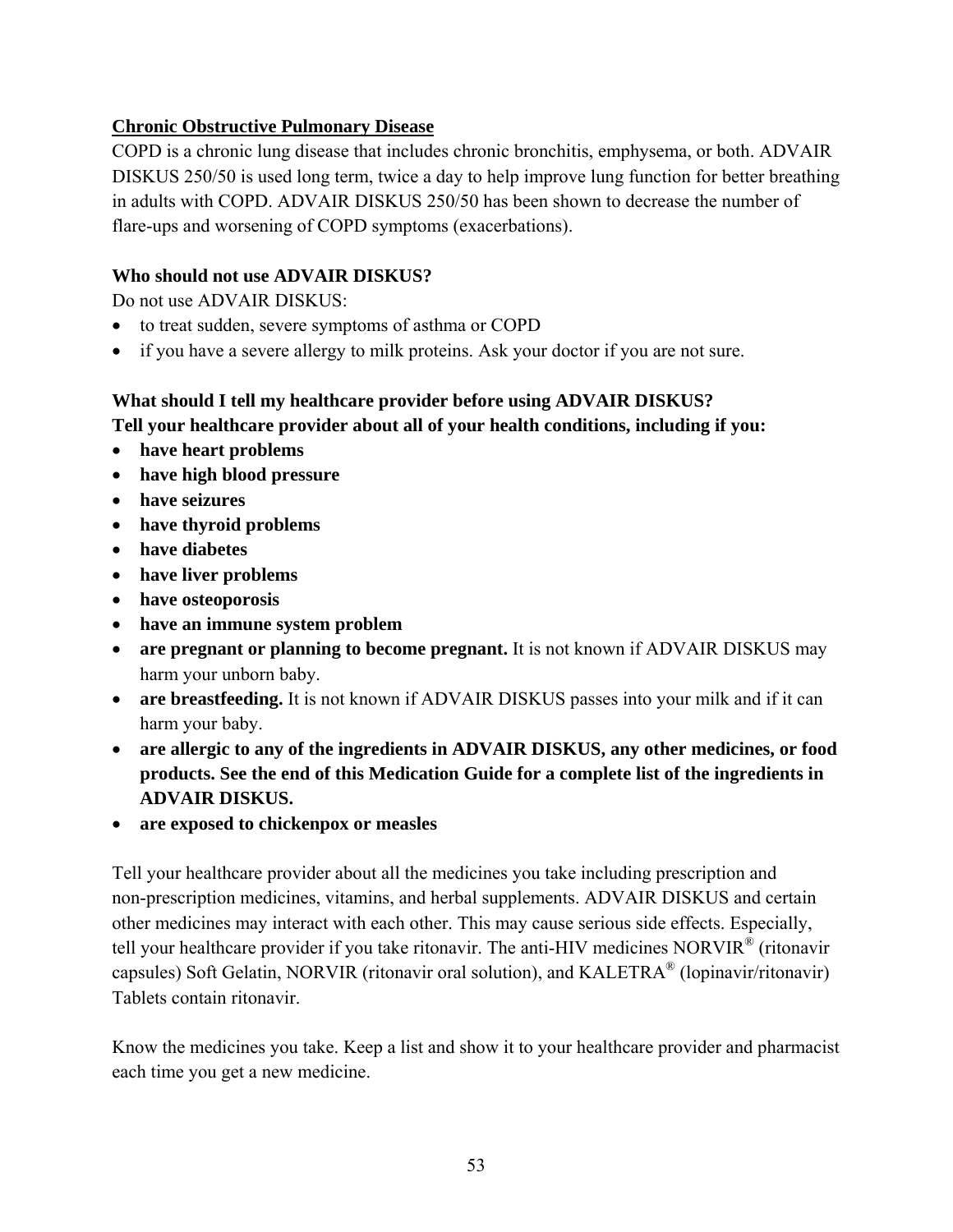**Chronic Obstructive Pulmonary Disease**

COPD is a chronic lung disease that includes chronic bronchitis, emphysema, or both. ADVAIR DISKUS 250/50 is used long term, twice a day to help improve lung function for better breathing in adults with COPD. ADVAIR DISKUS 250/50 has been shown to decrease the number of flare-ups and worsening of COPD symptoms (exacerbations).

**Who should not use ADVAIR DISKUS?**

Do not use ADVAIR DISKUS:

- to treat sudden, severe symptoms of asthma or COPD
- if you have a severe allergy to milk proteins. Ask your doctor if you are not sure.

**What should I tell my healthcare provider before using ADVAIR DISKUS?**

**Tell your healthcare provider about all of your health conditions, including if you:**

- **have heart problems**
- **have high blood pressure**
- **have seizures**
- **have thyroid problems**
- **have diabetes**
- **have liver problems**
- **have osteoporosis**
- **have an immune system problem**
- **are pregnant or planning to become pregnant.** It is not known if ADVAIR DISKUS may harm your unborn baby.
- **are breastfeeding.** It is not known if ADVAIR DISKUS passes into your milk and if it can harm your baby.
- **are allergic to any of the ingredients in ADVAIR DISKUS, any other medicines, or food products. See the end of this Medication Guide for a complete list of the ingredients in ADVAIR DISKUS.**
- **are exposed to chickenpox or measles**

Tell your healthcare provider about all the medicines you take including prescription and non-prescription medicines, vitamins, and herbal supplements. ADVAIR DISKUS and certain other medicines may interact with each other. This may cause serious side effects. Especially, tell your healthcare provider if you take ritonavir. The anti-HIV medicines NORVIR® (ritonavir capsules) Soft Gelatin, NORVIR (ritonavir oral solution), and KALETRA® (lopinavir/ritonavir) Tablets contain ritonavir.

Know the medicines you take. Keep a list and show it to your healthcare provider and pharmacist each time you get a new medicine.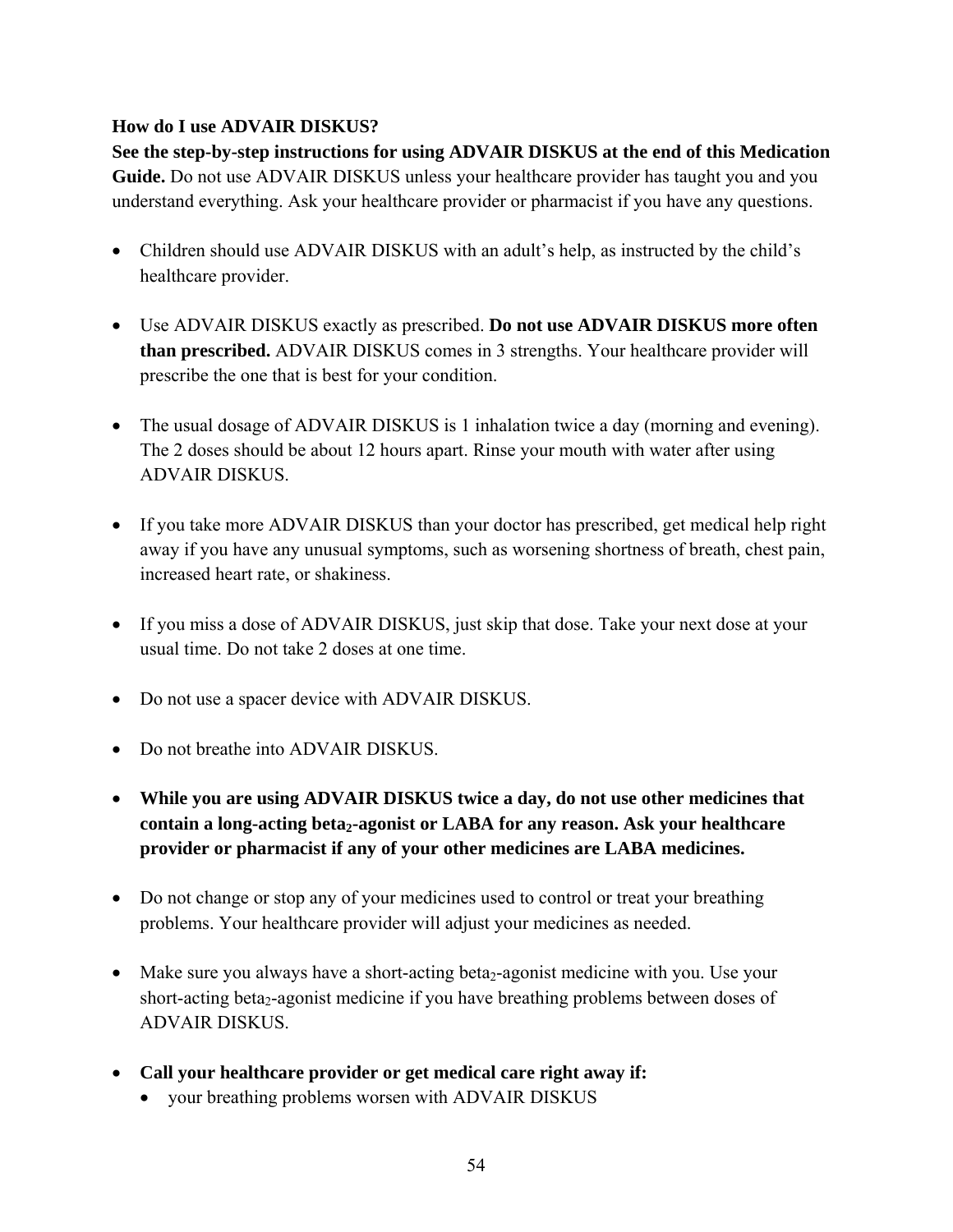**How do I use ADVAIR DISKUS?**

**See the step-by-step instructions for using ADVAIR DISKUS at the end of this Medication Guide.** Do not use ADVAIR DISKUS unless your healthcare provider has taught you and you understand everything. Ask your healthcare provider or pharmacist if you have any questions.

- Children should use ADVAIR DISKUS with an adult's help, as instructed by the child's healthcare provider.
- Use ADVAIR DISKUS exactly as prescribed. **Do not use ADVAIR DISKUS more often than prescribed.** ADVAIR DISKUS comes in 3 strengths. Your healthcare provider will prescribe the one that is best for your condition.
- The usual dosage of ADVAIR DISKUS is 1 inhalation twice a day (morning and evening). The 2 doses should be about 12 hours apart. Rinse your mouth with water after using ADVAIR DISKUS.
- If you take more ADVAIR DISKUS than your doctor has prescribed, get medical help right away if you have any unusual symptoms, such as worsening shortness of breath, chest pain, increased heart rate, or shakiness.
- If you miss a dose of ADVAIR DISKUS, just skip that dose. Take your next dose at your usual time. Do not take 2 doses at one time.
- Do not use a spacer device with ADVAIR DISKUS.
- Do not breathe into ADVAIR DISKUS.
- **While you are using ADVAIR DISKUS twice a day, do not use other medicines that contain a long-acting beta$_2$-agonist or LABA for any reason. Ask your healthcare provider or pharmacist if any of your other medicines are LABA medicines.**
- Do not change or stop any of your medicines used to control or treat your breathing problems. Your healthcare provider will adjust your medicines as needed.
- Make sure you always have a short-acting beta$_2$-agonist medicine with you. Use your short-acting beta$_2$-agonist medicine if you have breathing problems between doses of ADVAIR DISKUS.
- **Call your healthcare provider or get medical care right away if:**
  - your breathing problems worsen with ADVAIR DISKUS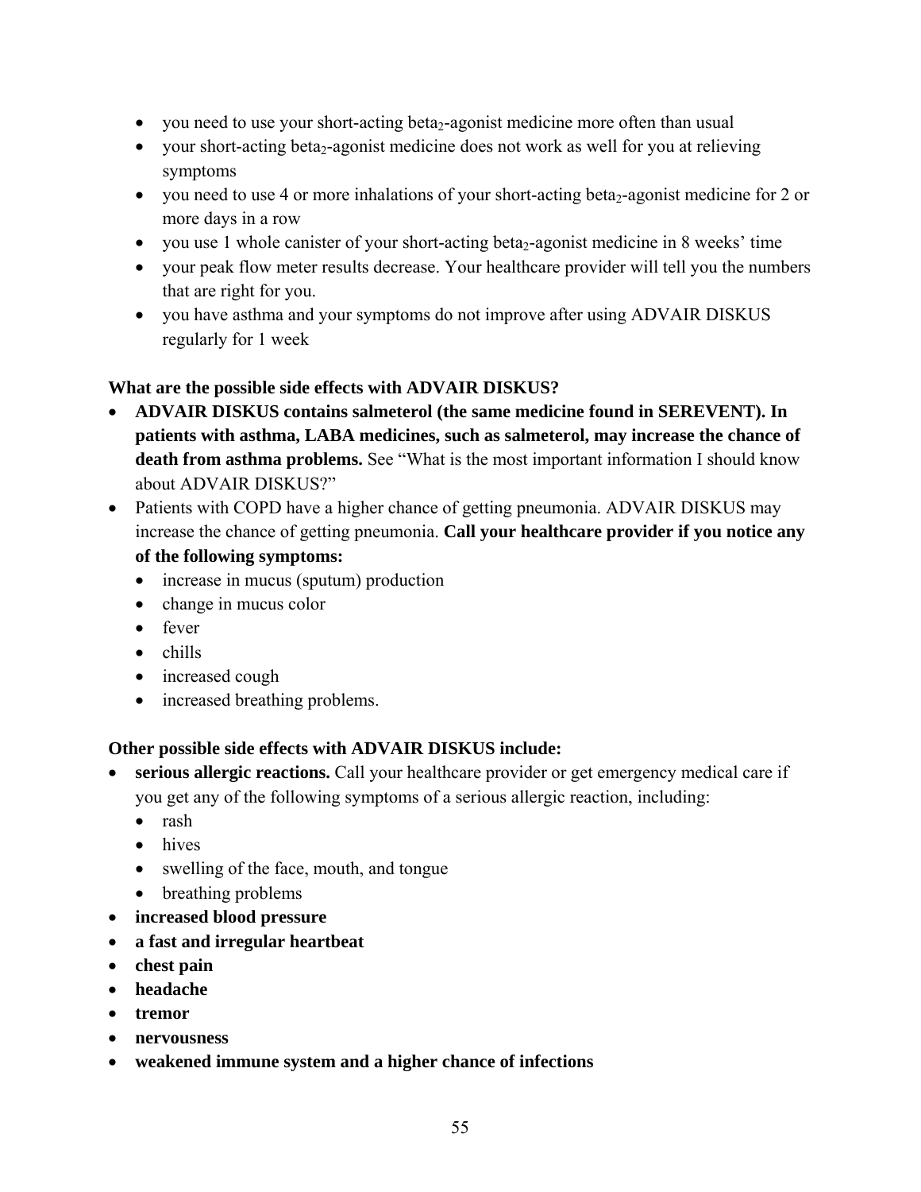- you need to use your short-acting $beta_2$-agonist medicine more often than usual
- your short-acting $beta_2$-agonist medicine does not work as well for you at relieving symptoms
- you need to use 4 or more inhalations of your short-acting $beta_2$-agonist medicine for 2 or more days in a row
- you use 1 whole canister of your short-acting $beta_2$-agonist medicine in 8 weeks' time
- your peak flow meter results decrease. Your healthcare provider will tell you the numbers that are right for you.
- you have asthma and your symptoms do not improve after using ADVAIR DISKUS regularly for 1 week

**What are the possible side effects with ADVAIR DISKUS?**

- **ADVAIR DISKUS contains salmeterol (the same medicine found in SEREVENT). In patients with asthma, LABA medicines, such as salmeterol, may increase the chance of death from asthma problems.** See "What is the most important information I should know about ADVAIR DISKUS?"
- Patients with COPD have a higher chance of getting pneumonia. ADVAIR DISKUS may increase the chance of getting pneumonia. **Call your healthcare provider if you notice any of the following symptoms:**
  - increase in mucus (sputum) production
  - change in mucus color
  - fever
  - chills
  - increased cough
  - increased breathing problems.

**Other possible side effects with ADVAIR DISKUS include:**

- **serious allergic reactions.** Call your healthcare provider or get emergency medical care if you get any of the following symptoms of a serious allergic reaction, including:
  - rash
  - hives
  - swelling of the face, mouth, and tongue
  - breathing problems
- **increased blood pressure**
- **a fast and irregular heartbeat**
- **chest pain**
- **headache**
- **tremor**
- **nervousness**
- **weakened immune system and a higher chance of infections**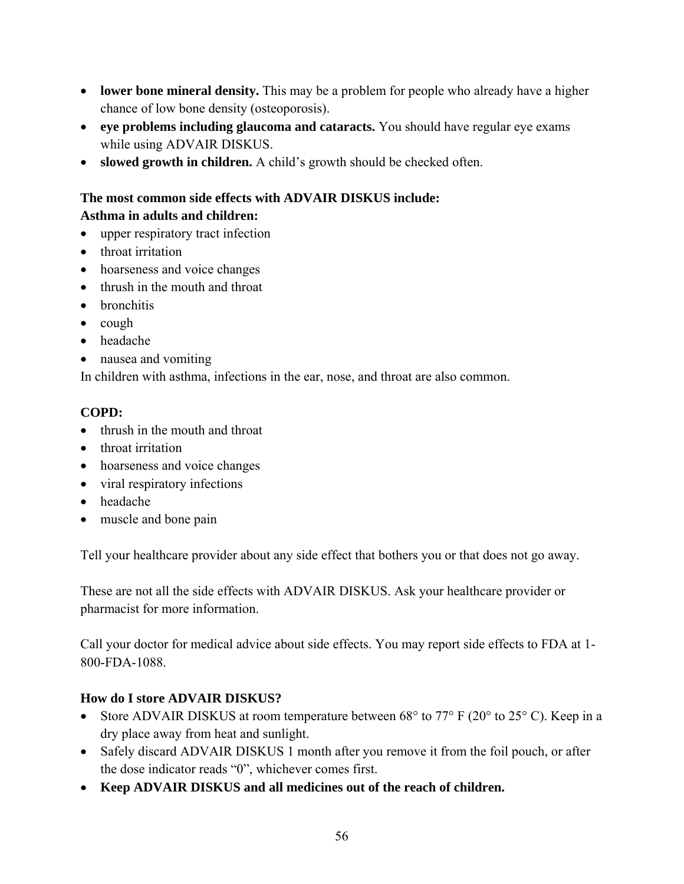- **lower bone mineral density.** This may be a problem for people who already have a higher chance of low bone density (osteoporosis).
- **eye problems including glaucoma and cataracts.** You should have regular eye exams while using ADVAIR DISKUS.
- **slowed growth in children.** A child's growth should be checked often.

**The most common side effects with ADVAIR DISKUS include:**
**Asthma in adults and children:**

- upper respiratory tract infection
- throat irritation
- hoarseness and voice changes
- thrush in the mouth and throat
- bronchitis
- cough
- headache
- nausea and vomiting

In children with asthma, infections in the ear, nose, and throat are also common.

**COPD:**

- thrush in the mouth and throat
- throat irritation
- hoarseness and voice changes
- viral respiratory infections
- headache
- muscle and bone pain

Tell your healthcare provider about any side effect that bothers you or that does not go away.

These are not all the side effects with ADVAIR DISKUS. Ask your healthcare provider or pharmacist for more information.

Call your doctor for medical advice about side effects. You may report side effects to FDA at 1-800-FDA-1088.

**How do I store ADVAIR DISKUS?**

- Store ADVAIR DISKUS at room temperature between 68° to 77° F (20° to 25° C). Keep in a dry place away from heat and sunlight.
- Safely discard ADVAIR DISKUS 1 month after you remove it from the foil pouch, or after the dose indicator reads "0", whichever comes first.
- **Keep ADVAIR DISKUS and all medicines out of the reach of children.**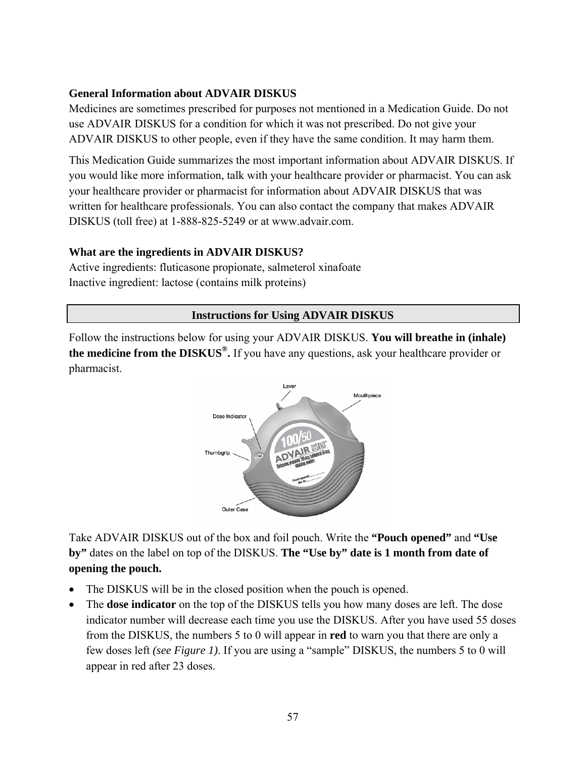**General Information about ADVAIR DISKUS**

Medicines are sometimes prescribed for purposes not mentioned in a Medication Guide. Do not use ADVAIR DISKUS for a condition for which it was not prescribed. Do not give your ADVAIR DISKUS to other people, even if they have the same condition. It may harm them.

This Medication Guide summarizes the most important information about ADVAIR DISKUS. If you would like more information, talk with your healthcare provider or pharmacist. You can ask your healthcare provider or pharmacist for information about ADVAIR DISKUS that was written for healthcare professionals. You can also contact the company that makes ADVAIR DISKUS (toll free) at 1-888-825-5249 or at www.advair.com.

**What are the ingredients in ADVAIR DISKUS?**

Active ingredients: fluticasone propionate, salmeterol xinafoate
Inactive ingredient: lactose (contains milk proteins)

## Instructions for Using ADVAIR DISKUS

Follow the instructions below for using your ADVAIR DISKUS. **You will breathe in (inhale) the medicine from the DISKUS®.** If you have any questions, ask your healthcare provider or pharmacist.

Take ADVAIR DISKUS out of the box and foil pouch. Write the **"Pouch opened"** and **"Use by"** dates on the label on top of the DISKUS. **The "Use by" date is 1 month from date of opening the pouch.**

- The DISKUS will be in the closed position when the pouch is opened.
- The **dose indicator** on the top of the DISKUS tells you how many doses are left. The dose indicator number will decrease each time you use the DISKUS. After you have used 55 doses from the DISKUS, the numbers 5 to 0 will appear in **red** to warn you that there are only a few doses left *(see Figure 1)*. If you are using a "sample" DISKUS, the numbers 5 to 0 will appear in red after 23 doses.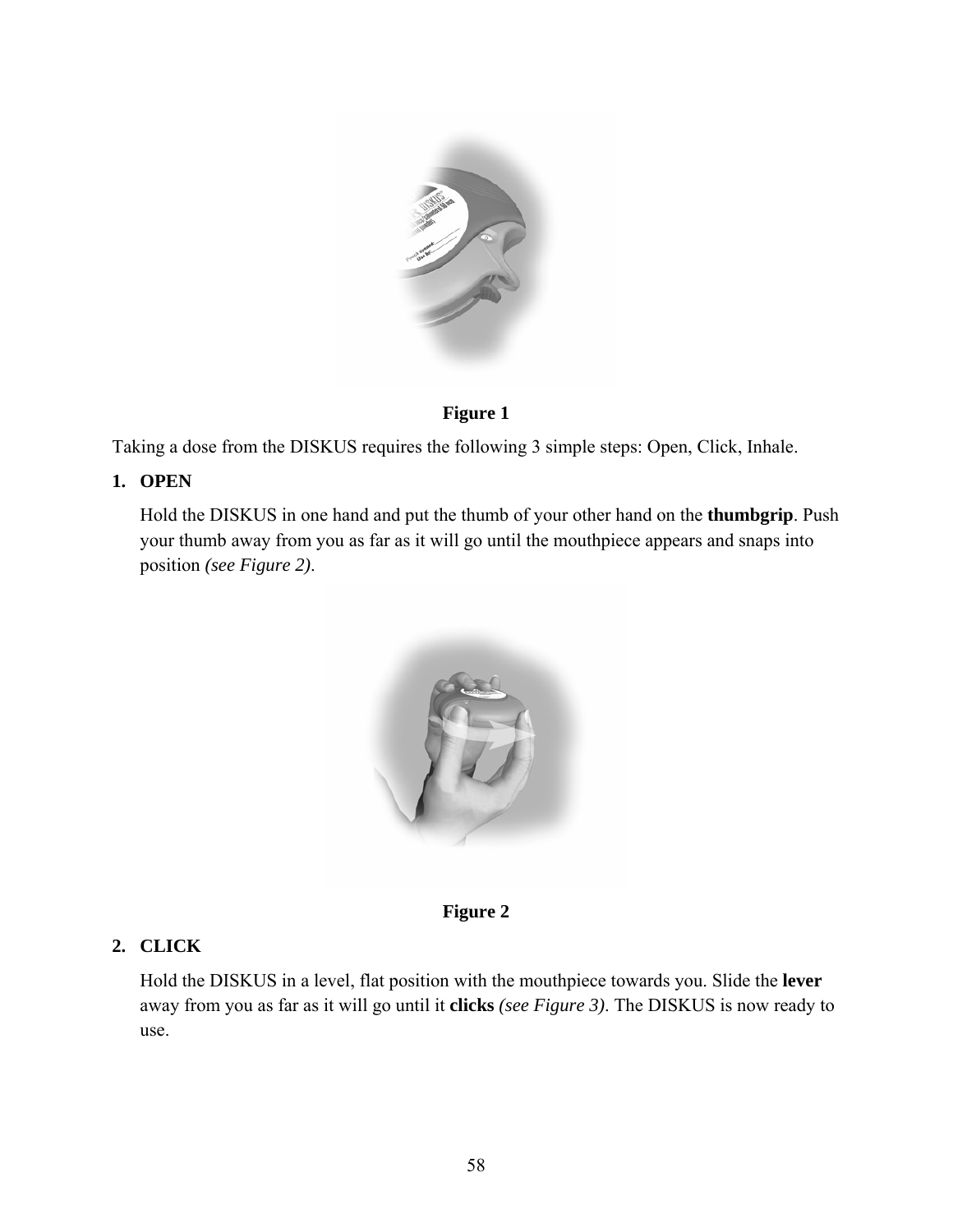**Figure 1**

Taking a dose from the DISKUS requires the following 3 simple steps: Open, Click, Inhale.

1. **OPEN**

   Hold the DISKUS in one hand and put the thumb of your other hand on the **thumbgrip**. Push your thumb away from you as far as it will go until the mouthpiece appears and snaps into position *(see Figure 2)*.

**Figure 2**

2. **CLICK**

   Hold the DISKUS in a level, flat position with the mouthpiece towards you. Slide the **lever** away from you as far as it will go until it **clicks** *(see Figure 3)*. The DISKUS is now ready to use.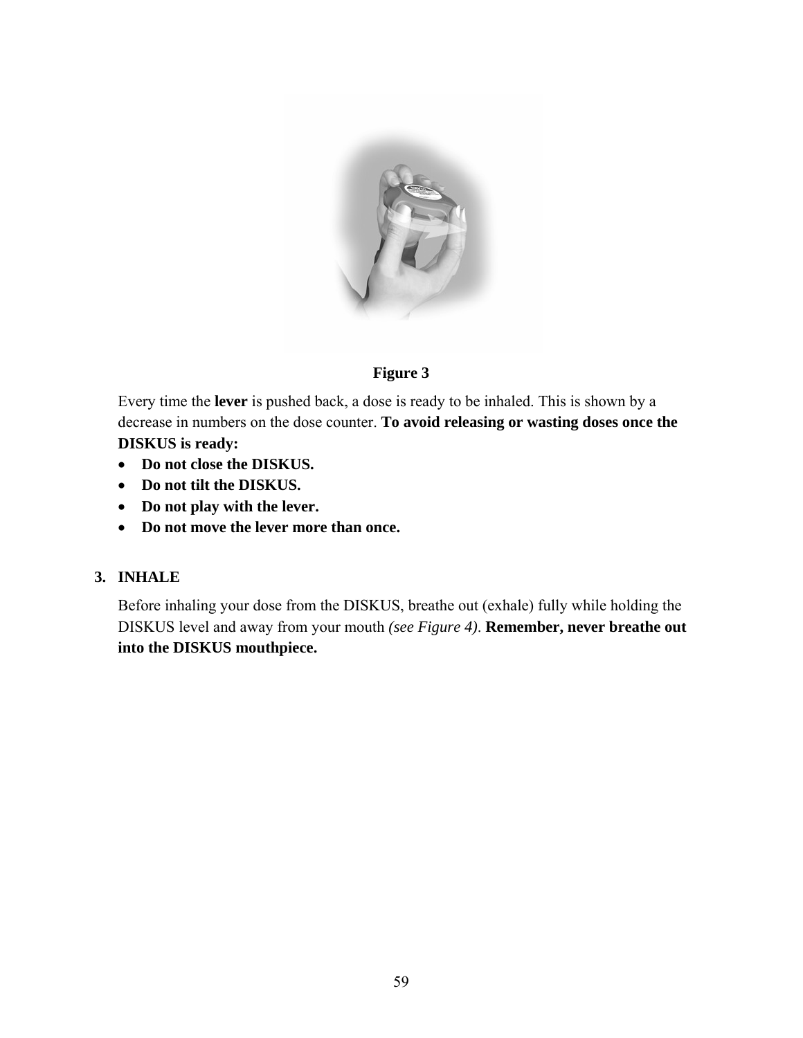**Figure 3**

Every time the **lever** is pushed back, a dose is ready to be inhaled. This is shown by a decrease in numbers on the dose counter. **To avoid releasing or wasting doses once the DISKUS is ready:**

- **Do not close the DISKUS.**
- **Do not tilt the DISKUS.**
- **Do not play with the lever.**
- **Do not move the lever more than once.**

**3. INHALE**

Before inhaling your dose from the DISKUS, breathe out (exhale) fully while holding the DISKUS level and away from your mouth *(see Figure 4)*. **Remember, never breathe out into the DISKUS mouthpiece.**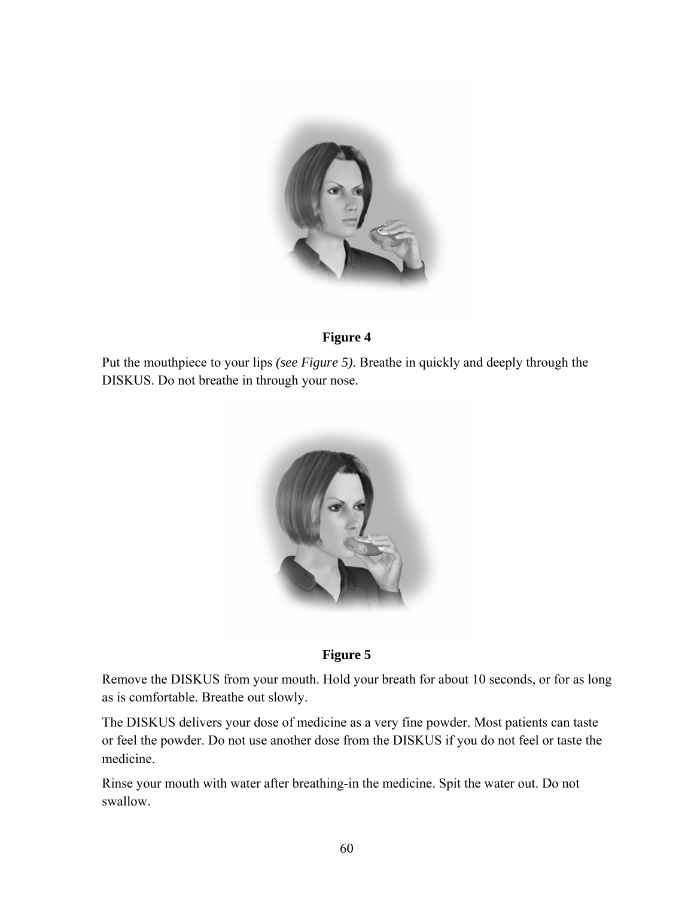**Figure 4**

Put the mouthpiece to your lips *(see Figure 5)*. Breathe in quickly and deeply through the DISKUS. Do not breathe in through your nose.

**Figure 5**

Remove the DISKUS from your mouth. Hold your breath for about 10 seconds, or for as long as is comfortable. Breathe out slowly.

The DISKUS delivers your dose of medicine as a very fine powder. Most patients can taste or feel the powder. Do not use another dose from the DISKUS if you do not feel or taste the medicine.

Rinse your mouth with water after breathing-in the medicine. Spit the water out. Do not swallow.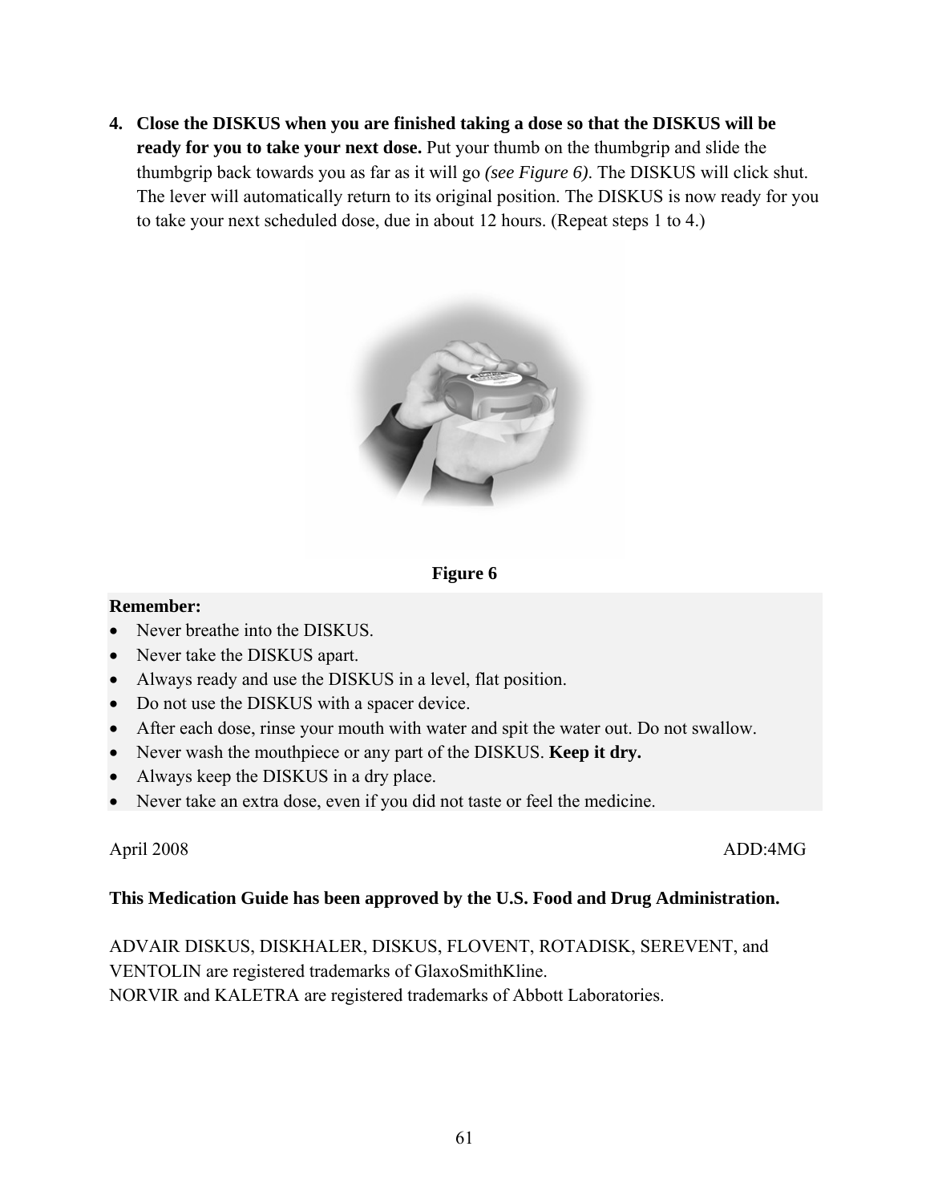4. **Close the DISKUS when you are finished taking a dose so that the DISKUS will be ready for you to take your next dose.** Put your thumb on the thumbgrip and slide the thumbgrip back towards you as far as it will go *(see Figure 6)*. The DISKUS will click shut. The lever will automatically return to its original position. The DISKUS is now ready for you to take your next scheduled dose, due in about 12 hours. (Repeat steps 1 to 4.)

**Figure 6**

**Remember:**

- Never breathe into the DISKUS.
- Never take the DISKUS apart.
- Always ready and use the DISKUS in a level, flat position.
- Do not use the DISKUS with a spacer device.
- After each dose, rinse your mouth with water and spit the water out. Do not swallow.
- Never wash the mouthpiece or any part of the DISKUS. **Keep it dry.**
- Always keep the DISKUS in a dry place.
- Never take an extra dose, even if you did not taste or feel the medicine.

April 2008 ADD:4MG

**This Medication Guide has been approved by the U.S. Food and Drug Administration.**

ADVAIR DISKUS, DISKHALER, DISKUS, FLOVENT, ROTADISK, SEREVENT, and VENTOLIN are registered trademarks of GlaxoSmithKline.
NORVIR and KALETRA are registered trademarks of Abbott Laboratories.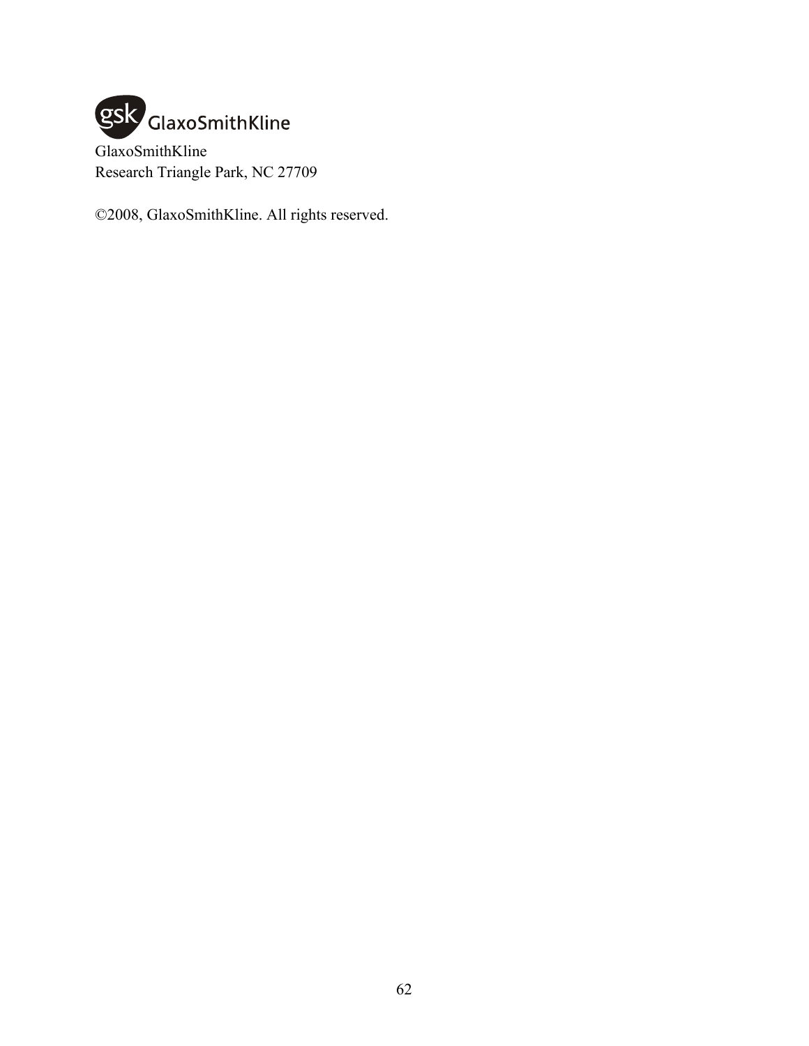GlaxoSmithKline

GlaxoSmithKline
Research Triangle Park, NC 27709

©2008, GlaxoSmithKline. All rights reserved.